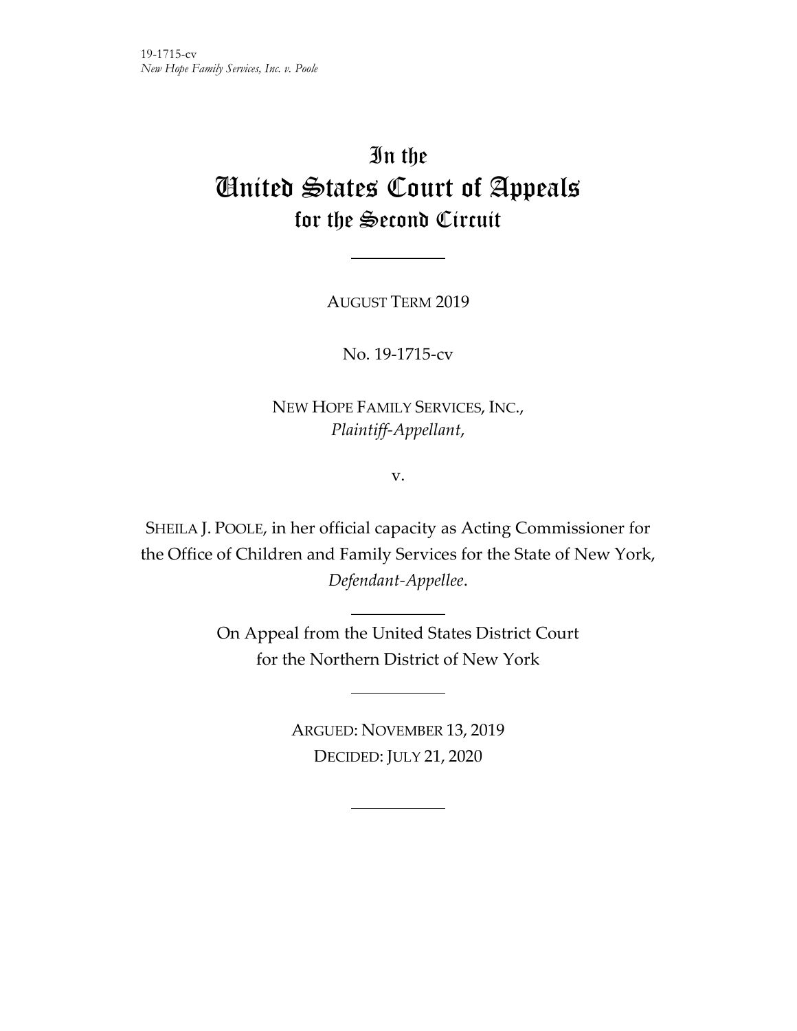19-1715-cv
*New Hope Family Services, Inc. v. Poole*

# In the United States Court of Appeals for the Second Circuit

AUGUST TERM 2019

No. 19-1715-cv

NEW HOPE FAMILY SERVICES, INC.,
*Plaintiff-Appellant*,

v.

SHEILA J. POOLE, in her official capacity as Acting Commissioner for the Office of Children and Family Services for the State of New York,
*Defendant-Appellee*.

On Appeal from the United States District Court for the Northern District of New York

ARGUED: NOVEMBER 13, 2019
DECIDED: JULY 21, 2020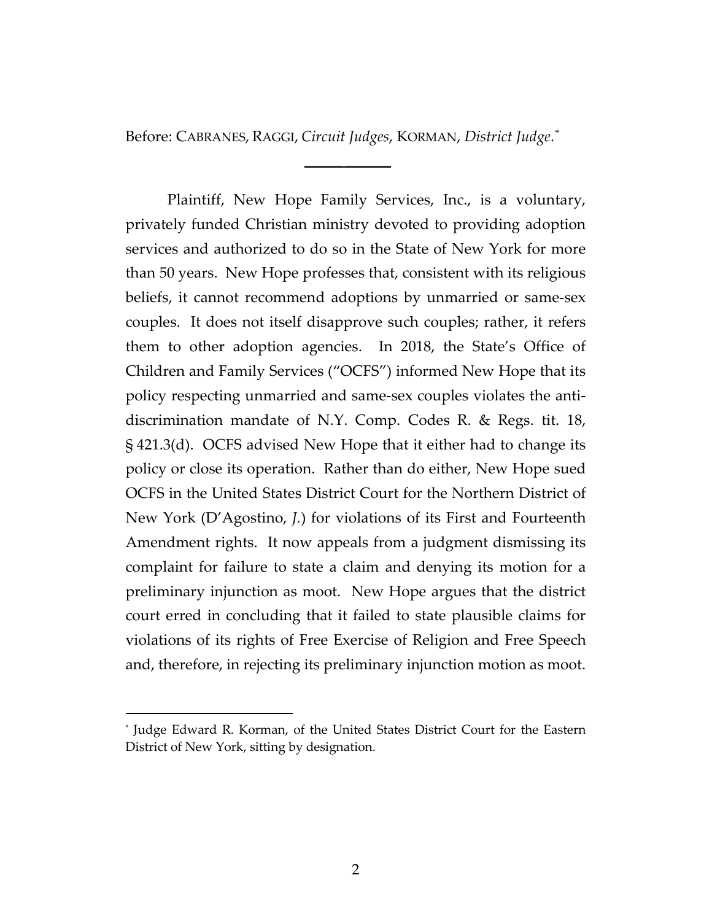Before: CABRANES, RAGGI, *Circuit Judges*, KORMAN, *District Judge*.*

Plaintiff, New Hope Family Services, Inc., is a voluntary, privately funded Christian ministry devoted to providing adoption services and authorized to do so in the State of New York for more than 50 years. New Hope professes that, consistent with its religious beliefs, it cannot recommend adoptions by unmarried or same-sex couples. It does not itself disapprove such couples; rather, it refers them to other adoption agencies. In 2018, the State's Office of Children and Family Services ("OCFS") informed New Hope that its policy respecting unmarried and same-sex couples violates the anti-discrimination mandate of N.Y. Comp. Codes R. & Regs. tit. 18, § 421.3(d). OCFS advised New Hope that it either had to change its policy or close its operation. Rather than do either, New Hope sued OCFS in the United States District Court for the Northern District of New York (D'Agostino, *J.*) for violations of its First and Fourteenth Amendment rights. It now appeals from a judgment dismissing its complaint for failure to state a claim and denying its motion for a preliminary injunction as moot. New Hope argues that the district court erred in concluding that it failed to state plausible claims for violations of its rights of Free Exercise of Religion and Free Speech and, therefore, in rejecting its preliminary injunction motion as moot.

* Judge Edward R. Korman, of the United States District Court for the Eastern District of New York, sitting by designation.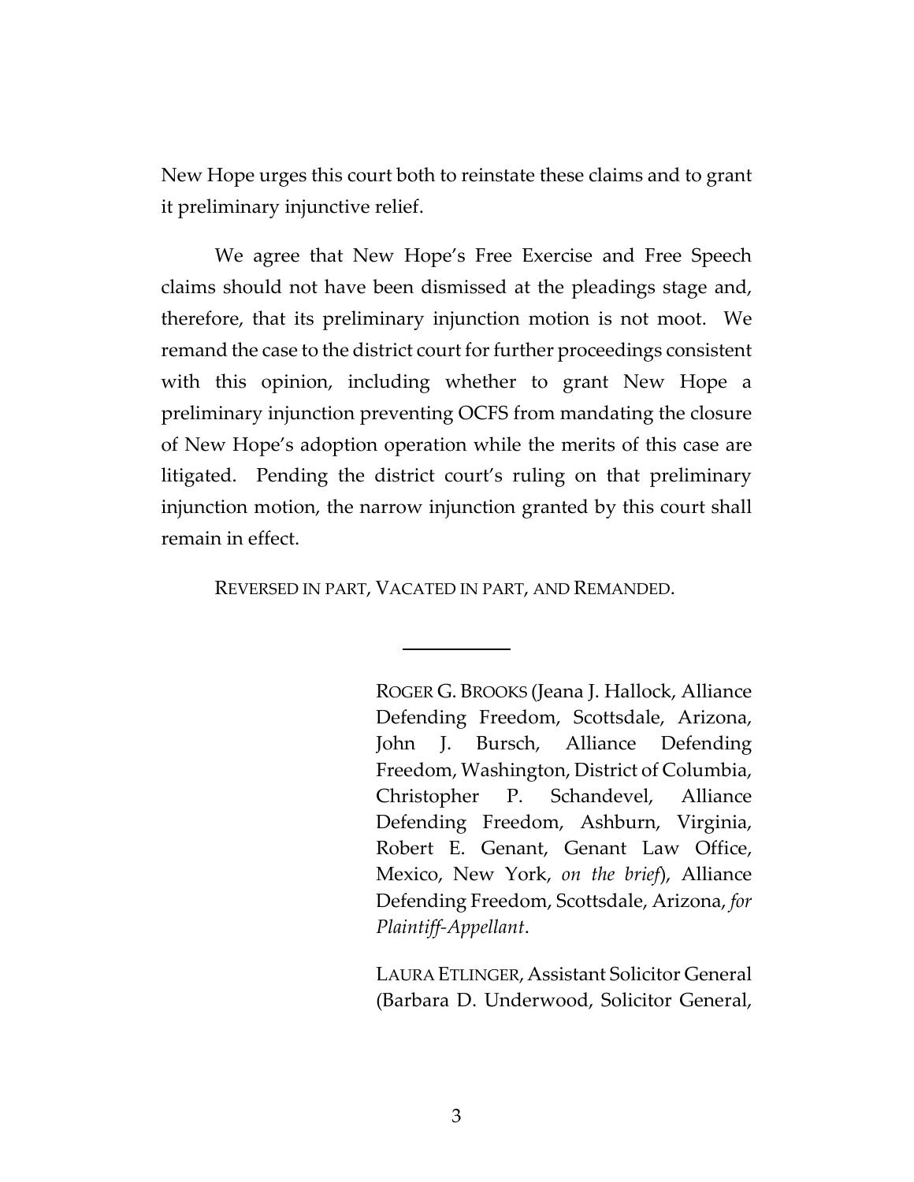New Hope urges this court both to reinstate these claims and to grant it preliminary injunctive relief.

We agree that New Hope's Free Exercise and Free Speech claims should not have been dismissed at the pleadings stage and, therefore, that its preliminary injunction motion is not moot. We remand the case to the district court for further proceedings consistent with this opinion, including whether to grant New Hope a preliminary injunction preventing OCFS from mandating the closure of New Hope's adoption operation while the merits of this case are litigated. Pending the district court's ruling on that preliminary injunction motion, the narrow injunction granted by this court shall remain in effect.

REVERSED IN PART, VACATED IN PART, AND REMANDED.

---

ROGER G. BROOKS (Jeana J. Hallock, Alliance Defending Freedom, Scottsdale, Arizona, John J. Bursch, Alliance Defending Freedom, Washington, District of Columbia, Christopher P. Schandevel, Alliance Defending Freedom, Ashburn, Virginia, Robert E. Genant, Genant Law Office, Mexico, New York, *on the brief*), Alliance Defending Freedom, Scottsdale, Arizona, *for Plaintiff-Appellant*.

LAURA ETLINGER, Assistant Solicitor General (Barbara D. Underwood, Solicitor General,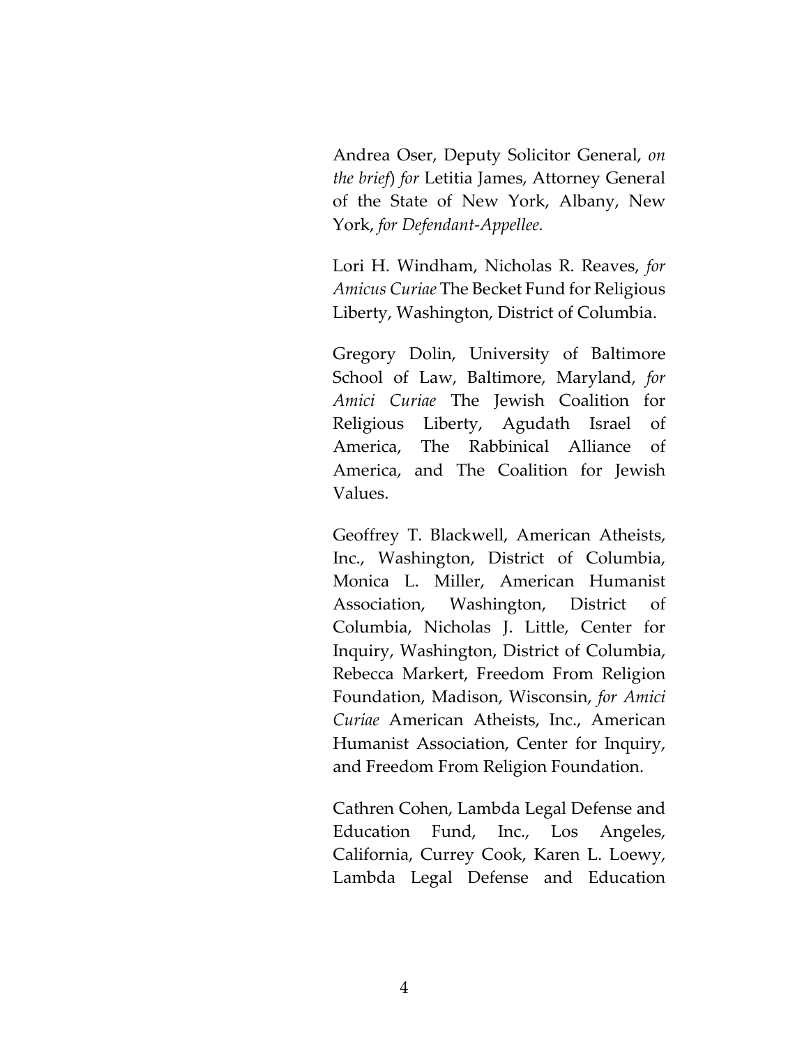Andrea Oser, Deputy Solicitor General, *on the brief*) *for* Letitia James, Attorney General of the State of New York, Albany, New York, *for Defendant-Appellee.*

Lori H. Windham, Nicholas R. Reaves, *for Amicus Curiae* The Becket Fund for Religious Liberty, Washington, District of Columbia.

Gregory Dolin, University of Baltimore School of Law, Baltimore, Maryland, *for Amici Curiae* The Jewish Coalition for Religious Liberty, Agudath Israel of America, The Rabbinical Alliance of America, and The Coalition for Jewish Values.

Geoffrey T. Blackwell, American Atheists, Inc., Washington, District of Columbia, Monica L. Miller, American Humanist Association, Washington, District of Columbia, Nicholas J. Little, Center for Inquiry, Washington, District of Columbia, Rebecca Markert, Freedom From Religion Foundation, Madison, Wisconsin, *for Amici Curiae* American Atheists, Inc., American Humanist Association, Center for Inquiry, and Freedom From Religion Foundation.

Cathren Cohen, Lambda Legal Defense and Education Fund, Inc., Los Angeles, California, Currey Cook, Karen L. Loewy, Lambda Legal Defense and Education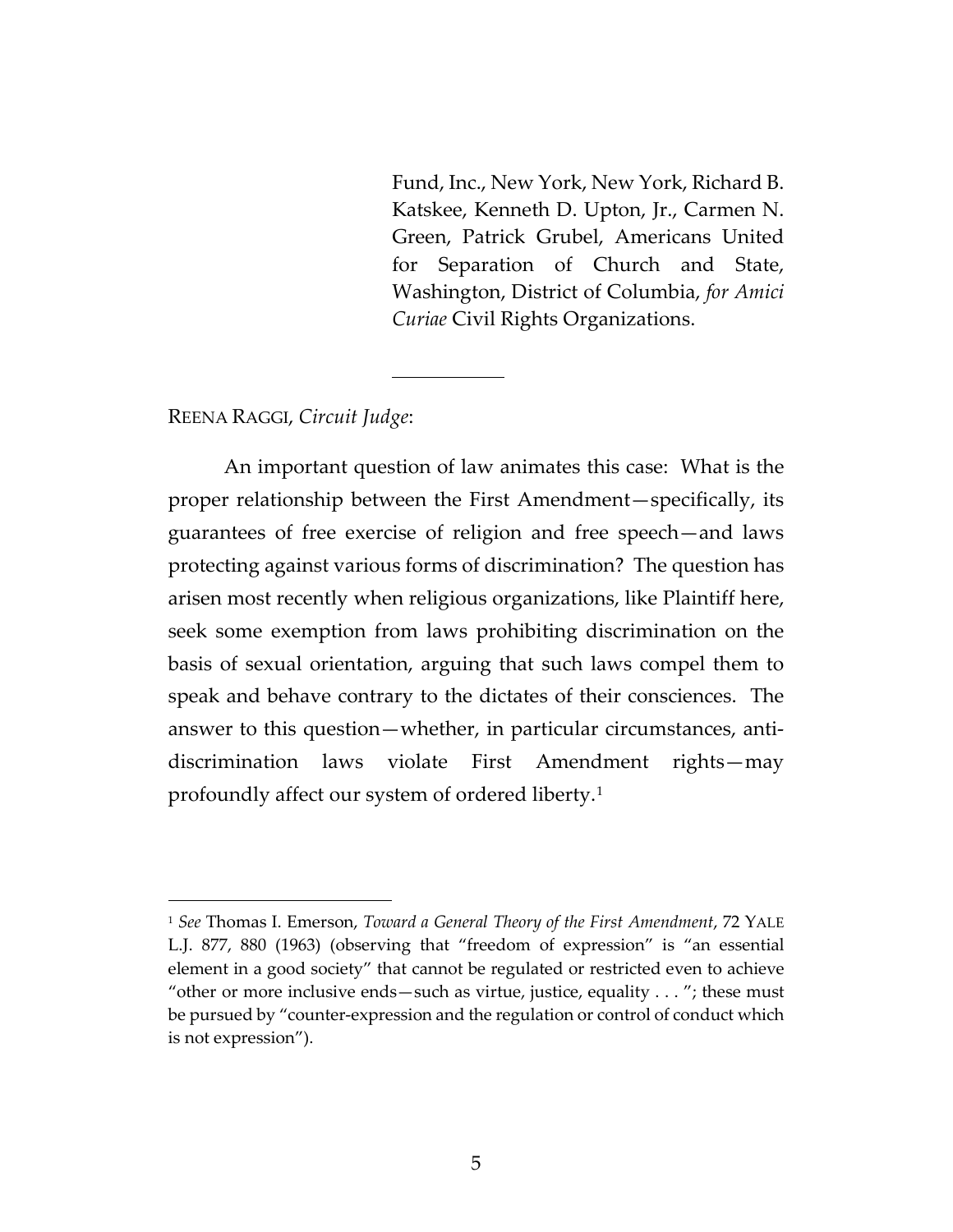Fund, Inc., New York, New York, Richard B. Katskee, Kenneth D. Upton, Jr., Carmen N. Green, Patrick Grubel, Americans United for Separation of Church and State, Washington, District of Columbia, *for Amici Curiae* Civil Rights Organizations.

---

REENA RAGGI, *Circuit Judge*:

An important question of law animates this case: What is the proper relationship between the First Amendment—specifically, its guarantees of free exercise of religion and free speech—and laws protecting against various forms of discrimination? The question has arisen most recently when religious organizations, like Plaintiff here, seek some exemption from laws prohibiting discrimination on the basis of sexual orientation, arguing that such laws compel them to speak and behave contrary to the dictates of their consciences. The answer to this question—whether, in particular circumstances, anti-discrimination laws violate First Amendment rights—may profoundly affect our system of ordered liberty.[1]

---

[1] *See* Thomas I. Emerson, *Toward a General Theory of the First Amendment*, 72 YALE L.J. 877, 880 (1963) (observing that "freedom of expression" is "an essential element in a good society" that cannot be regulated or restricted even to achieve "other or more inclusive ends—such as virtue, justice, equality . . . "; these must be pursued by "counter-expression and the regulation or control of conduct which is not expression").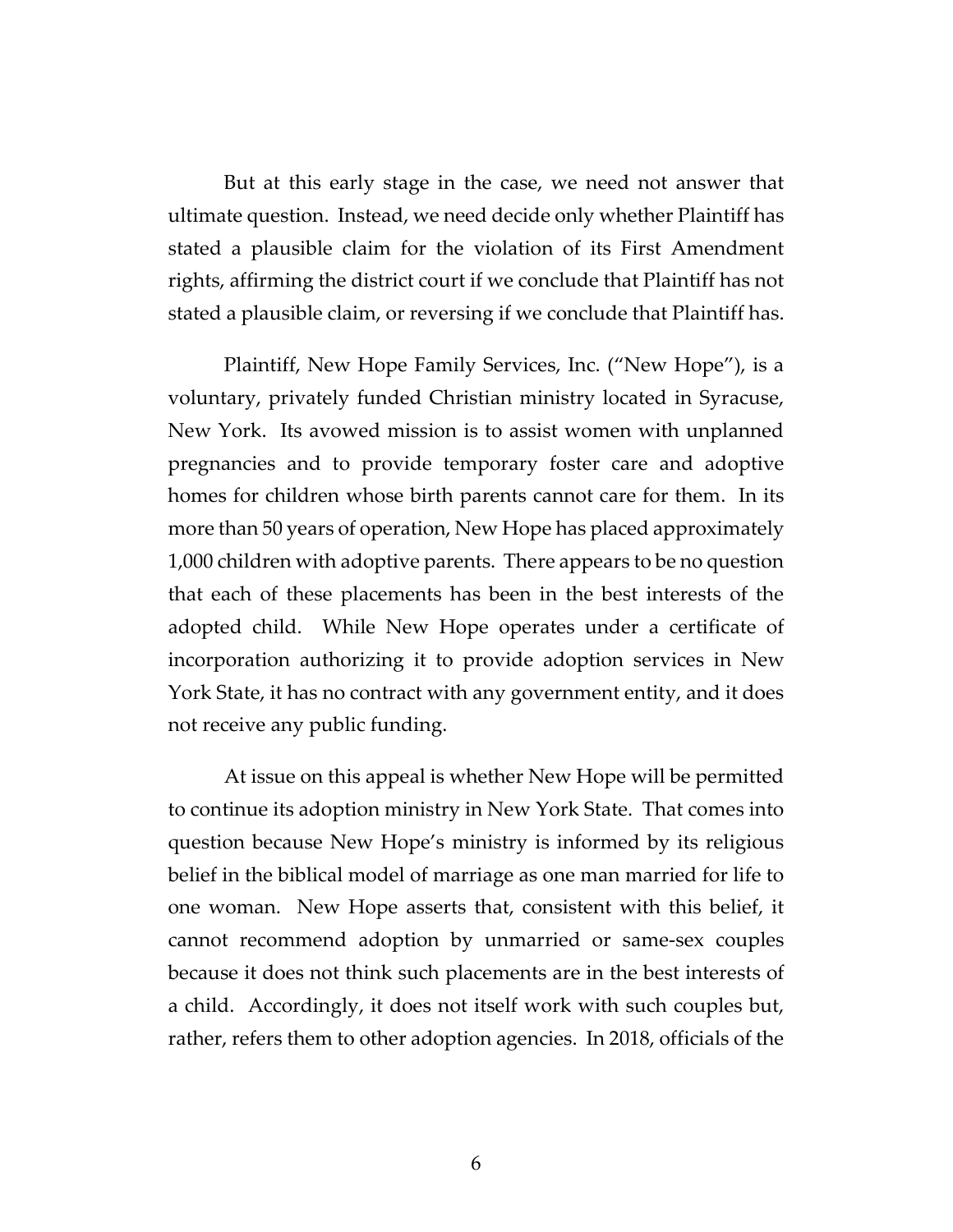But at this early stage in the case, we need not answer that ultimate question. Instead, we need decide only whether Plaintiff has stated a plausible claim for the violation of its First Amendment rights, affirming the district court if we conclude that Plaintiff has not stated a plausible claim, or reversing if we conclude that Plaintiff has.

Plaintiff, New Hope Family Services, Inc. ("New Hope"), is a voluntary, privately funded Christian ministry located in Syracuse, New York. Its avowed mission is to assist women with unplanned pregnancies and to provide temporary foster care and adoptive homes for children whose birth parents cannot care for them. In its more than 50 years of operation, New Hope has placed approximately 1,000 children with adoptive parents. There appears to be no question that each of these placements has been in the best interests of the adopted child. While New Hope operates under a certificate of incorporation authorizing it to provide adoption services in New York State, it has no contract with any government entity, and it does not receive any public funding.

At issue on this appeal is whether New Hope will be permitted to continue its adoption ministry in New York State. That comes into question because New Hope's ministry is informed by its religious belief in the biblical model of marriage as one man married for life to one woman. New Hope asserts that, consistent with this belief, it cannot recommend adoption by unmarried or same-sex couples because it does not think such placements are in the best interests of a child. Accordingly, it does not itself work with such couples but, rather, refers them to other adoption agencies. In 2018, officials of the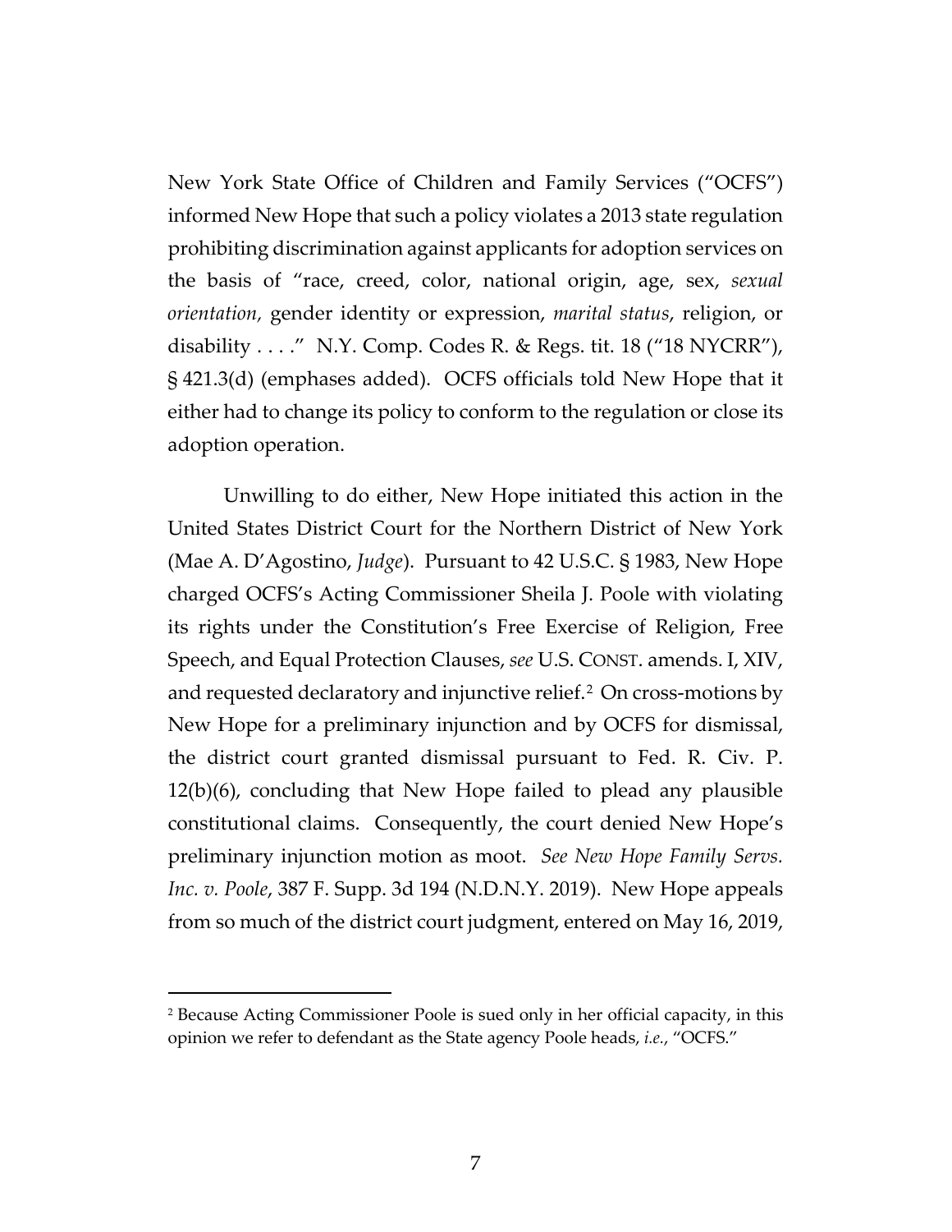New York State Office of Children and Family Services ("OCFS") informed New Hope that such a policy violates a 2013 state regulation prohibiting discrimination against applicants for adoption services on the basis of "race, creed, color, national origin, age, sex, *sexual orientation,* gender identity or expression, *marital status*, religion, or disability . . . ." N.Y. Comp. Codes R. & Regs. tit. 18 ("18 NYCRR"), § 421.3(d) (emphases added). OCFS officials told New Hope that it either had to change its policy to conform to the regulation or close its adoption operation.

Unwilling to do either, New Hope initiated this action in the United States District Court for the Northern District of New York (Mae A. D'Agostino, *Judge*). Pursuant to 42 U.S.C. § 1983, New Hope charged OCFS's Acting Commissioner Sheila J. Poole with violating its rights under the Constitution's Free Exercise of Religion, Free Speech, and Equal Protection Clauses, *see* U.S. CONST. amends. I, XIV, and requested declaratory and injunctive relief.[2] On cross-motions by New Hope for a preliminary injunction and by OCFS for dismissal, the district court granted dismissal pursuant to Fed. R. Civ. P. 12(b)(6), concluding that New Hope failed to plead any plausible constitutional claims. Consequently, the court denied New Hope's preliminary injunction motion as moot. *See New Hope Family Servs. Inc. v. Poole*, 387 F. Supp. 3d 194 (N.D.N.Y. 2019). New Hope appeals from so much of the district court judgment, entered on May 16, 2019,

[2] Because Acting Commissioner Poole is sued only in her official capacity, in this opinion we refer to defendant as the State agency Poole heads, *i.e.*, "OCFS."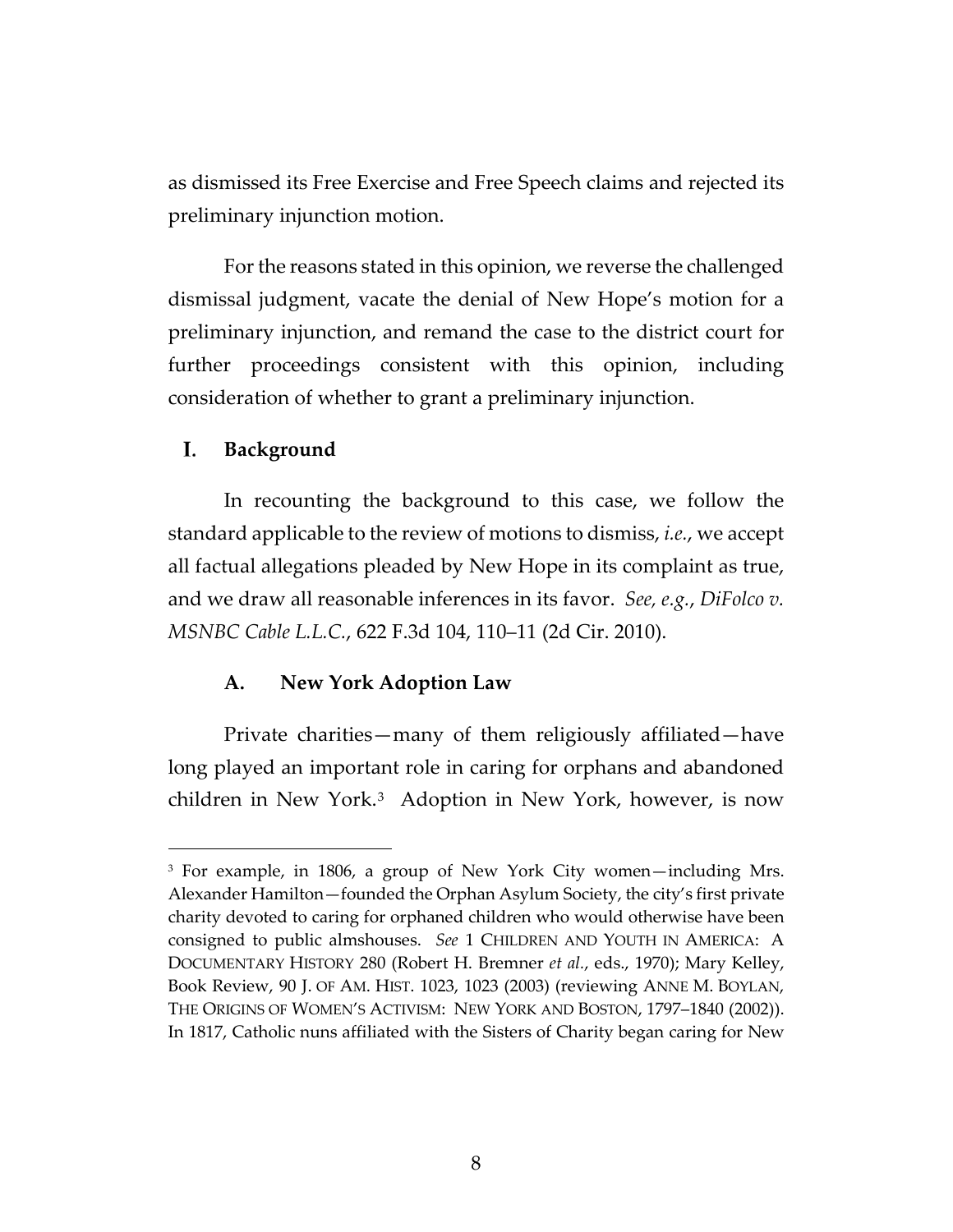as dismissed its Free Exercise and Free Speech claims and rejected its preliminary injunction motion.

For the reasons stated in this opinion, we reverse the challenged dismissal judgment, vacate the denial of New Hope's motion for a preliminary injunction, and remand the case to the district court for further proceedings consistent with this opinion, including consideration of whether to grant a preliminary injunction.

## I. Background

In recounting the background to this case, we follow the standard applicable to the review of motions to dismiss, *i.e.*, we accept all factual allegations pleaded by New Hope in its complaint as true, and we draw all reasonable inferences in its favor. *See, e.g.*, *DiFolco v. MSNBC Cable L.L.C.*, 622 F.3d 104, 110–11 (2d Cir. 2010).

### A. New York Adoption Law

Private charities—many of them religiously affiliated—have long played an important role in caring for orphans and abandoned children in New York.[3] Adoption in New York, however, is now

[3] For example, in 1806, a group of New York City women—including Mrs. Alexander Hamilton—founded the Orphan Asylum Society, the city's first private charity devoted to caring for orphaned children who would otherwise have been consigned to public almshouses. *See* 1 CHILDREN AND YOUTH IN AMERICA: A DOCUMENTARY HISTORY 280 (Robert H. Bremner *et al.*, eds., 1970); Mary Kelley, Book Review, 90 J. OF AM. HIST. 1023, 1023 (2003) (reviewing ANNE M. BOYLAN, THE ORIGINS OF WOMEN'S ACTIVISM: NEW YORK AND BOSTON, 1797–1840 (2002)). In 1817, Catholic nuns affiliated with the Sisters of Charity began caring for New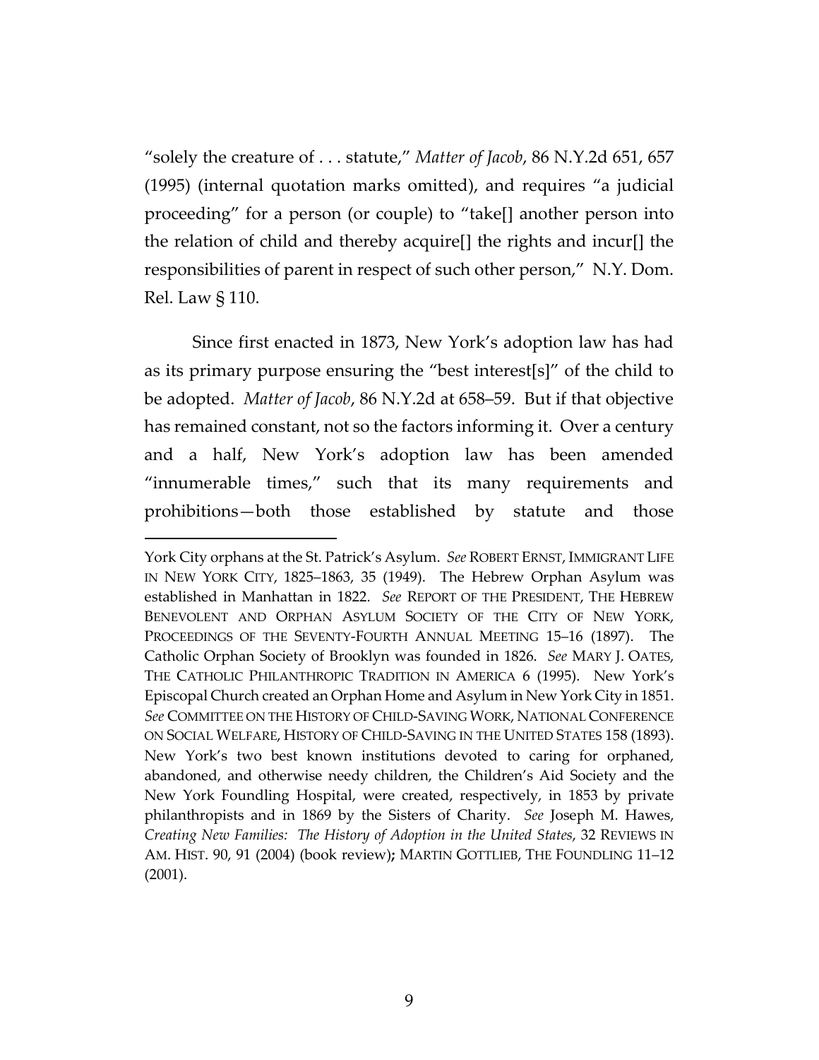"solely the creature of . . . statute," *Matter of Jacob*, 86 N.Y.2d 651, 657 (1995) (internal quotation marks omitted), and requires "a judicial proceeding" for a person (or couple) to "take[] another person into the relation of child and thereby acquire[] the rights and incur[] the responsibilities of parent in respect of such other person," N.Y. Dom. Rel. Law § 110.

Since first enacted in 1873, New York's adoption law has had as its primary purpose ensuring the "best interest[s]" of the child to be adopted. *Matter of Jacob*, 86 N.Y.2d at 658–59. But if that objective has remained constant, not so the factors informing it. Over a century and a half, New York's adoption law has been amended "innumerable times," such that its many requirements and prohibitions—both those established by statute and those

York City orphans at the St. Patrick's Asylum. *See* ROBERT ERNST, IMMIGRANT LIFE IN NEW YORK CITY, 1825–1863, 35 (1949). The Hebrew Orphan Asylum was established in Manhattan in 1822. *See* REPORT OF THE PRESIDENT, THE HEBREW BENEVOLENT AND ORPHAN ASYLUM SOCIETY OF THE CITY OF NEW YORK, PROCEEDINGS OF THE SEVENTY-FOURTH ANNUAL MEETING 15–16 (1897). The Catholic Orphan Society of Brooklyn was founded in 1826. *See* MARY J. OATES, THE CATHOLIC PHILANTHROPIC TRADITION IN AMERICA 6 (1995). New York's Episcopal Church created an Orphan Home and Asylum in New York City in 1851. *See* COMMITTEE ON THE HISTORY OF CHILD-SAVING WORK, NATIONAL CONFERENCE ON SOCIAL WELFARE, HISTORY OF CHILD-SAVING IN THE UNITED STATES 158 (1893). New York's two best known institutions devoted to caring for orphaned, abandoned, and otherwise needy children, the Children's Aid Society and the New York Foundling Hospital, were created, respectively, in 1853 by private philanthropists and in 1869 by the Sisters of Charity. *See* Joseph M. Hawes, *Creating New Families: The History of Adoption in the United States*, 32 REVIEWS IN AM. HIST. 90, 91 (2004) (book review)**;** MARTIN GOTTLIEB, THE FOUNDLING 11–12 (2001).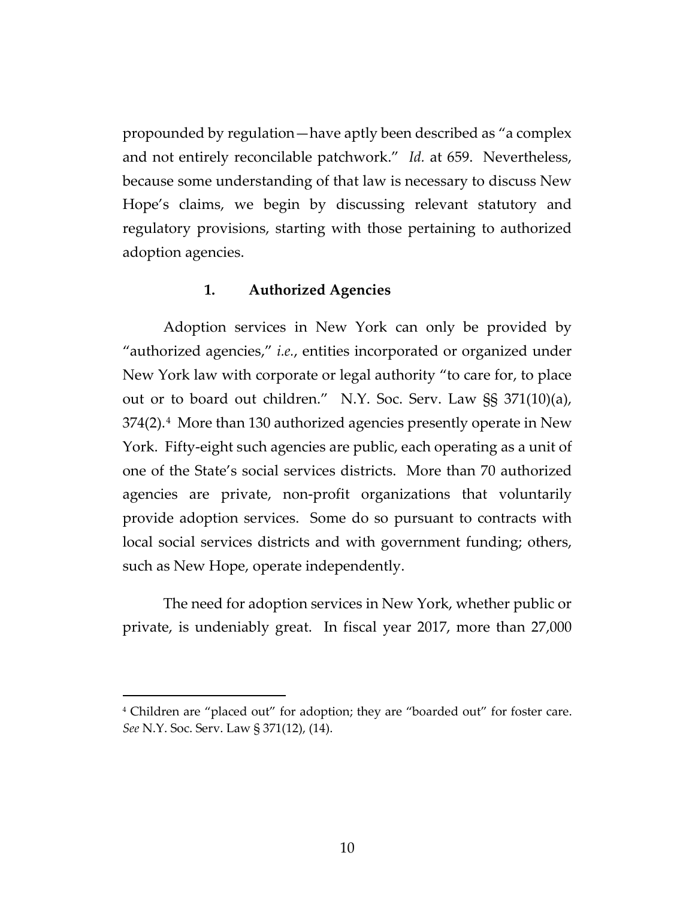propounded by regulation—have aptly been described as "a complex and not entirely reconcilable patchwork." *Id.* at 659. Nevertheless, because some understanding of that law is necessary to discuss New Hope's claims, we begin by discussing relevant statutory and regulatory provisions, starting with those pertaining to authorized adoption agencies.

### 1. Authorized Agencies

Adoption services in New York can only be provided by "authorized agencies," *i.e.*, entities incorporated or organized under New York law with corporate or legal authority "to care for, to place out or to board out children." N.Y. Soc. Serv. Law §§ 371(10)(a), 374(2).[4] More than 130 authorized agencies presently operate in New York. Fifty-eight such agencies are public, each operating as a unit of one of the State's social services districts. More than 70 authorized agencies are private, non-profit organizations that voluntarily provide adoption services. Some do so pursuant to contracts with local social services districts and with government funding; others, such as New Hope, operate independently.

The need for adoption services in New York, whether public or private, is undeniably great. In fiscal year 2017, more than 27,000

[4] Children are "placed out" for adoption; they are "boarded out" for foster care. *See* N.Y. Soc. Serv. Law § 371(12), (14).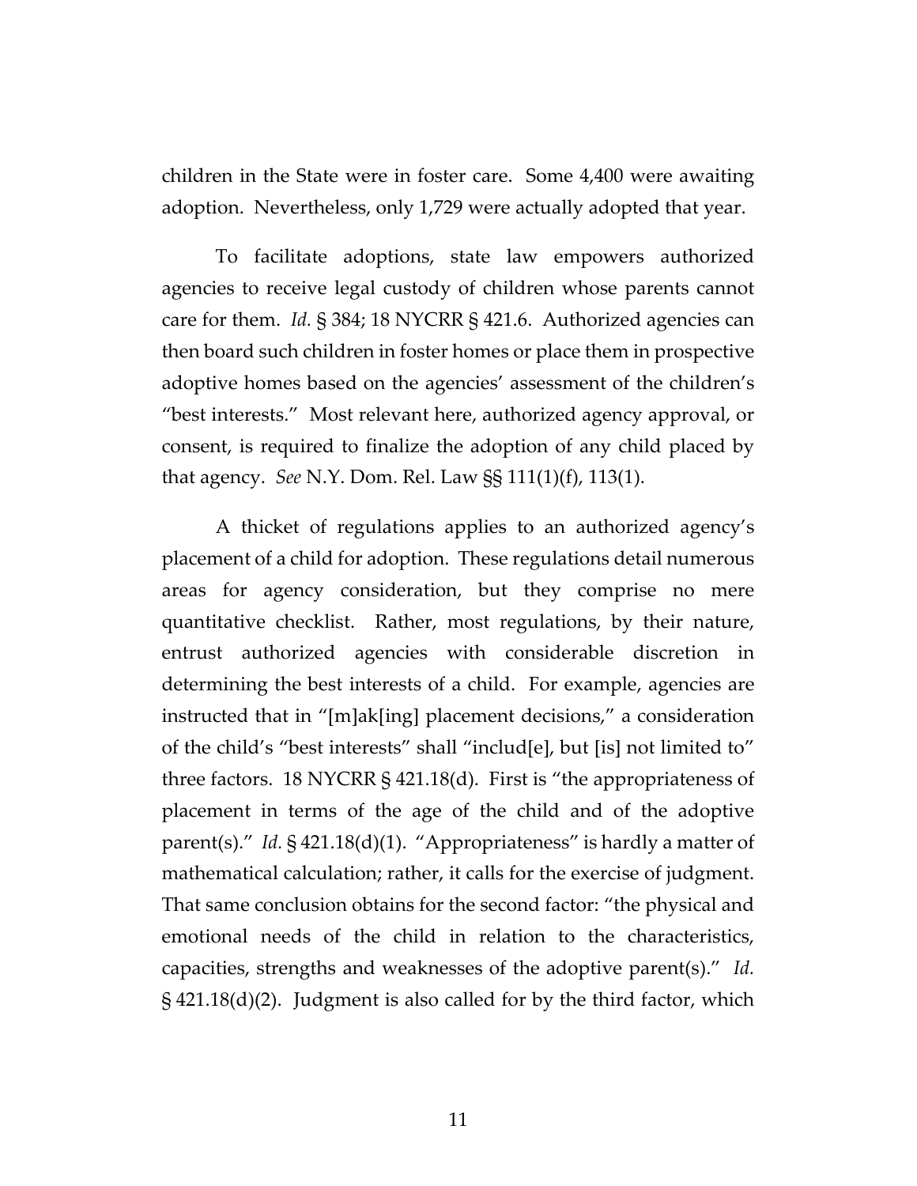children in the State were in foster care. Some 4,400 were awaiting adoption. Nevertheless, only 1,729 were actually adopted that year.

To facilitate adoptions, state law empowers authorized agencies to receive legal custody of children whose parents cannot care for them. *Id.* § 384; 18 NYCRR § 421.6. Authorized agencies can then board such children in foster homes or place them in prospective adoptive homes based on the agencies' assessment of the children's "best interests." Most relevant here, authorized agency approval, or consent, is required to finalize the adoption of any child placed by that agency. *See* N.Y. Dom. Rel. Law §§ 111(1)(f), 113(1).

A thicket of regulations applies to an authorized agency's placement of a child for adoption. These regulations detail numerous areas for agency consideration, but they comprise no mere quantitative checklist. Rather, most regulations, by their nature, entrust authorized agencies with considerable discretion in determining the best interests of a child. For example, agencies are instructed that in "[m]ak[ing] placement decisions," a consideration of the child's "best interests" shall "includ[e], but [is] not limited to" three factors. 18 NYCRR § 421.18(d). First is "the appropriateness of placement in terms of the age of the child and of the adoptive parent(s)." *Id.* § 421.18(d)(1). "Appropriateness" is hardly a matter of mathematical calculation; rather, it calls for the exercise of judgment. That same conclusion obtains for the second factor: "the physical and emotional needs of the child in relation to the characteristics, capacities, strengths and weaknesses of the adoptive parent(s)." *Id.* § 421.18(d)(2). Judgment is also called for by the third factor, which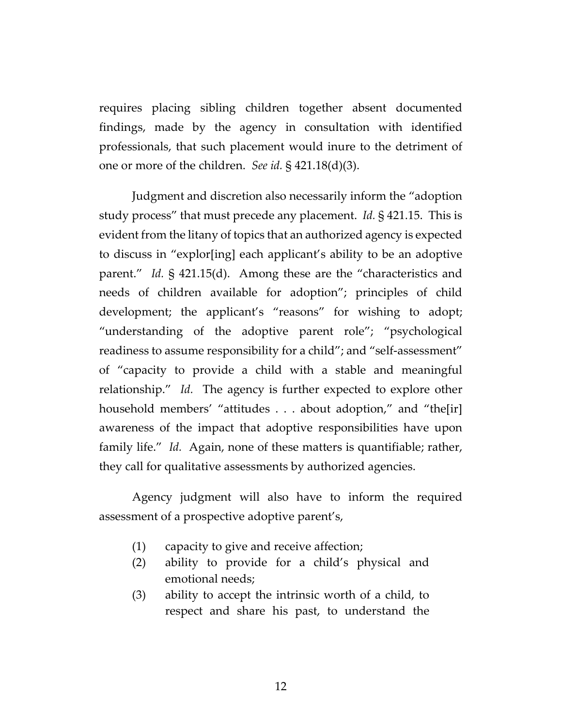requires placing sibling children together absent documented findings, made by the agency in consultation with identified professionals, that such placement would inure to the detriment of one or more of the children. *See id.* § 421.18(d)(3).

Judgment and discretion also necessarily inform the "adoption study process" that must precede any placement. *Id.* § 421.15. This is evident from the litany of topics that an authorized agency is expected to discuss in "explor[ing] each applicant's ability to be an adoptive parent." *Id.* § 421.15(d). Among these are the "characteristics and needs of children available for adoption"; principles of child development; the applicant's "reasons" for wishing to adopt; "understanding of the adoptive parent role"; "psychological readiness to assume responsibility for a child"; and "self-assessment" of "capacity to provide a child with a stable and meaningful relationship." *Id.* The agency is further expected to explore other household members' "attitudes . . . about adoption," and "the[ir] awareness of the impact that adoptive responsibilities have upon family life." *Id.* Again, none of these matters is quantifiable; rather, they call for qualitative assessments by authorized agencies.

Agency judgment will also have to inform the required assessment of a prospective adoptive parent's,

> (1) capacity to give and receive affection;
> (2) ability to provide for a child's physical and emotional needs;
> (3) ability to accept the intrinsic worth of a child, to respect and share his past, to understand the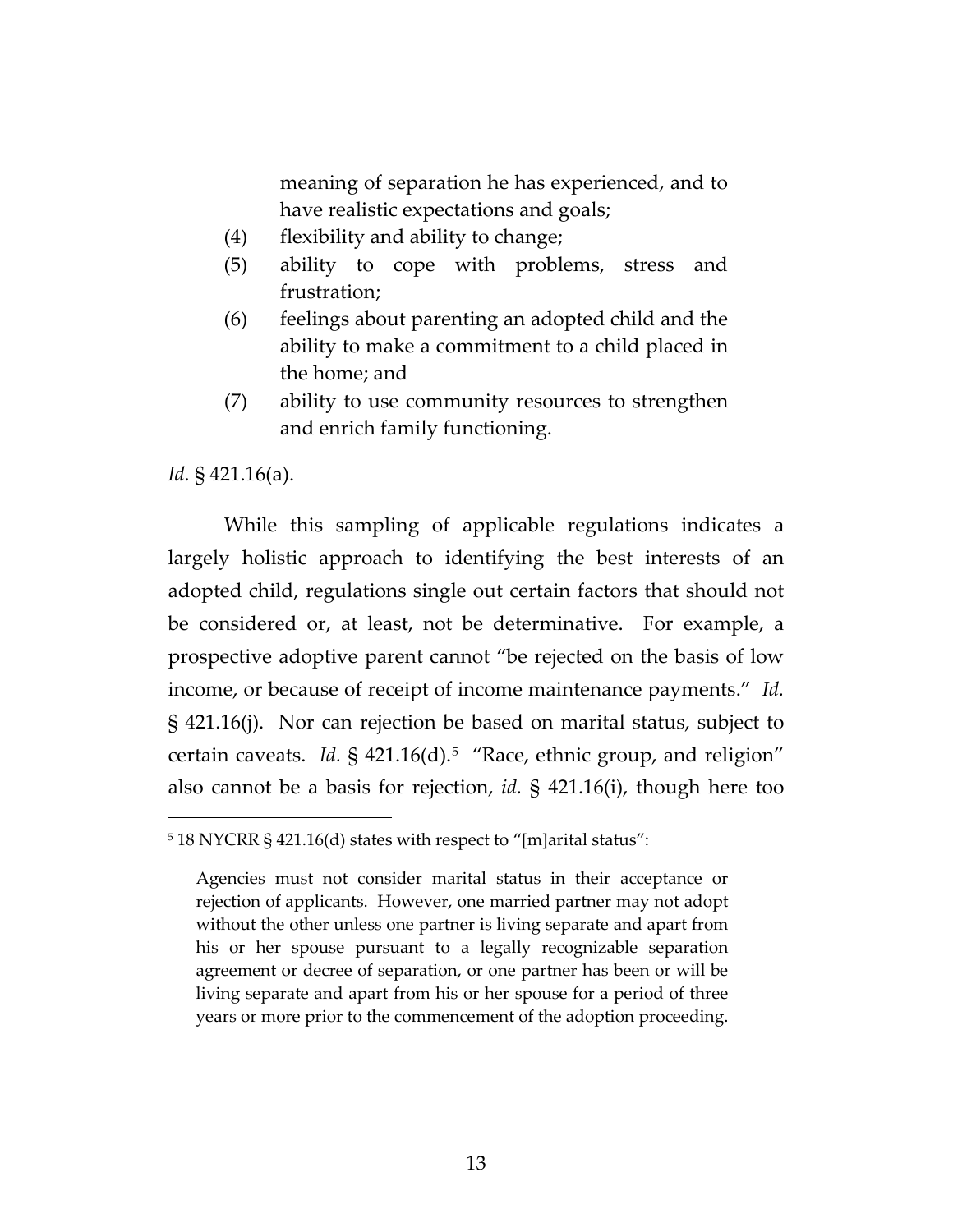meaning of separation he has experienced, and to have realistic expectations and goals;

(4) flexibility and ability to change;

(5) ability to cope with problems, stress and frustration;

(6) feelings about parenting an adopted child and the ability to make a commitment to a child placed in the home; and

(7) ability to use community resources to strengthen and enrich family functioning.

*Id.* § 421.16(a).

While this sampling of applicable regulations indicates a largely holistic approach to identifying the best interests of an adopted child, regulations single out certain factors that should not be considered or, at least, not be determinative. For example, a prospective adoptive parent cannot "be rejected on the basis of low income, or because of receipt of income maintenance payments." *Id.* § 421.16(j). Nor can rejection be based on marital status, subject to certain caveats. *Id.* § 421.16(d).[5] "Race, ethnic group, and religion" also cannot be a basis for rejection, *id.* § 421.16(i), though here too

[5] 18 NYCRR § 421.16(d) states with respect to "[m]arital status":

> Agencies must not consider marital status in their acceptance or rejection of applicants. However, one married partner may not adopt without the other unless one partner is living separate and apart from his or her spouse pursuant to a legally recognizable separation agreement or decree of separation, or one partner has been or will be living separate and apart from his or her spouse for a period of three years or more prior to the commencement of the adoption proceeding.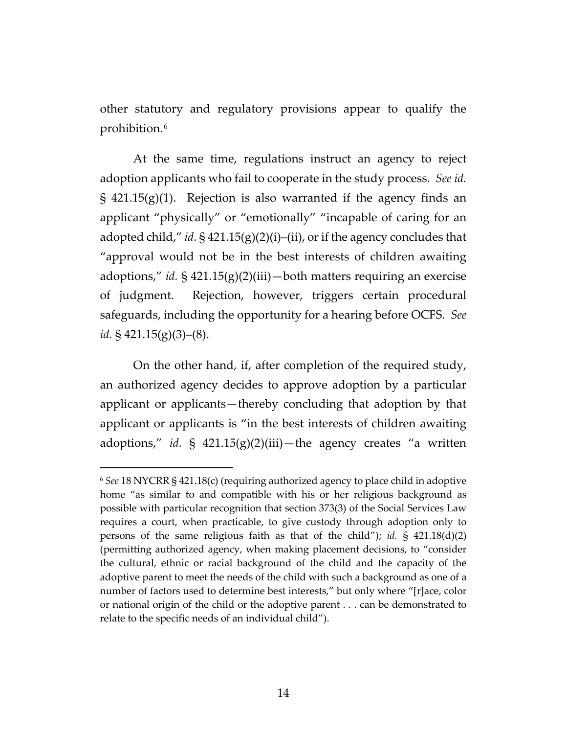other statutory and regulatory provisions appear to qualify the prohibition.[6]

At the same time, regulations instruct an agency to reject adoption applicants who fail to cooperate in the study process. *See id.* § 421.15(g)(1). Rejection is also warranted if the agency finds an applicant "physically" or "emotionally" "incapable of caring for an adopted child," *id.* § 421.15(g)(2)(i)–(ii), or if the agency concludes that "approval would not be in the best interests of children awaiting adoptions," *id.* § 421.15(g)(2)(iii)—both matters requiring an exercise of judgment. Rejection, however, triggers certain procedural safeguards, including the opportunity for a hearing before OCFS. *See id.* § 421.15(g)(3)–(8).

On the other hand, if, after completion of the required study, an authorized agency decides to approve adoption by a particular applicant or applicants—thereby concluding that adoption by that applicant or applicants is "in the best interests of children awaiting adoptions," *id.* § 421.15(g)(2)(iii)—the agency creates "a written

[6] *See* 18 NYCRR § 421.18(c) (requiring authorized agency to place child in adoptive home "as similar to and compatible with his or her religious background as possible with particular recognition that section 373(3) of the Social Services Law requires a court, when practicable, to give custody through adoption only to persons of the same religious faith as that of the child"); *id.* § 421.18(d)(2) (permitting authorized agency, when making placement decisions, to "consider the cultural, ethnic or racial background of the child and the capacity of the adoptive parent to meet the needs of the child with such a background as one of a number of factors used to determine best interests," but only where "[r]ace, color or national origin of the child or the adoptive parent . . . can be demonstrated to relate to the specific needs of an individual child").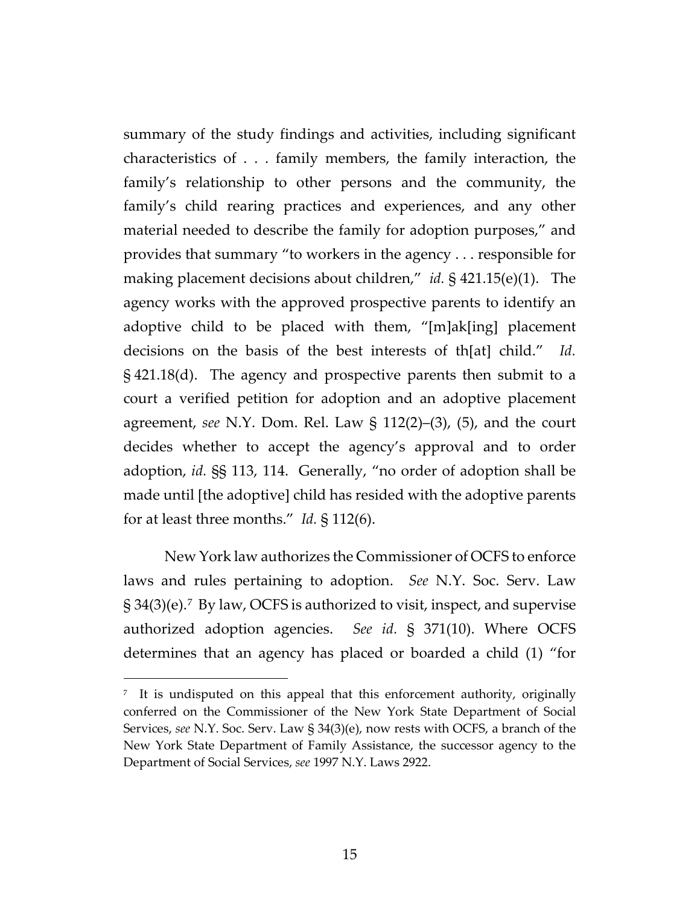summary of the study findings and activities, including significant characteristics of . . . family members, the family interaction, the family's relationship to other persons and the community, the family's child rearing practices and experiences, and any other material needed to describe the family for adoption purposes," and provides that summary "to workers in the agency . . . responsible for making placement decisions about children," *id.* § 421.15(e)(1). The agency works with the approved prospective parents to identify an adoptive child to be placed with them, "[m]ak[ing] placement decisions on the basis of the best interests of th[at] child." *Id.* § 421.18(d). The agency and prospective parents then submit to a court a verified petition for adoption and an adoptive placement agreement, *see* N.Y. Dom. Rel. Law § 112(2)–(3), (5), and the court decides whether to accept the agency's approval and to order adoption, *id.* §§ 113, 114. Generally, "no order of adoption shall be made until [the adoptive] child has resided with the adoptive parents for at least three months." *Id.* § 112(6).

New York law authorizes the Commissioner of OCFS to enforce laws and rules pertaining to adoption. *See* N.Y. Soc. Serv. Law § 34(3)(e).[7] By law, OCFS is authorized to visit, inspect, and supervise authorized adoption agencies. *See id.* § 371(10). Where OCFS determines that an agency has placed or boarded a child (1) "for

---

[7] It is undisputed on this appeal that this enforcement authority, originally conferred on the Commissioner of the New York State Department of Social Services, *see* N.Y. Soc. Serv. Law § 34(3)(e), now rests with OCFS, a branch of the New York State Department of Family Assistance, the successor agency to the Department of Social Services, *see* 1997 N.Y. Laws 2922.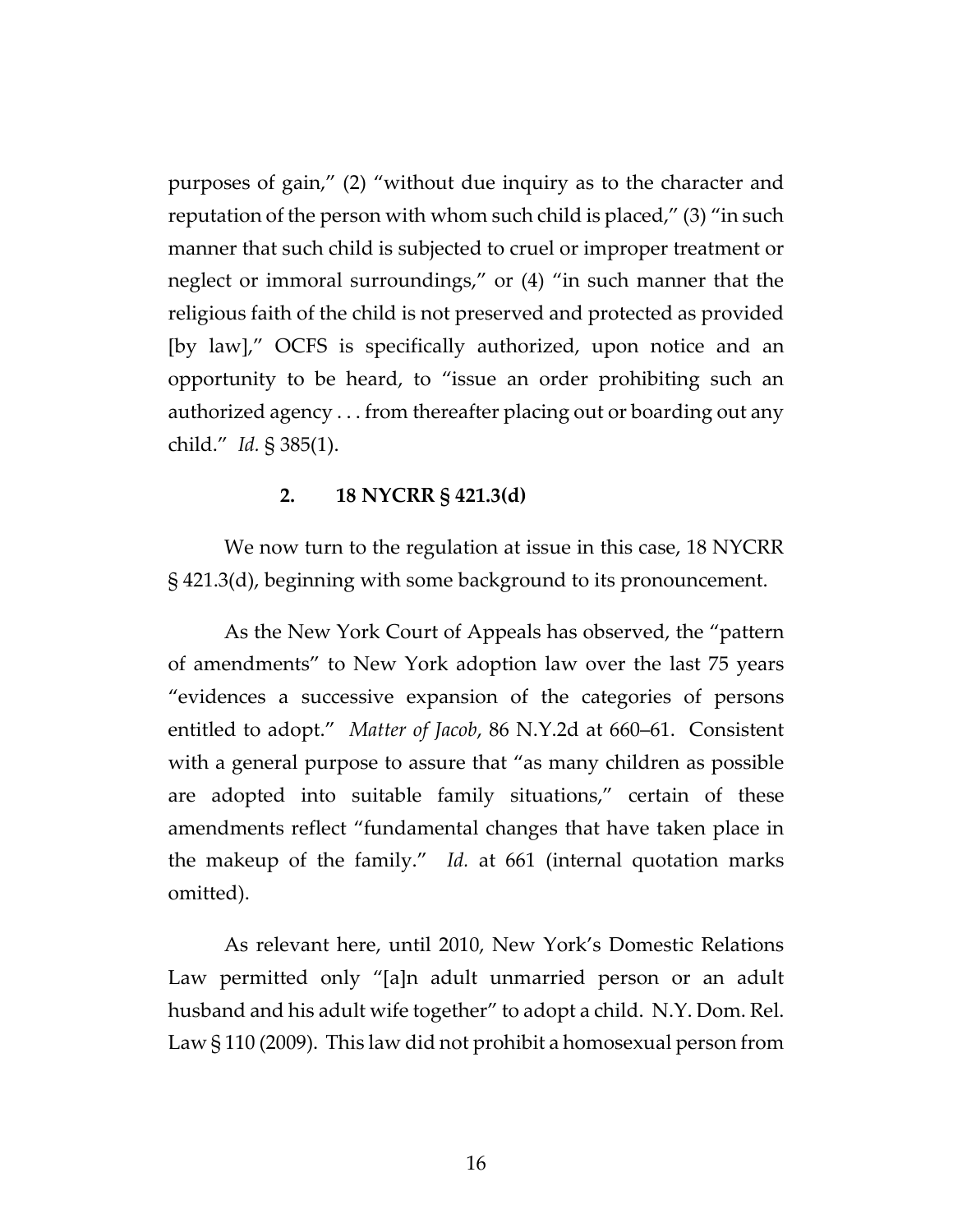purposes of gain," (2) "without due inquiry as to the character and reputation of the person with whom such child is placed," (3) "in such manner that such child is subjected to cruel or improper treatment or neglect or immoral surroundings," or (4) "in such manner that the religious faith of the child is not preserved and protected as provided [by law]," OCFS is specifically authorized, upon notice and an opportunity to be heard, to "issue an order prohibiting such an authorized agency . . . from thereafter placing out or boarding out any child." *Id.* § 385(1).

### 2. 18 NYCRR § 421.3(d)

We now turn to the regulation at issue in this case, 18 NYCRR § 421.3(d), beginning with some background to its pronouncement.

As the New York Court of Appeals has observed, the "pattern of amendments" to New York adoption law over the last 75 years "evidences a successive expansion of the categories of persons entitled to adopt." *Matter of Jacob*, 86 N.Y.2d at 660–61. Consistent with a general purpose to assure that "as many children as possible are adopted into suitable family situations," certain of these amendments reflect "fundamental changes that have taken place in the makeup of the family." *Id.* at 661 (internal quotation marks omitted).

As relevant here, until 2010, New York's Domestic Relations Law permitted only "[a]n adult unmarried person or an adult husband and his adult wife together" to adopt a child. N.Y. Dom. Rel. Law § 110 (2009). This law did not prohibit a homosexual person from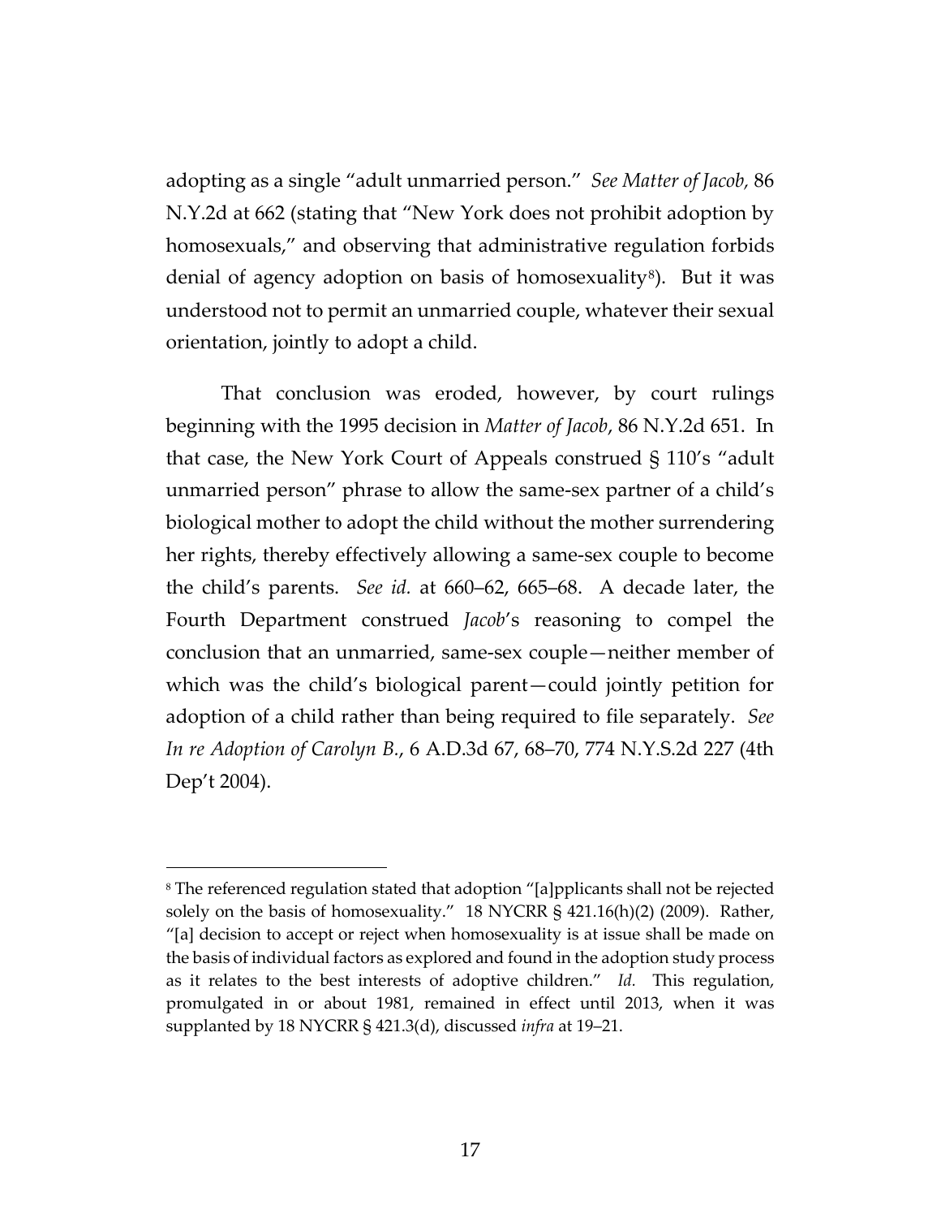adopting as a single "adult unmarried person." *See Matter of Jacob,* 86 N.Y.2d at 662 (stating that "New York does not prohibit adoption by homosexuals," and observing that administrative regulation forbids denial of agency adoption on basis of homosexuality[8]). But it was understood not to permit an unmarried couple, whatever their sexual orientation, jointly to adopt a child.

That conclusion was eroded, however, by court rulings beginning with the 1995 decision in *Matter of Jacob*, 86 N.Y.2d 651. In that case, the New York Court of Appeals construed § 110's "adult unmarried person" phrase to allow the same-sex partner of a child's biological mother to adopt the child without the mother surrendering her rights, thereby effectively allowing a same-sex couple to become the child's parents. *See id.* at 660–62, 665–68. A decade later, the Fourth Department construed *Jacob*'s reasoning to compel the conclusion that an unmarried, same-sex couple—neither member of which was the child's biological parent—could jointly petition for adoption of a child rather than being required to file separately. *See In re Adoption of Carolyn B.*, 6 A.D.3d 67, 68–70, 774 N.Y.S.2d 227 (4th Dep't 2004).

---

[8] The referenced regulation stated that adoption "[a]pplicants shall not be rejected solely on the basis of homosexuality." 18 NYCRR § 421.16(h)(2) (2009). Rather, "[a] decision to accept or reject when homosexuality is at issue shall be made on the basis of individual factors as explored and found in the adoption study process as it relates to the best interests of adoptive children." *Id.* This regulation, promulgated in or about 1981, remained in effect until 2013, when it was supplanted by 18 NYCRR § 421.3(d), discussed *infra* at 19–21.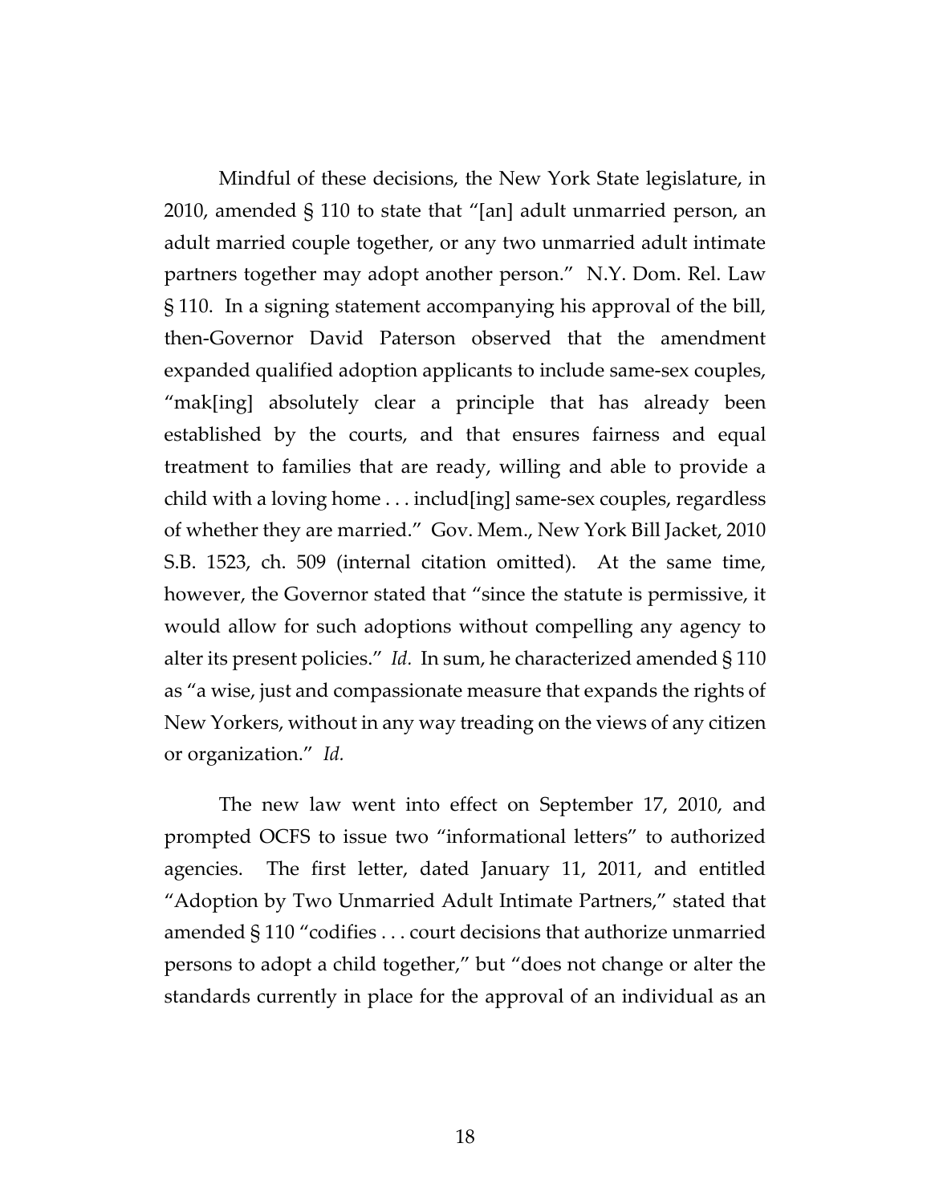Mindful of these decisions, the New York State legislature, in 2010, amended § 110 to state that "[an] adult unmarried person, an adult married couple together, or any two unmarried adult intimate partners together may adopt another person." N.Y. Dom. Rel. Law § 110. In a signing statement accompanying his approval of the bill, then-Governor David Paterson observed that the amendment expanded qualified adoption applicants to include same-sex couples, "mak[ing] absolutely clear a principle that has already been established by the courts, and that ensures fairness and equal treatment to families that are ready, willing and able to provide a child with a loving home . . . includ[ing] same-sex couples, regardless of whether they are married." Gov. Mem., New York Bill Jacket, 2010 S.B. 1523, ch. 509 (internal citation omitted). At the same time, however, the Governor stated that "since the statute is permissive, it would allow for such adoptions without compelling any agency to alter its present policies." *Id.* In sum, he characterized amended § 110 as "a wise, just and compassionate measure that expands the rights of New Yorkers, without in any way treading on the views of any citizen or organization." *Id.*

The new law went into effect on September 17, 2010, and prompted OCFS to issue two "informational letters" to authorized agencies. The first letter, dated January 11, 2011, and entitled "Adoption by Two Unmarried Adult Intimate Partners," stated that amended § 110 "codifies . . . court decisions that authorize unmarried persons to adopt a child together," but "does not change or alter the standards currently in place for the approval of an individual as an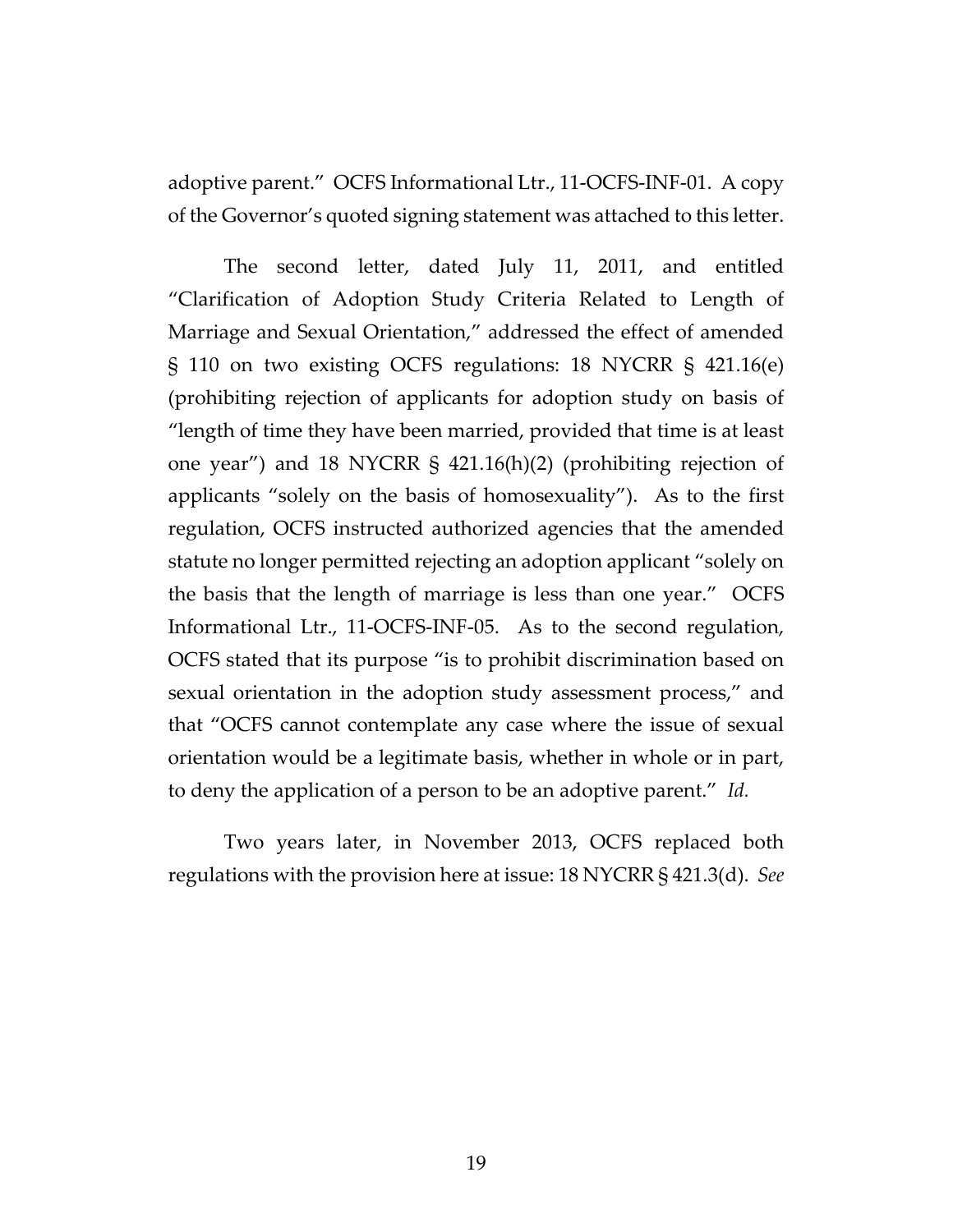adoptive parent." OCFS Informational Ltr., 11-OCFS-INF-01. A copy of the Governor's quoted signing statement was attached to this letter.

The second letter, dated July 11, 2011, and entitled "Clarification of Adoption Study Criteria Related to Length of Marriage and Sexual Orientation," addressed the effect of amended § 110 on two existing OCFS regulations: 18 NYCRR § 421.16(e) (prohibiting rejection of applicants for adoption study on basis of "length of time they have been married, provided that time is at least one year") and 18 NYCRR § 421.16(h)(2) (prohibiting rejection of applicants "solely on the basis of homosexuality"). As to the first regulation, OCFS instructed authorized agencies that the amended statute no longer permitted rejecting an adoption applicant "solely on the basis that the length of marriage is less than one year." OCFS Informational Ltr., 11-OCFS-INF-05. As to the second regulation, OCFS stated that its purpose "is to prohibit discrimination based on sexual orientation in the adoption study assessment process," and that "OCFS cannot contemplate any case where the issue of sexual orientation would be a legitimate basis, whether in whole or in part, to deny the application of a person to be an adoptive parent." *Id.*

Two years later, in November 2013, OCFS replaced both regulations with the provision here at issue: 18 NYCRR § 421.3(d). *See*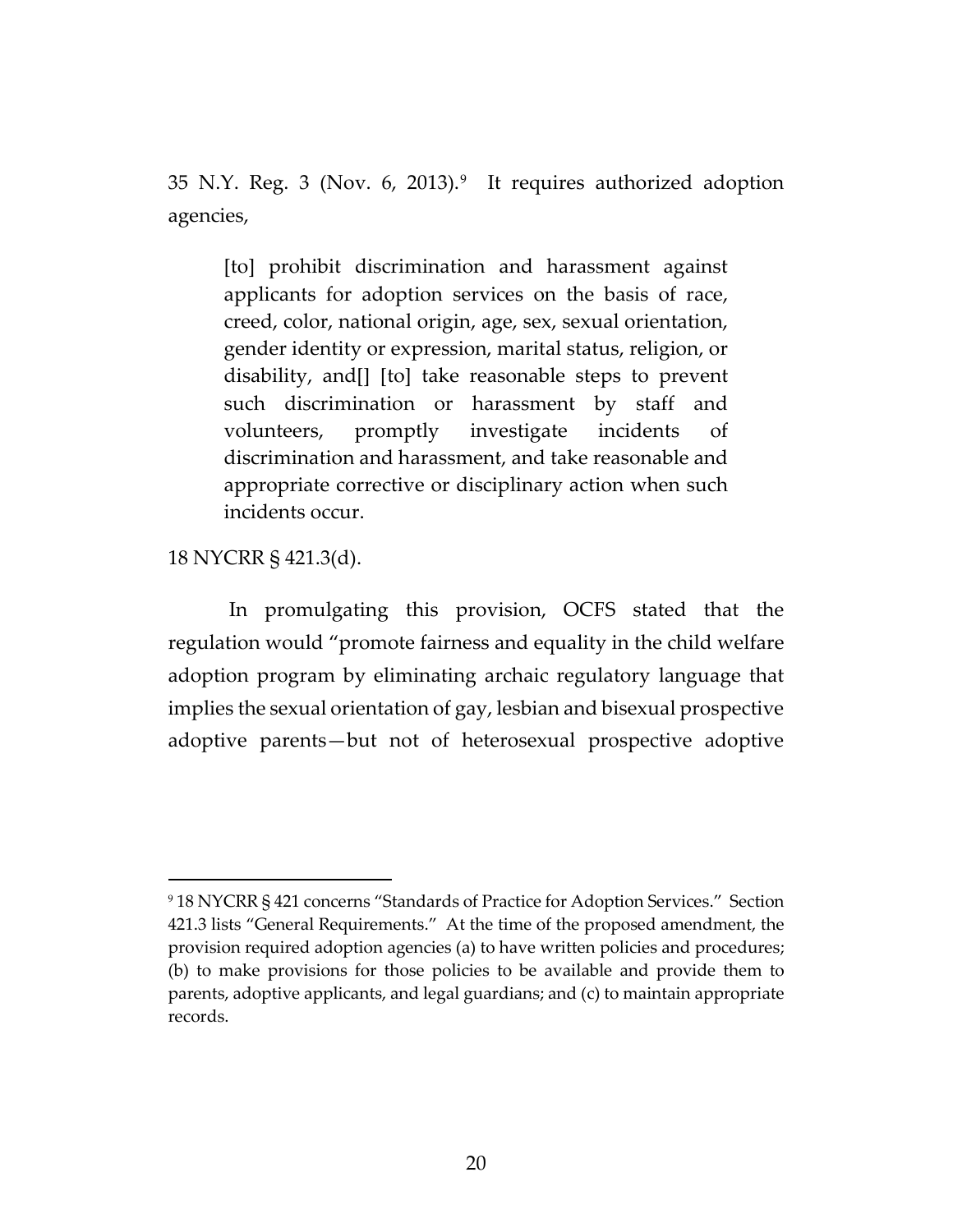35 N.Y. Reg. 3 (Nov. 6, 2013).[9] It requires authorized adoption agencies,

> [to] prohibit discrimination and harassment against applicants for adoption services on the basis of race, creed, color, national origin, age, sex, sexual orientation, gender identity or expression, marital status, religion, or disability, and[] [to] take reasonable steps to prevent such discrimination or harassment by staff and volunteers, promptly investigate incidents of discrimination and harassment, and take reasonable and appropriate corrective or disciplinary action when such incidents occur.

18 NYCRR § 421.3(d).

In promulgating this provision, OCFS stated that the regulation would "promote fairness and equality in the child welfare adoption program by eliminating archaic regulatory language that implies the sexual orientation of gay, lesbian and bisexual prospective adoptive parents—but not of heterosexual prospective adoptive

---

[9] 18 NYCRR § 421 concerns "Standards of Practice for Adoption Services." Section 421.3 lists "General Requirements." At the time of the proposed amendment, the provision required adoption agencies (a) to have written policies and procedures; (b) to make provisions for those policies to be available and provide them to parents, adoptive applicants, and legal guardians; and (c) to maintain appropriate records.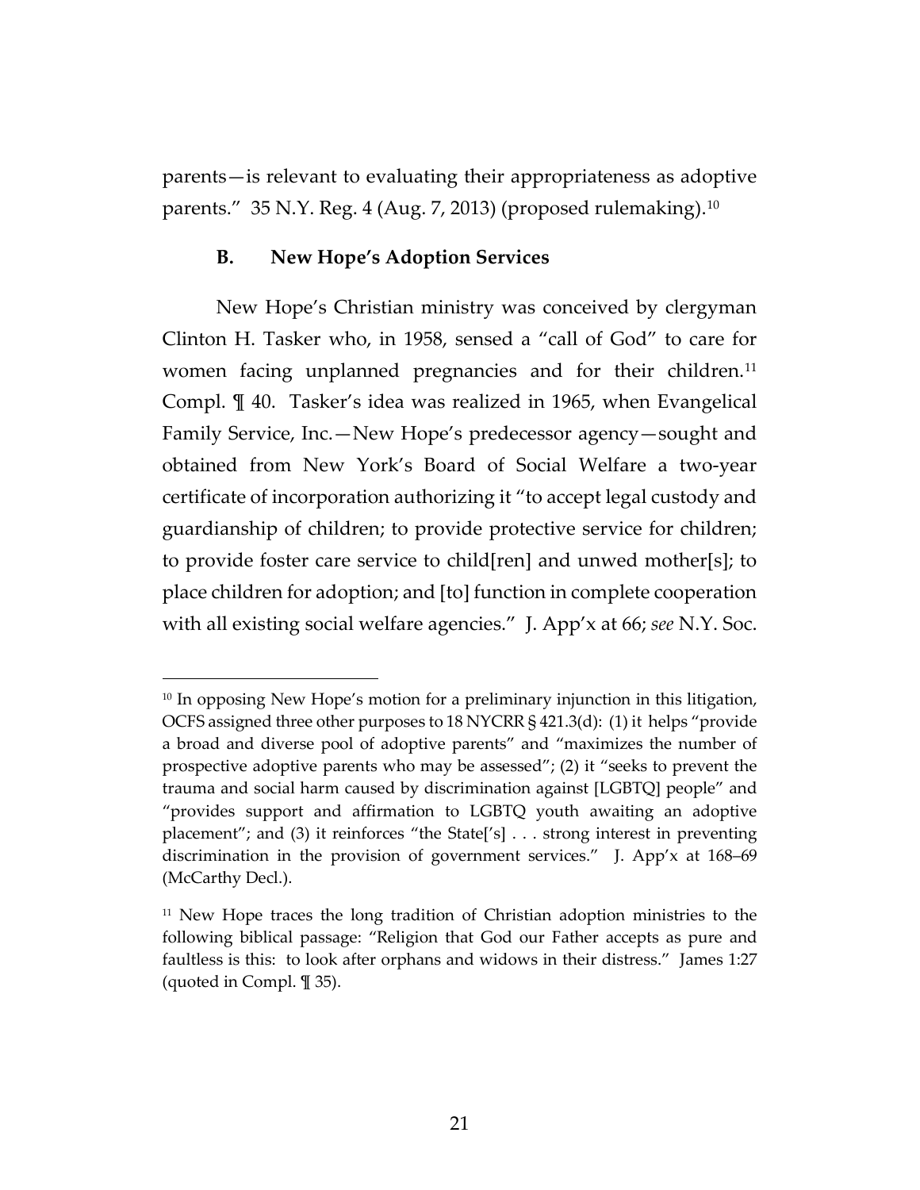parents—is relevant to evaluating their appropriateness as adoptive parents." 35 N.Y. Reg. 4 (Aug. 7, 2013) (proposed rulemaking).[10]

### B. New Hope's Adoption Services

New Hope's Christian ministry was conceived by clergyman Clinton H. Tasker who, in 1958, sensed a "call of God" to care for women facing unplanned pregnancies and for their children.[11] Compl. ¶ 40. Tasker's idea was realized in 1965, when Evangelical Family Service, Inc.—New Hope's predecessor agency—sought and obtained from New York's Board of Social Welfare a two-year certificate of incorporation authorizing it "to accept legal custody and guardianship of children; to provide protective service for children; to provide foster care service to child[ren] and unwed mother[s]; to place children for adoption; and [to] function in complete cooperation with all existing social welfare agencies." J. App'x at 66; *see* N.Y. Soc.

---

[10] In opposing New Hope's motion for a preliminary injunction in this litigation, OCFS assigned three other purposes to 18 NYCRR § 421.3(d): (1) it helps "provide a broad and diverse pool of adoptive parents" and "maximizes the number of prospective adoptive parents who may be assessed"; (2) it "seeks to prevent the trauma and social harm caused by discrimination against [LGBTQ] people" and "provides support and affirmation to LGBTQ youth awaiting an adoptive placement"; and (3) it reinforces "the State['s] . . . strong interest in preventing discrimination in the provision of government services." J. App'x at 168–69 (McCarthy Decl.).

[11] New Hope traces the long tradition of Christian adoption ministries to the following biblical passage: "Religion that God our Father accepts as pure and faultless is this: to look after orphans and widows in their distress." James 1:27 (quoted in Compl. ¶ 35).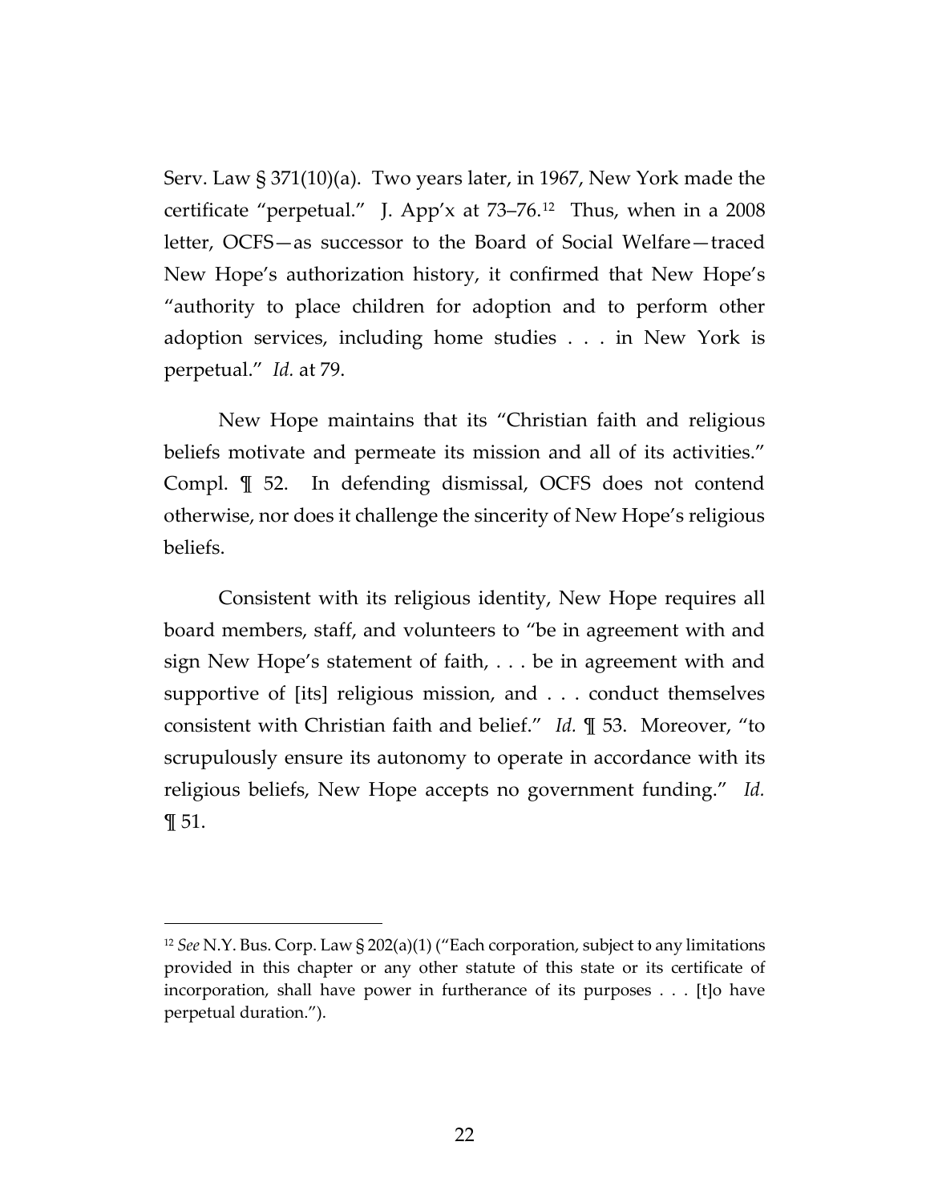Serv. Law § 371(10)(a). Two years later, in 1967, New York made the certificate "perpetual." J. App'x at 73–76.[12] Thus, when in a 2008 letter, OCFS—as successor to the Board of Social Welfare—traced New Hope's authorization history, it confirmed that New Hope's "authority to place children for adoption and to perform other adoption services, including home studies . . . in New York is perpetual." *Id.* at 79.

New Hope maintains that its "Christian faith and religious beliefs motivate and permeate its mission and all of its activities." Compl. ¶ 52. In defending dismissal, OCFS does not contend otherwise, nor does it challenge the sincerity of New Hope's religious beliefs.

Consistent with its religious identity, New Hope requires all board members, staff, and volunteers to "be in agreement with and sign New Hope's statement of faith, . . . be in agreement with and supportive of [its] religious mission, and . . . conduct themselves consistent with Christian faith and belief." *Id.* ¶ 53. Moreover, "to scrupulously ensure its autonomy to operate in accordance with its religious beliefs, New Hope accepts no government funding." *Id.* ¶ 51.

---

[12] *See* N.Y. Bus. Corp. Law § 202(a)(1) ("Each corporation, subject to any limitations provided in this chapter or any other statute of this state or its certificate of incorporation, shall have power in furtherance of its purposes . . . [t]o have perpetual duration.").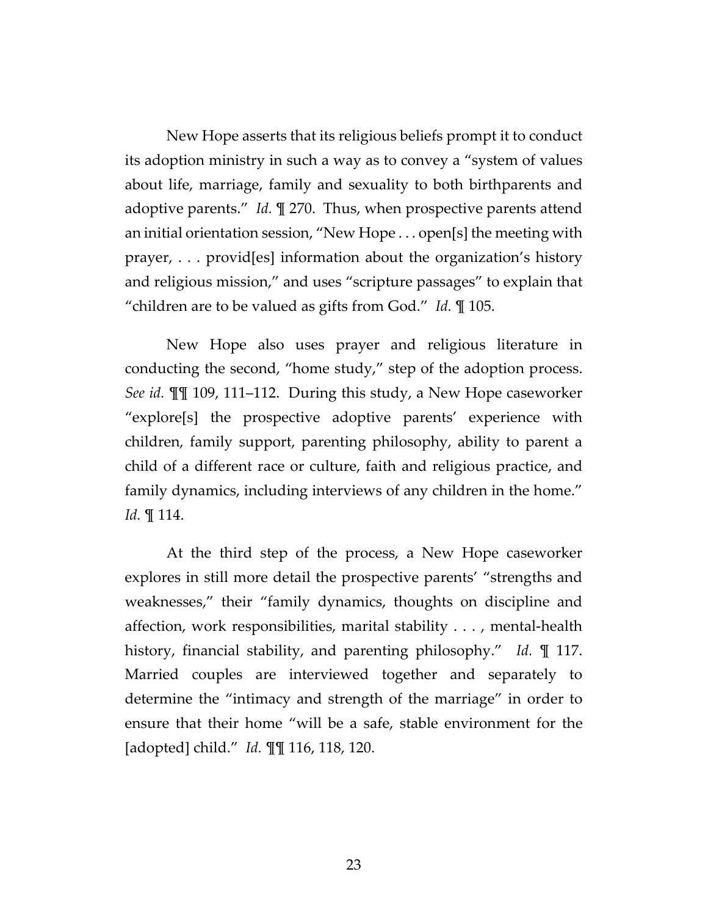New Hope asserts that its religious beliefs prompt it to conduct its adoption ministry in such a way as to convey a "system of values about life, marriage, family and sexuality to both birthparents and adoptive parents." *Id.* ¶ 270. Thus, when prospective parents attend an initial orientation session, "New Hope . . . open[s] the meeting with prayer, . . . provid[es] information about the organization's history and religious mission," and uses "scripture passages" to explain that "children are to be valued as gifts from God." *Id.* ¶ 105.

New Hope also uses prayer and religious literature in conducting the second, "home study," step of the adoption process. *See id.* ¶¶ 109, 111–112. During this study, a New Hope caseworker "explore[s] the prospective adoptive parents' experience with children, family support, parenting philosophy, ability to parent a child of a different race or culture, faith and religious practice, and family dynamics, including interviews of any children in the home." *Id.* ¶ 114.

At the third step of the process, a New Hope caseworker explores in still more detail the prospective parents' "strengths and weaknesses," their "family dynamics, thoughts on discipline and affection, work responsibilities, marital stability . . . , mental-health history, financial stability, and parenting philosophy." *Id.* ¶ 117. Married couples are interviewed together and separately to determine the "intimacy and strength of the marriage" in order to ensure that their home "will be a safe, stable environment for the [adopted] child." *Id.* ¶¶ 116, 118, 120.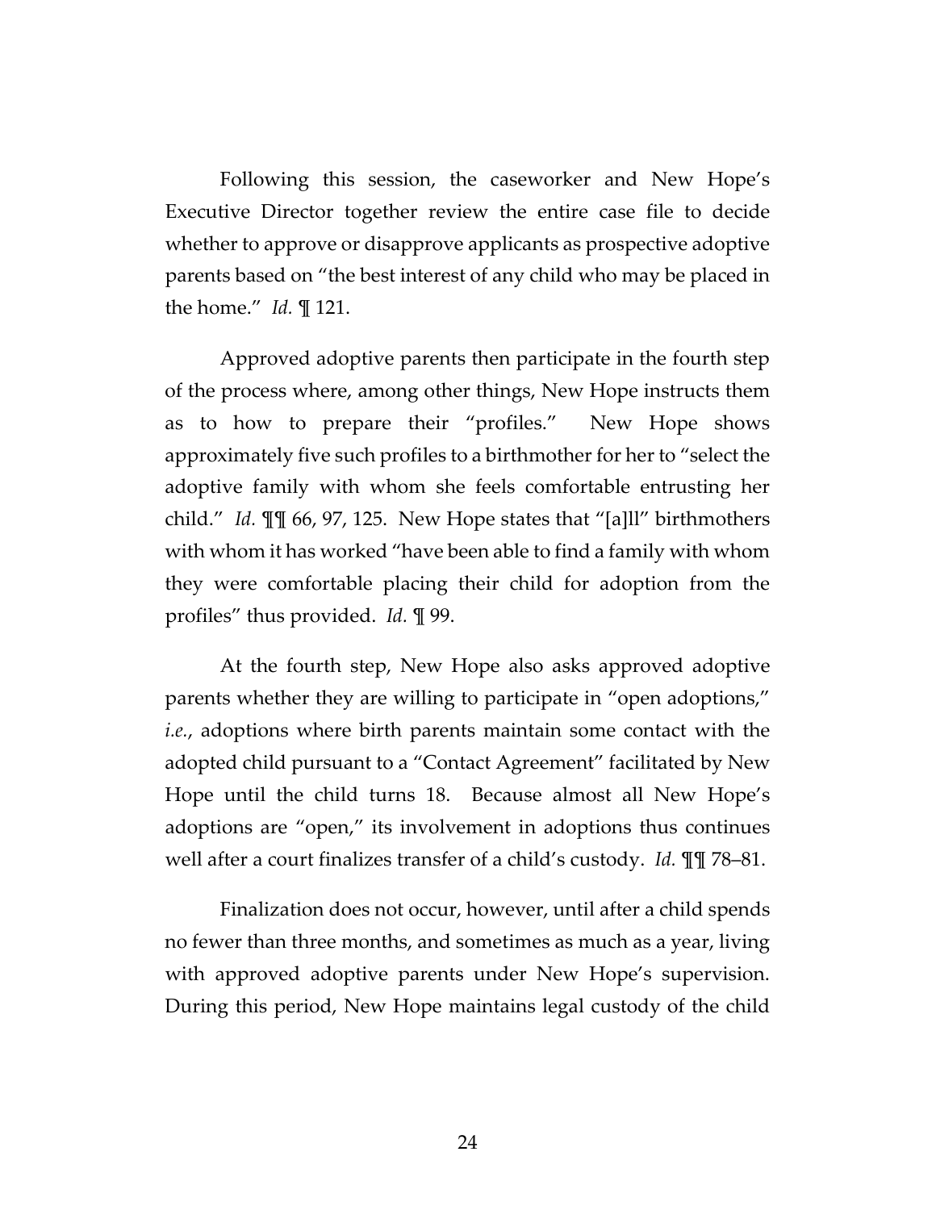Following this session, the caseworker and New Hope's Executive Director together review the entire case file to decide whether to approve or disapprove applicants as prospective adoptive parents based on "the best interest of any child who may be placed in the home." *Id.* ¶ 121.

Approved adoptive parents then participate in the fourth step of the process where, among other things, New Hope instructs them as to how to prepare their "profiles." New Hope shows approximately five such profiles to a birthmother for her to "select the adoptive family with whom she feels comfortable entrusting her child." *Id.* ¶¶ 66, 97, 125. New Hope states that "[a]ll" birthmothers with whom it has worked "have been able to find a family with whom they were comfortable placing their child for adoption from the profiles" thus provided. *Id.* ¶ 99.

At the fourth step, New Hope also asks approved adoptive parents whether they are willing to participate in "open adoptions," *i.e.*, adoptions where birth parents maintain some contact with the adopted child pursuant to a "Contact Agreement" facilitated by New Hope until the child turns 18. Because almost all New Hope's adoptions are "open," its involvement in adoptions thus continues well after a court finalizes transfer of a child's custody. *Id.* ¶¶ 78–81.

Finalization does not occur, however, until after a child spends no fewer than three months, and sometimes as much as a year, living with approved adoptive parents under New Hope's supervision. During this period, New Hope maintains legal custody of the child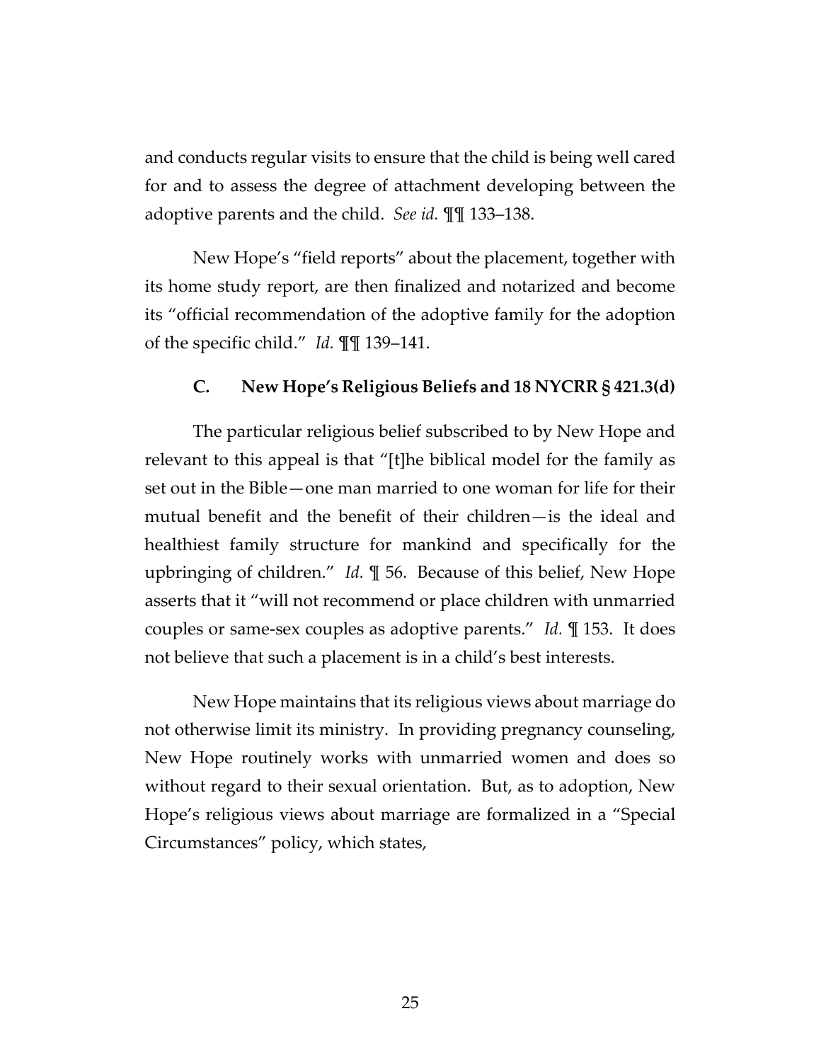and conducts regular visits to ensure that the child is being well cared for and to assess the degree of attachment developing between the adoptive parents and the child. *See id.* ¶¶ 133–138.

New Hope's "field reports" about the placement, together with its home study report, are then finalized and notarized and become its "official recommendation of the adoptive family for the adoption of the specific child." *Id.* ¶¶ 139–141.

### C. New Hope's Religious Beliefs and 18 NYCRR § 421.3(d)

The particular religious belief subscribed to by New Hope and relevant to this appeal is that "[t]he biblical model for the family as set out in the Bible—one man married to one woman for life for their mutual benefit and the benefit of their children—is the ideal and healthiest family structure for mankind and specifically for the upbringing of children." *Id.* ¶ 56. Because of this belief, New Hope asserts that it "will not recommend or place children with unmarried couples or same-sex couples as adoptive parents." *Id.* ¶ 153. It does not believe that such a placement is in a child's best interests.

New Hope maintains that its religious views about marriage do not otherwise limit its ministry. In providing pregnancy counseling, New Hope routinely works with unmarried women and does so without regard to their sexual orientation. But, as to adoption, New Hope's religious views about marriage are formalized in a "Special Circumstances" policy, which states,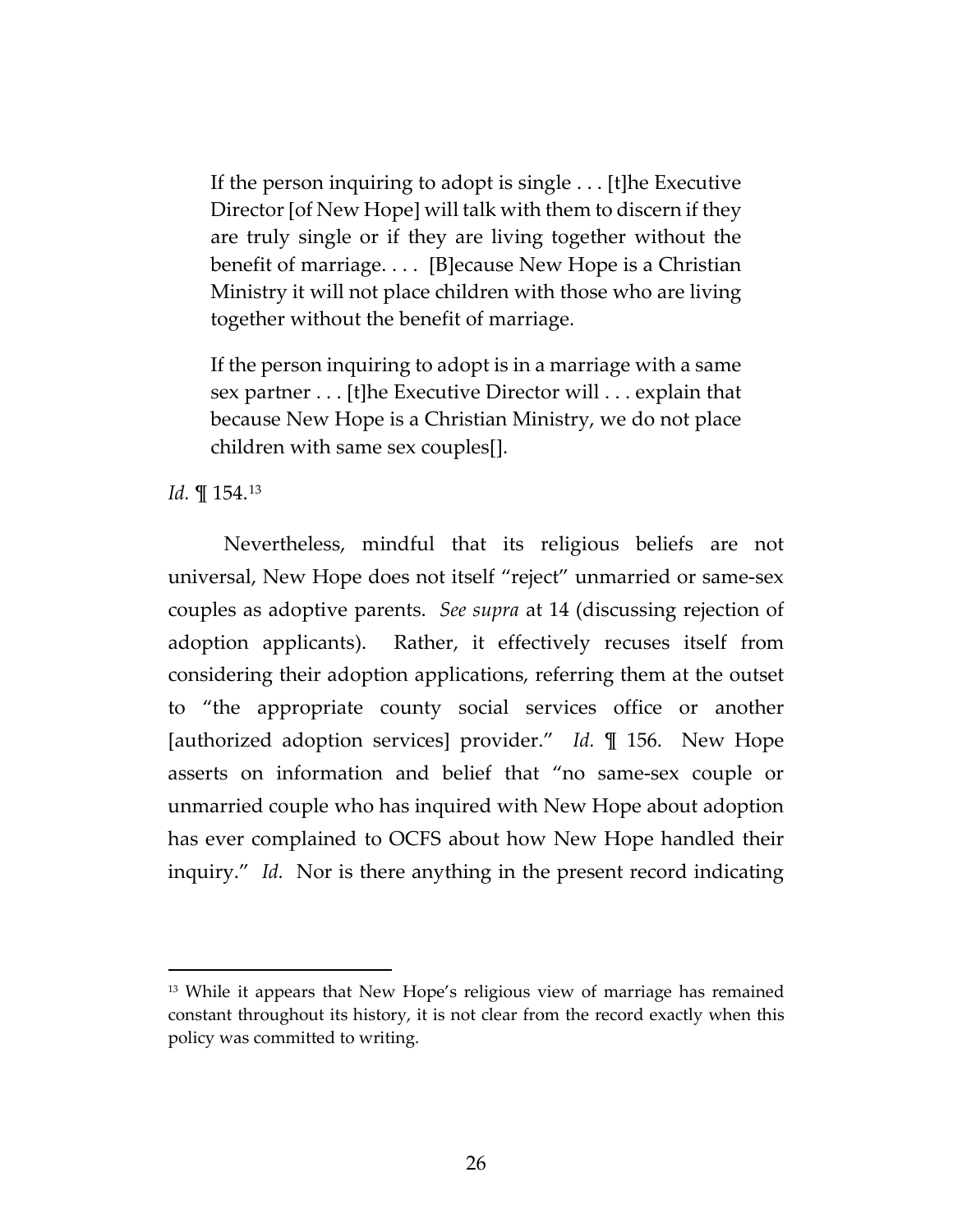> If the person inquiring to adopt is single . . . [t]he Executive Director [of New Hope] will talk with them to discern if they are truly single or if they are living together without the benefit of marriage. . . . [B]ecause New Hope is a Christian Ministry it will not place children with those who are living together without the benefit of marriage.
>
> If the person inquiring to adopt is in a marriage with a same sex partner . . . [t]he Executive Director will . . . explain that because New Hope is a Christian Ministry, we do not place children with same sex couples[].

*Id.* ¶ 154.[13]

Nevertheless, mindful that its religious beliefs are not universal, New Hope does not itself "reject" unmarried or same-sex couples as adoptive parents. *See supra* at 14 (discussing rejection of adoption applicants). Rather, it effectively recuses itself from considering their adoption applications, referring them at the outset to "the appropriate county social services office or another [authorized adoption services] provider." *Id.* ¶ 156. New Hope asserts on information and belief that "no same-sex couple or unmarried couple who has inquired with New Hope about adoption has ever complained to OCFS about how New Hope handled their inquiry." *Id.* Nor is there anything in the present record indicating

[13] While it appears that New Hope's religious view of marriage has remained constant throughout its history, it is not clear from the record exactly when this policy was committed to writing.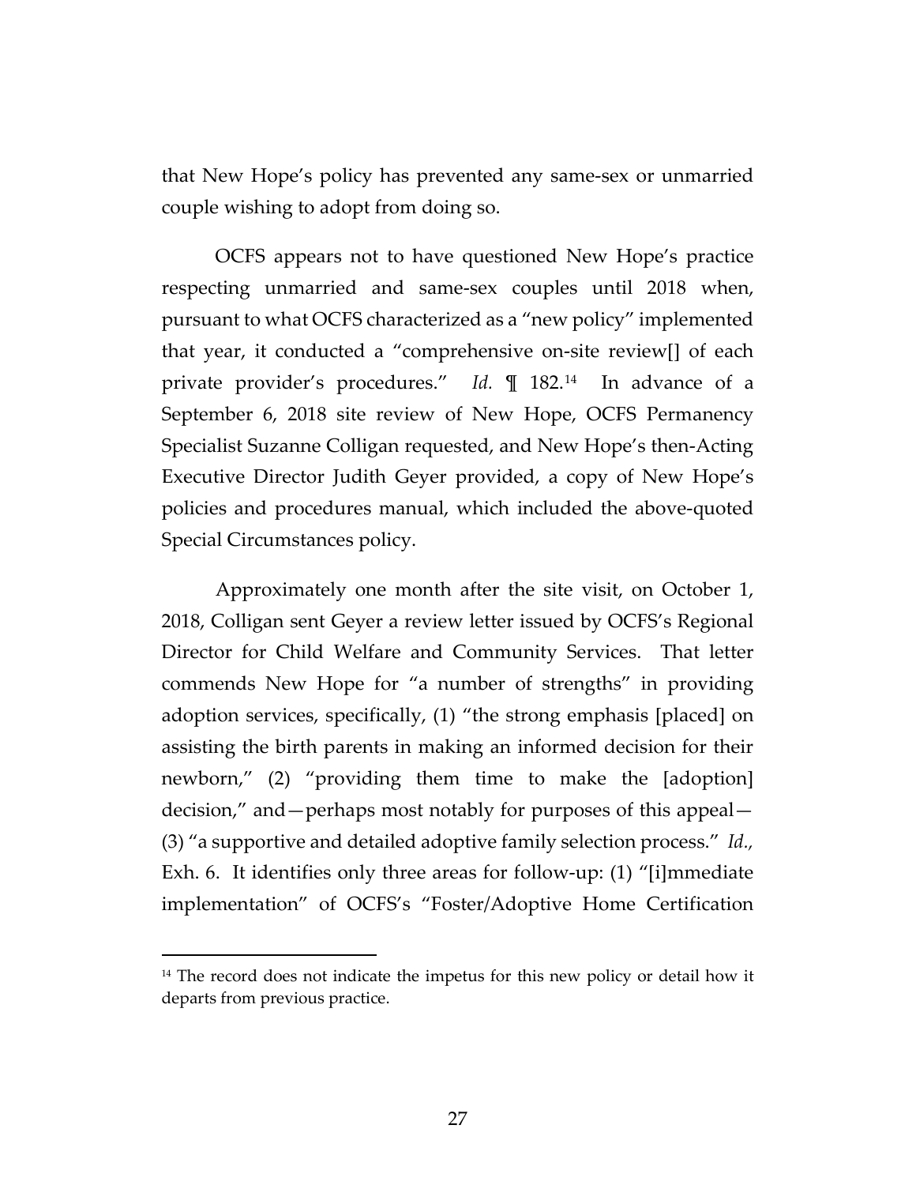that New Hope's policy has prevented any same-sex or unmarried couple wishing to adopt from doing so.

OCFS appears not to have questioned New Hope's practice respecting unmarried and same-sex couples until 2018 when, pursuant to what OCFS characterized as a "new policy" implemented that year, it conducted a "comprehensive on-site review[] of each private provider's procedures." *Id.* ¶ 182.[14] In advance of a September 6, 2018 site review of New Hope, OCFS Permanency Specialist Suzanne Colligan requested, and New Hope's then-Acting Executive Director Judith Geyer provided, a copy of New Hope's policies and procedures manual, which included the above-quoted Special Circumstances policy.

Approximately one month after the site visit, on October 1, 2018, Colligan sent Geyer a review letter issued by OCFS's Regional Director for Child Welfare and Community Services. That letter commends New Hope for "a number of strengths" in providing adoption services, specifically, (1) "the strong emphasis [placed] on assisting the birth parents in making an informed decision for their newborn," (2) "providing them time to make the [adoption] decision," and—perhaps most notably for purposes of this appeal—(3) "a supportive and detailed adoptive family selection process." *Id.*, Exh. 6. It identifies only three areas for follow-up: (1) "[i]mmediate implementation" of OCFS's "Foster/Adoptive Home Certification

[14] The record does not indicate the impetus for this new policy or detail how it departs from previous practice.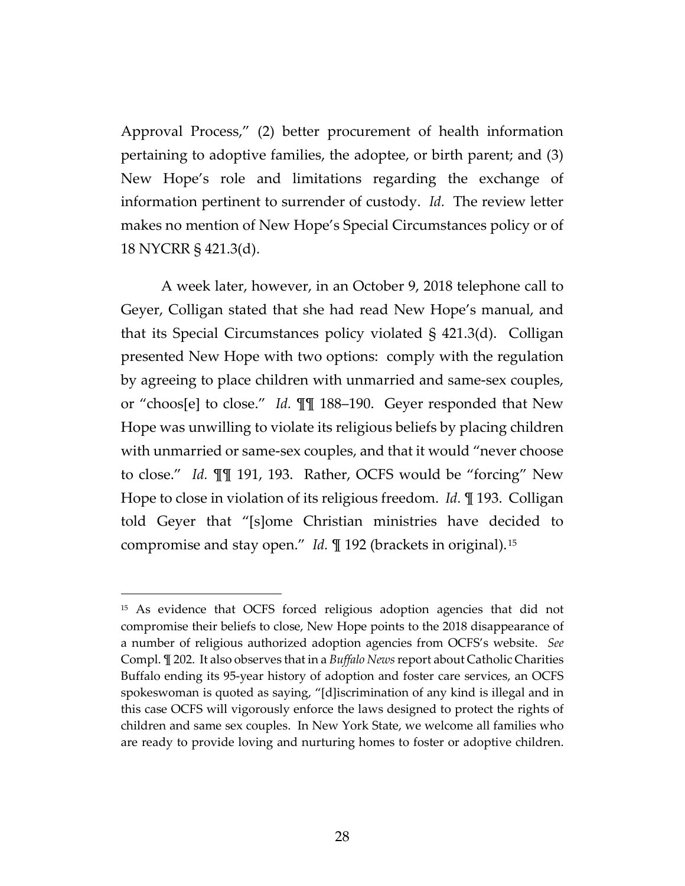Approval Process," (2) better procurement of health information pertaining to adoptive families, the adoptee, or birth parent; and (3) New Hope's role and limitations regarding the exchange of information pertinent to surrender of custody. *Id.* The review letter makes no mention of New Hope's Special Circumstances policy or of 18 NYCRR § 421.3(d).

A week later, however, in an October 9, 2018 telephone call to Geyer, Colligan stated that she had read New Hope's manual, and that its Special Circumstances policy violated § 421.3(d). Colligan presented New Hope with two options: comply with the regulation by agreeing to place children with unmarried and same-sex couples, or "choos[e] to close." *Id.* ¶¶ 188–190. Geyer responded that New Hope was unwilling to violate its religious beliefs by placing children with unmarried or same-sex couples, and that it would "never choose to close." *Id.* ¶¶ 191, 193. Rather, OCFS would be "forcing" New Hope to close in violation of its religious freedom. *Id.* ¶ 193. Colligan told Geyer that "[s]ome Christian ministries have decided to compromise and stay open." *Id.* ¶ 192 (brackets in original).[15]

---

[15] As evidence that OCFS forced religious adoption agencies that did not compromise their beliefs to close, New Hope points to the 2018 disappearance of a number of religious authorized adoption agencies from OCFS's website. *See* Compl. ¶ 202. It also observes that in a *Buffalo News* report about Catholic Charities Buffalo ending its 95-year history of adoption and foster care services, an OCFS spokeswoman is quoted as saying, "[d]iscrimination of any kind is illegal and in this case OCFS will vigorously enforce the laws designed to protect the rights of children and same sex couples. In New York State, we welcome all families who are ready to provide loving and nurturing homes to foster or adoptive children.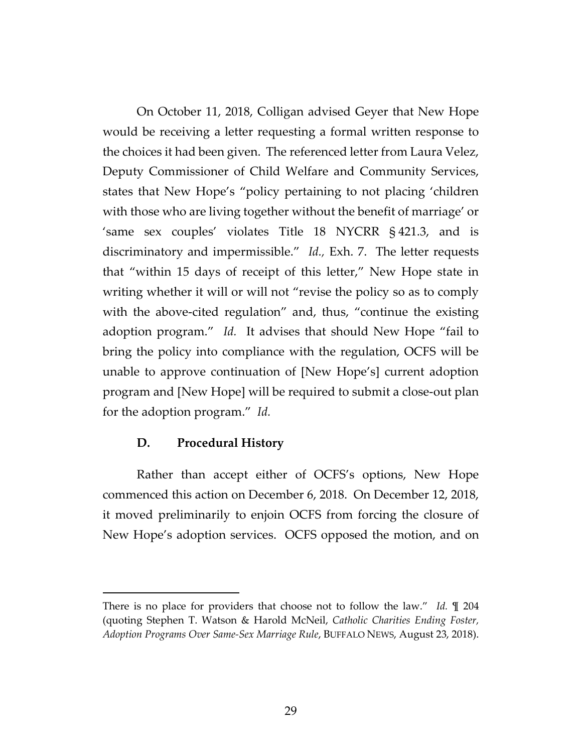On October 11, 2018, Colligan advised Geyer that New Hope would be receiving a letter requesting a formal written response to the choices it had been given. The referenced letter from Laura Velez, Deputy Commissioner of Child Welfare and Community Services, states that New Hope's "policy pertaining to not placing 'children with those who are living together without the benefit of marriage' or 'same sex couples' violates Title 18 NYCRR § 421.3, and is discriminatory and impermissible." *Id.,* Exh. 7. The letter requests that "within 15 days of receipt of this letter," New Hope state in writing whether it will or will not "revise the policy so as to comply with the above-cited regulation" and, thus, "continue the existing adoption program." *Id.* It advises that should New Hope "fail to bring the policy into compliance with the regulation, OCFS will be unable to approve continuation of [New Hope's] current adoption program and [New Hope] will be required to submit a close-out plan for the adoption program." *Id.*

### D. Procedural History

Rather than accept either of OCFS's options, New Hope commenced this action on December 6, 2018. On December 12, 2018, it moved preliminarily to enjoin OCFS from forcing the closure of New Hope's adoption services. OCFS opposed the motion, and on

---

There is no place for providers that choose not to follow the law." *Id.* ¶ 204 (quoting Stephen T. Watson & Harold McNeil, *Catholic Charities Ending Foster, Adoption Programs Over Same-Sex Marriage Rule*, BUFFALO NEWS, August 23, 2018).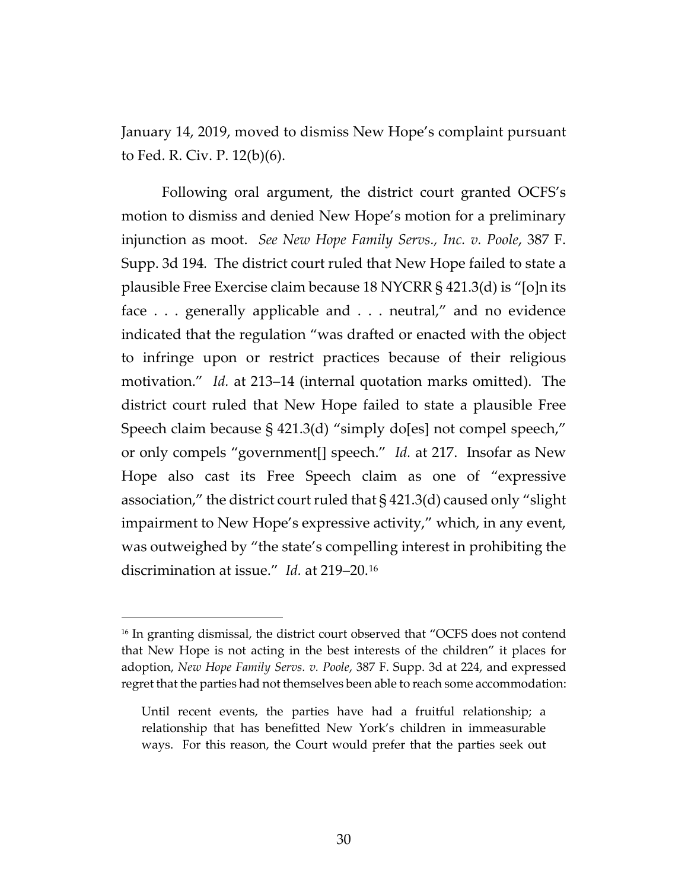January 14, 2019, moved to dismiss New Hope's complaint pursuant to Fed. R. Civ. P. 12(b)(6).

Following oral argument, the district court granted OCFS's motion to dismiss and denied New Hope's motion for a preliminary injunction as moot. *See New Hope Family Servs., Inc. v. Poole*, 387 F. Supp. 3d 194. The district court ruled that New Hope failed to state a plausible Free Exercise claim because 18 NYCRR § 421.3(d) is "[o]n its face . . . generally applicable and . . . neutral," and no evidence indicated that the regulation "was drafted or enacted with the object to infringe upon or restrict practices because of their religious motivation." *Id.* at 213–14 (internal quotation marks omitted). The district court ruled that New Hope failed to state a plausible Free Speech claim because § 421.3(d) "simply do[es] not compel speech," or only compels "government[] speech." *Id.* at 217. Insofar as New Hope also cast its Free Speech claim as one of "expressive association," the district court ruled that § 421.3(d) caused only "slight impairment to New Hope's expressive activity," which, in any event, was outweighed by "the state's compelling interest in prohibiting the discrimination at issue." *Id.* at 219–20.[16]

[16] In granting dismissal, the district court observed that "OCFS does not contend that New Hope is not acting in the best interests of the children" it places for adoption, *New Hope Family Servs. v. Poole*, 387 F. Supp. 3d at 224, and expressed regret that the parties had not themselves been able to reach some accommodation:

> Until recent events, the parties have had a fruitful relationship; a relationship that has benefitted New York's children in immeasurable ways. For this reason, the Court would prefer that the parties seek out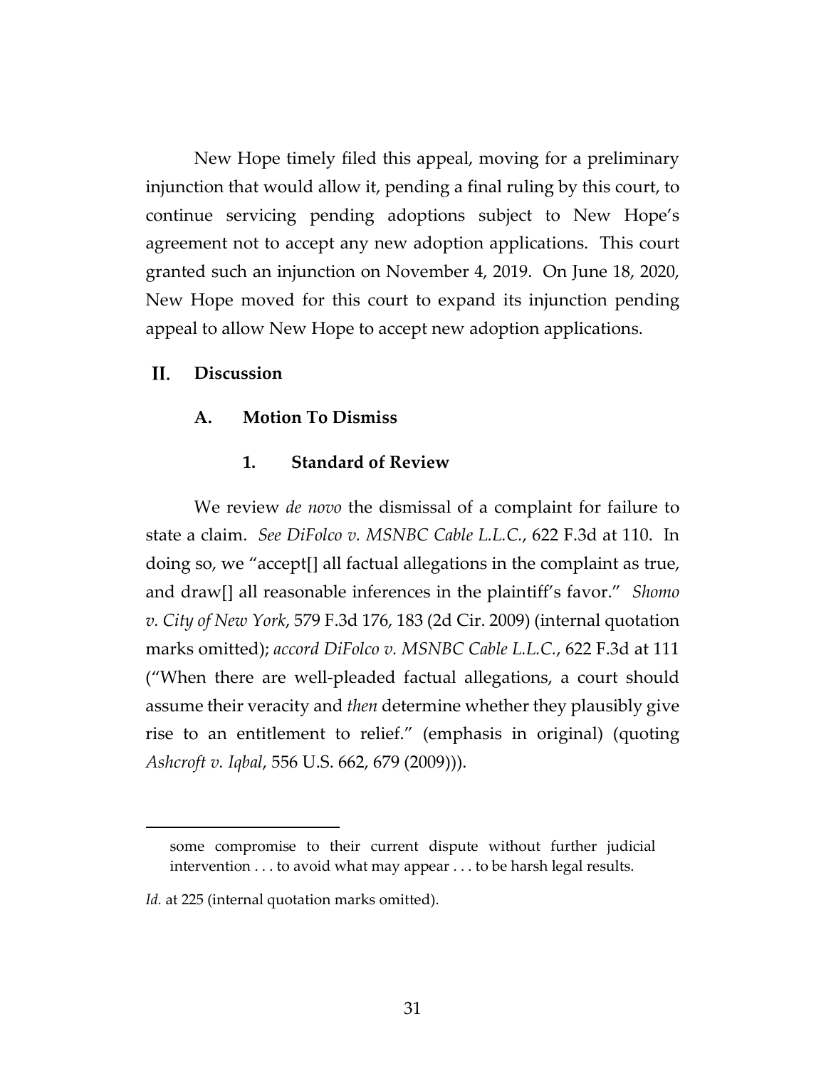New Hope timely filed this appeal, moving for a preliminary injunction that would allow it, pending a final ruling by this court, to continue servicing pending adoptions subject to New Hope's agreement not to accept any new adoption applications. This court granted such an injunction on November 4, 2019. On June 18, 2020, New Hope moved for this court to expand its injunction pending appeal to allow New Hope to accept new adoption applications.

## II. Discussion

### A. Motion To Dismiss

#### 1. Standard of Review

We review *de novo* the dismissal of a complaint for failure to state a claim. *See DiFolco v. MSNBC Cable L.L.C.*, 622 F.3d at 110. In doing so, we "accept[] all factual allegations in the complaint as true, and draw[] all reasonable inferences in the plaintiff's favor." *Shomo v. City of New York*, 579 F.3d 176, 183 (2d Cir. 2009) (internal quotation marks omitted); *accord DiFolco v. MSNBC Cable L.L.C.*, 622 F.3d at 111 ("When there are well-pleaded factual allegations, a court should assume their veracity and *then* determine whether they plausibly give rise to an entitlement to relief." (emphasis in original) (quoting *Ashcroft v. Iqbal*, 556 U.S. 662, 679 (2009))).

---

> some compromise to their current dispute without further judicial intervention . . . to avoid what may appear . . . to be harsh legal results.

*Id.* at 225 (internal quotation marks omitted).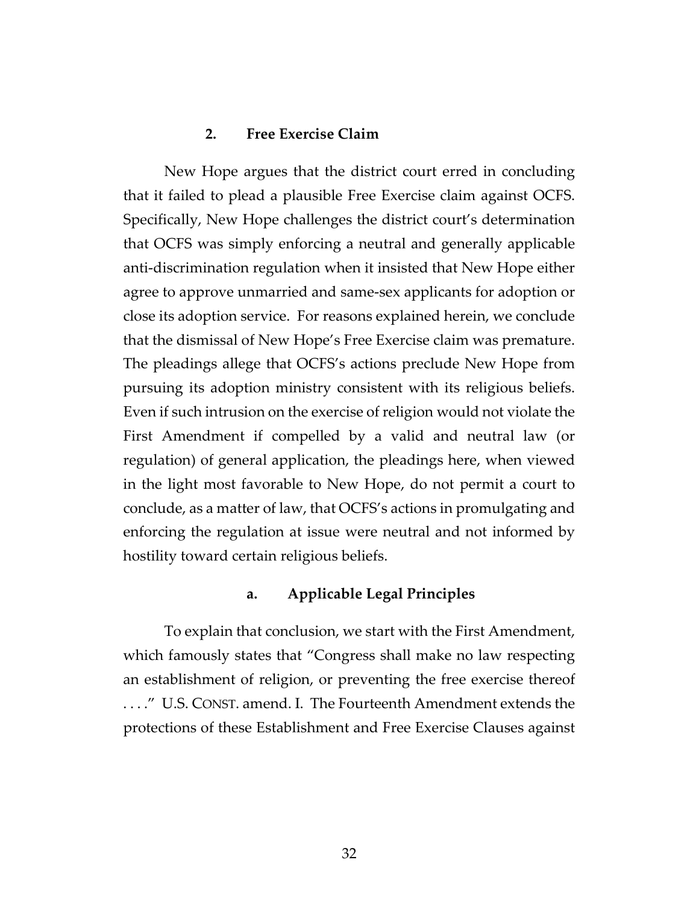### 2. Free Exercise Claim

New Hope argues that the district court erred in concluding that it failed to plead a plausible Free Exercise claim against OCFS. Specifically, New Hope challenges the district court's determination that OCFS was simply enforcing a neutral and generally applicable anti-discrimination regulation when it insisted that New Hope either agree to approve unmarried and same-sex applicants for adoption or close its adoption service. For reasons explained herein, we conclude that the dismissal of New Hope's Free Exercise claim was premature. The pleadings allege that OCFS's actions preclude New Hope from pursuing its adoption ministry consistent with its religious beliefs. Even if such intrusion on the exercise of religion would not violate the First Amendment if compelled by a valid and neutral law (or regulation) of general application, the pleadings here, when viewed in the light most favorable to New Hope, do not permit a court to conclude, as a matter of law, that OCFS's actions in promulgating and enforcing the regulation at issue were neutral and not informed by hostility toward certain religious beliefs.

#### a. Applicable Legal Principles

To explain that conclusion, we start with the First Amendment, which famously states that "Congress shall make no law respecting an establishment of religion, or preventing the free exercise thereof . . . ." U.S. CONST. amend. I. The Fourteenth Amendment extends the protections of these Establishment and Free Exercise Clauses against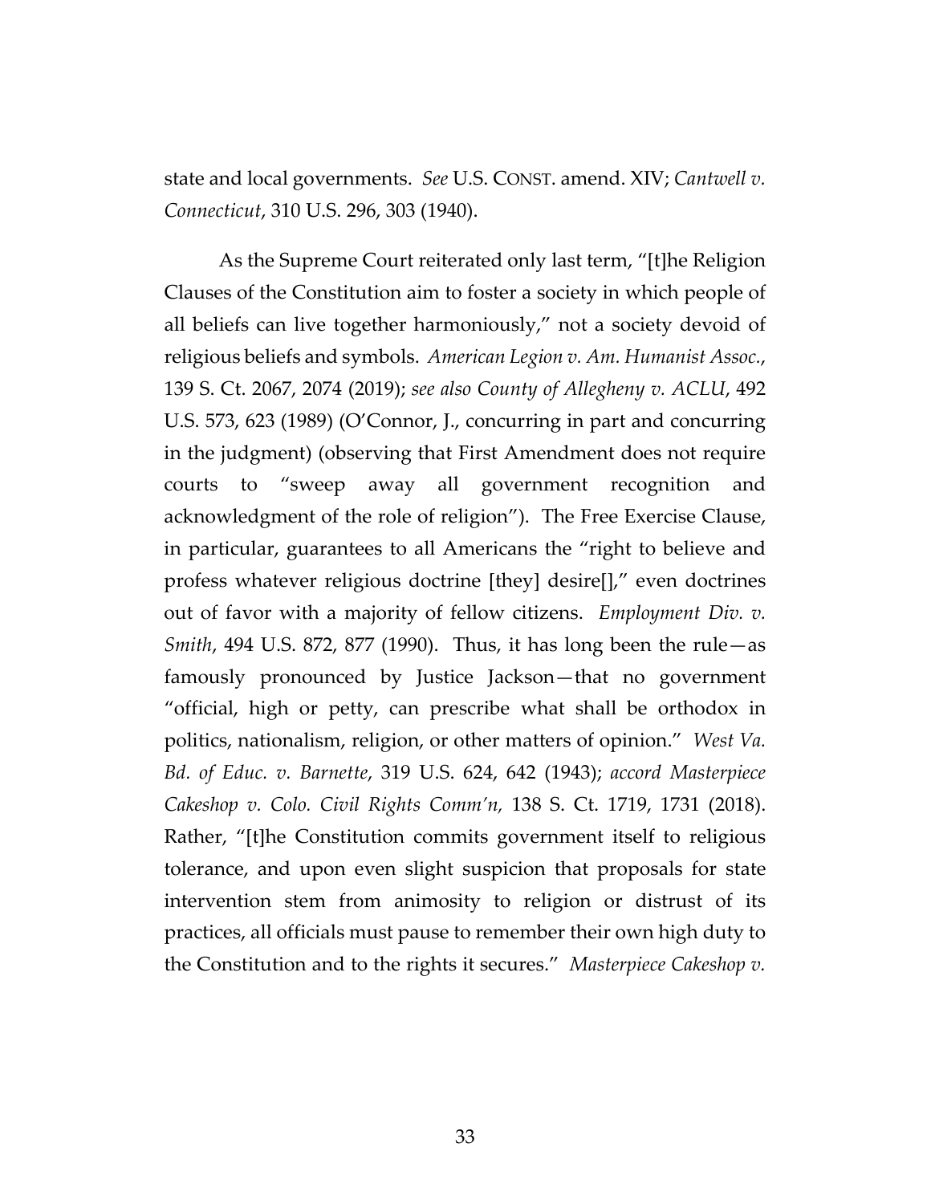state and local governments. *See* U.S. CONST. amend. XIV; *Cantwell v. Connecticut*, 310 U.S. 296, 303 (1940).

As the Supreme Court reiterated only last term, "[t]he Religion Clauses of the Constitution aim to foster a society in which people of all beliefs can live together harmoniously," not a society devoid of religious beliefs and symbols. *American Legion v. Am. Humanist Assoc.*, 139 S. Ct. 2067, 2074 (2019); *see also County of Allegheny v. ACLU*, 492 U.S. 573, 623 (1989) (O'Connor, J., concurring in part and concurring in the judgment) (observing that First Amendment does not require courts to "sweep away all government recognition and acknowledgment of the role of religion"). The Free Exercise Clause, in particular, guarantees to all Americans the "right to believe and profess whatever religious doctrine [they] desire[]," even doctrines out of favor with a majority of fellow citizens. *Employment Div. v. Smith*, 494 U.S. 872, 877 (1990). Thus, it has long been the rule—as famously pronounced by Justice Jackson—that no government "official, high or petty, can prescribe what shall be orthodox in politics, nationalism, religion, or other matters of opinion." *West Va. Bd. of Educ. v. Barnette*, 319 U.S. 624, 642 (1943); *accord Masterpiece Cakeshop v. Colo. Civil Rights Comm'n,* 138 S. Ct. 1719, 1731 (2018). Rather, "[t]he Constitution commits government itself to religious tolerance, and upon even slight suspicion that proposals for state intervention stem from animosity to religion or distrust of its practices, all officials must pause to remember their own high duty to the Constitution and to the rights it secures." *Masterpiece Cakeshop v.*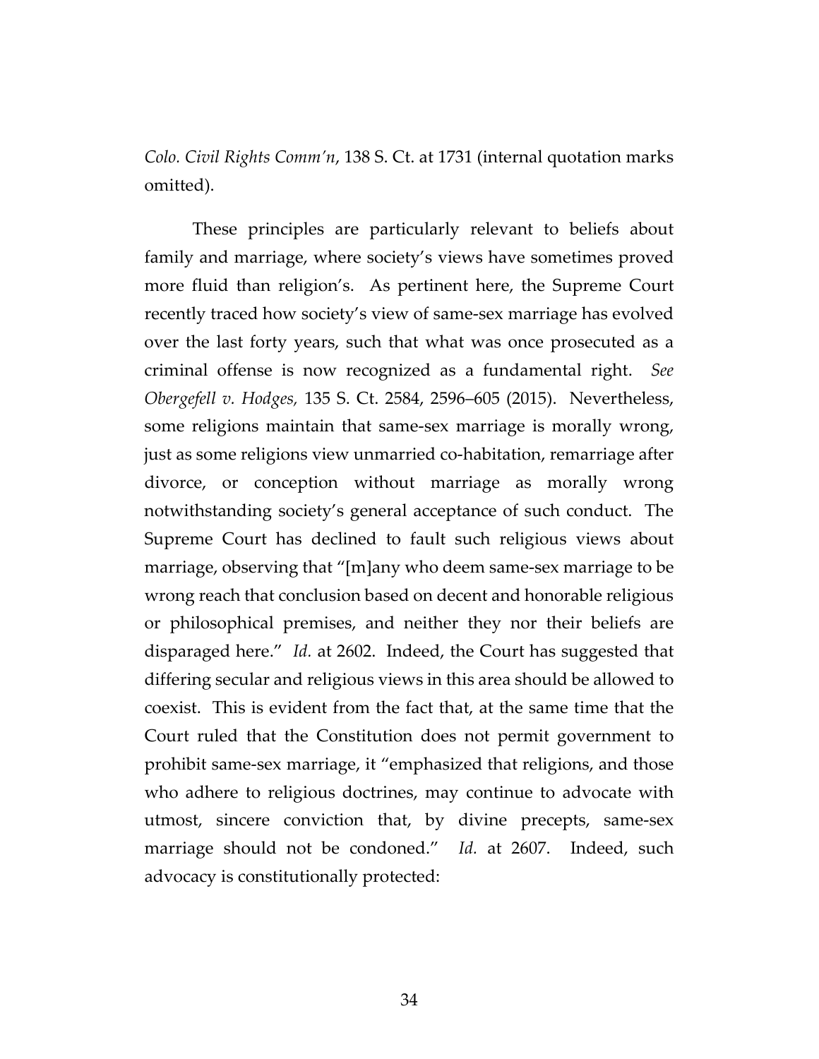*Colo. Civil Rights Comm'n*, 138 S. Ct. at 1731 (internal quotation marks omitted).

These principles are particularly relevant to beliefs about family and marriage, where society's views have sometimes proved more fluid than religion's. As pertinent here, the Supreme Court recently traced how society's view of same-sex marriage has evolved over the last forty years, such that what was once prosecuted as a criminal offense is now recognized as a fundamental right. *See Obergefell v. Hodges,* 135 S. Ct. 2584, 2596–605 (2015). Nevertheless, some religions maintain that same-sex marriage is morally wrong, just as some religions view unmarried co-habitation, remarriage after divorce, or conception without marriage as morally wrong notwithstanding society's general acceptance of such conduct. The Supreme Court has declined to fault such religious views about marriage, observing that "[m]any who deem same-sex marriage to be wrong reach that conclusion based on decent and honorable religious or philosophical premises, and neither they nor their beliefs are disparaged here." *Id.* at 2602. Indeed, the Court has suggested that differing secular and religious views in this area should be allowed to coexist. This is evident from the fact that, at the same time that the Court ruled that the Constitution does not permit government to prohibit same-sex marriage, it "emphasized that religions, and those who adhere to religious doctrines, may continue to advocate with utmost, sincere conviction that, by divine precepts, same-sex marriage should not be condoned." *Id.* at 2607. Indeed, such advocacy is constitutionally protected: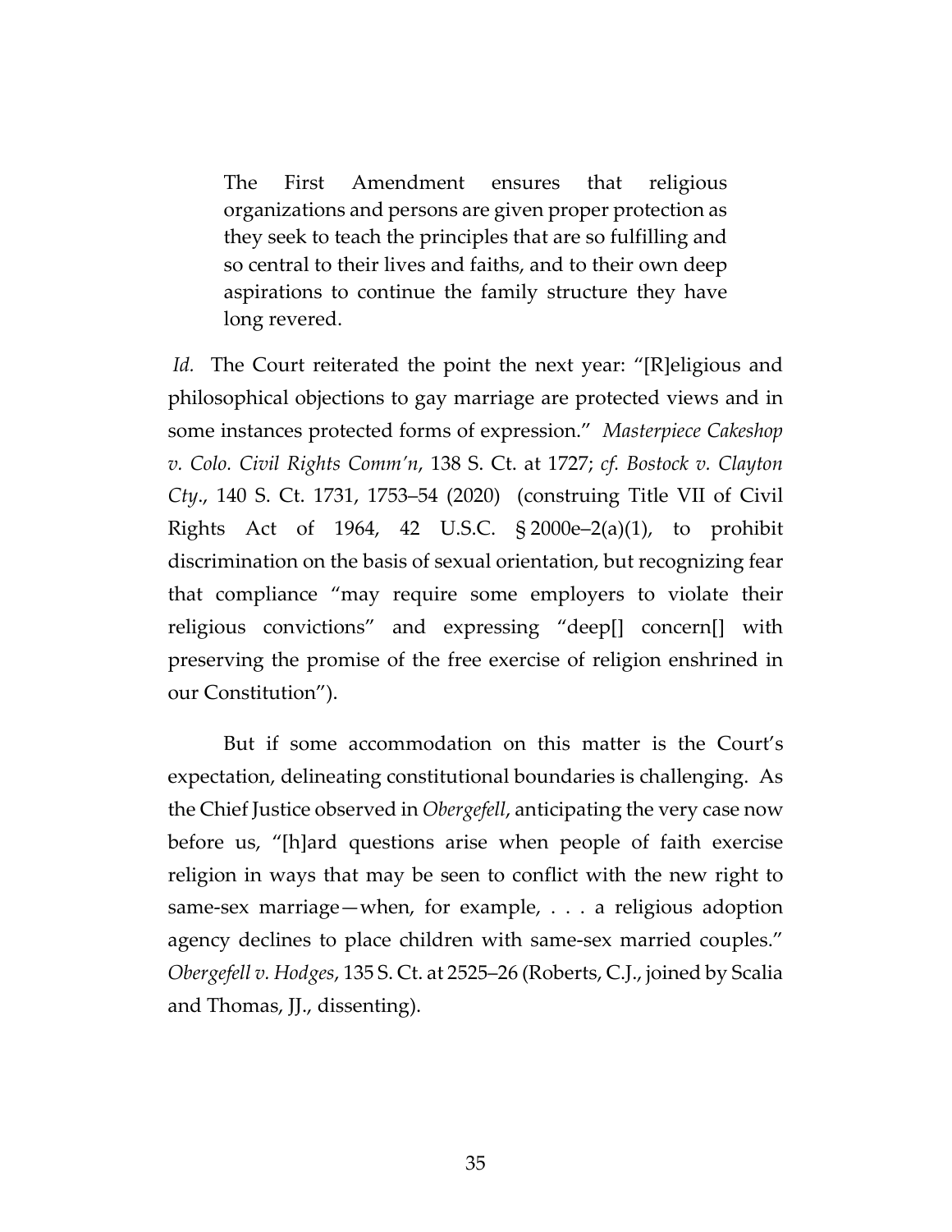> The First Amendment ensures that religious organizations and persons are given proper protection as they seek to teach the principles that are so fulfilling and so central to their lives and faiths, and to their own deep aspirations to continue the family structure they have long revered.

*Id.* The Court reiterated the point the next year: "[R]eligious and philosophical objections to gay marriage are protected views and in some instances protected forms of expression." *Masterpiece Cakeshop v. Colo. Civil Rights Comm'n*, 138 S. Ct. at 1727; *cf. Bostock v. Clayton Cty.*, 140 S. Ct. 1731, 1753–54 (2020) (construing Title VII of Civil Rights Act of 1964, 42 U.S.C. § 2000e–2(a)(1), to prohibit discrimination on the basis of sexual orientation, but recognizing fear that compliance "may require some employers to violate their religious convictions" and expressing "deep[] concern[] with preserving the promise of the free exercise of religion enshrined in our Constitution").

But if some accommodation on this matter is the Court's expectation, delineating constitutional boundaries is challenging. As the Chief Justice observed in *Obergefell*, anticipating the very case now before us, "[h]ard questions arise when people of faith exercise religion in ways that may be seen to conflict with the new right to same-sex marriage—when, for example, . . . a religious adoption agency declines to place children with same-sex married couples." *Obergefell v. Hodges*, 135 S. Ct. at 2525–26 (Roberts, C.J., joined by Scalia and Thomas, JJ., dissenting).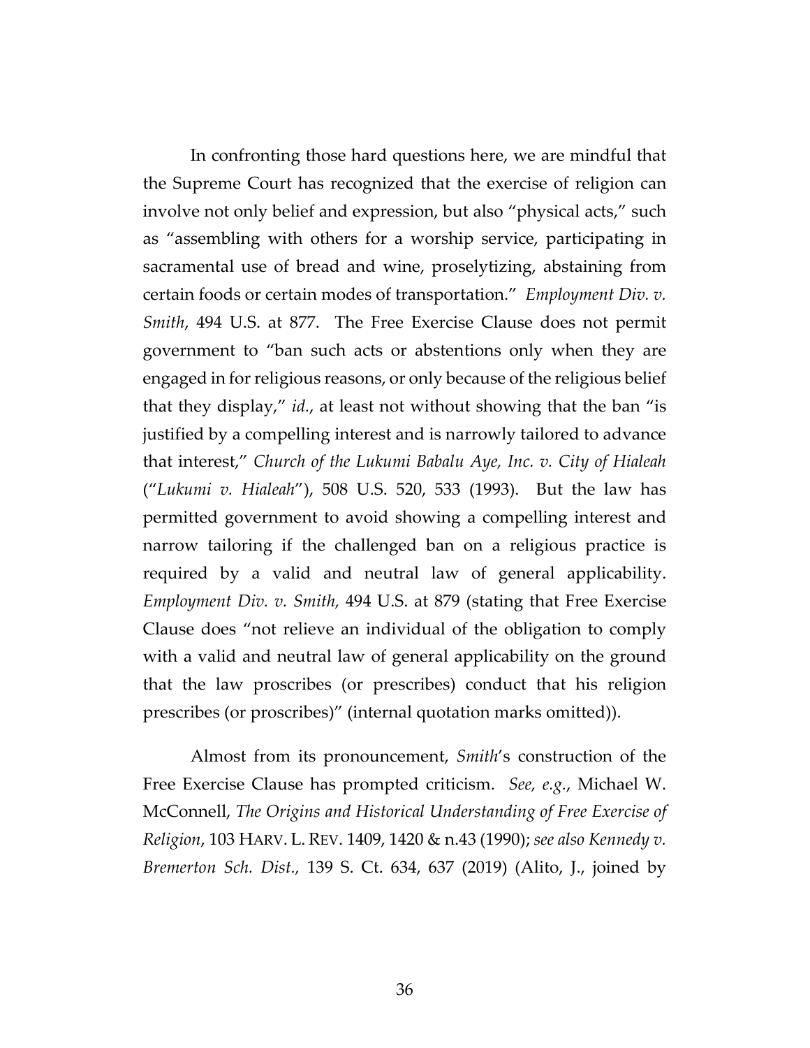In confronting those hard questions here, we are mindful that the Supreme Court has recognized that the exercise of religion can involve not only belief and expression, but also "physical acts," such as "assembling with others for a worship service, participating in sacramental use of bread and wine, proselytizing, abstaining from certain foods or certain modes of transportation." *Employment Div. v. Smith*, 494 U.S. at 877. The Free Exercise Clause does not permit government to "ban such acts or abstentions only when they are engaged in for religious reasons, or only because of the religious belief that they display," *id.*, at least not without showing that the ban "is justified by a compelling interest and is narrowly tailored to advance that interest," *Church of the Lukumi Babalu Aye, Inc. v. City of Hialeah* ("*Lukumi v. Hialeah*"), 508 U.S. 520, 533 (1993). But the law has permitted government to avoid showing a compelling interest and narrow tailoring if the challenged ban on a religious practice is required by a valid and neutral law of general applicability. *Employment Div. v. Smith,* 494 U.S. at 879 (stating that Free Exercise Clause does "not relieve an individual of the obligation to comply with a valid and neutral law of general applicability on the ground that the law proscribes (or prescribes) conduct that his religion prescribes (or proscribes)" (internal quotation marks omitted)).

Almost from its pronouncement, *Smith*'s construction of the Free Exercise Clause has prompted criticism. *See, e.g.*, Michael W. McConnell, *The Origins and Historical Understanding of Free Exercise of Religion*, 103 HARV. L. REV. 1409, 1420 & n.43 (1990); *see also Kennedy v. Bremerton Sch. Dist.,* 139 S. Ct. 634, 637 (2019) (Alito, J., joined by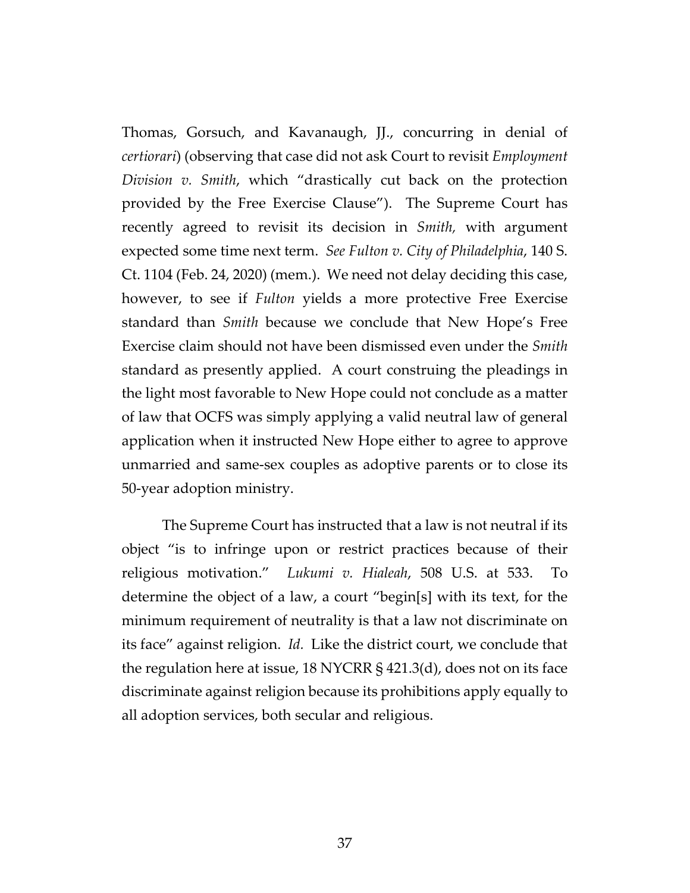Thomas, Gorsuch, and Kavanaugh, JJ., concurring in denial of *certiorari*) (observing that case did not ask Court to revisit *Employment Division v. Smith*, which "drastically cut back on the protection provided by the Free Exercise Clause"). The Supreme Court has recently agreed to revisit its decision in *Smith,* with argument expected some time next term. *See Fulton v. City of Philadelphia*, 140 S. Ct. 1104 (Feb. 24, 2020) (mem.). We need not delay deciding this case, however, to see if *Fulton* yields a more protective Free Exercise standard than *Smith* because we conclude that New Hope's Free Exercise claim should not have been dismissed even under the *Smith* standard as presently applied. A court construing the pleadings in the light most favorable to New Hope could not conclude as a matter of law that OCFS was simply applying a valid neutral law of general application when it instructed New Hope either to agree to approve unmarried and same-sex couples as adoptive parents or to close its 50-year adoption ministry.

The Supreme Court has instructed that a law is not neutral if its object "is to infringe upon or restrict practices because of their religious motivation." *Lukumi v. Hialeah*, 508 U.S. at 533. To determine the object of a law, a court "begin[s] with its text, for the minimum requirement of neutrality is that a law not discriminate on its face" against religion. *Id.* Like the district court, we conclude that the regulation here at issue, 18 NYCRR § 421.3(d), does not on its face discriminate against religion because its prohibitions apply equally to all adoption services, both secular and religious.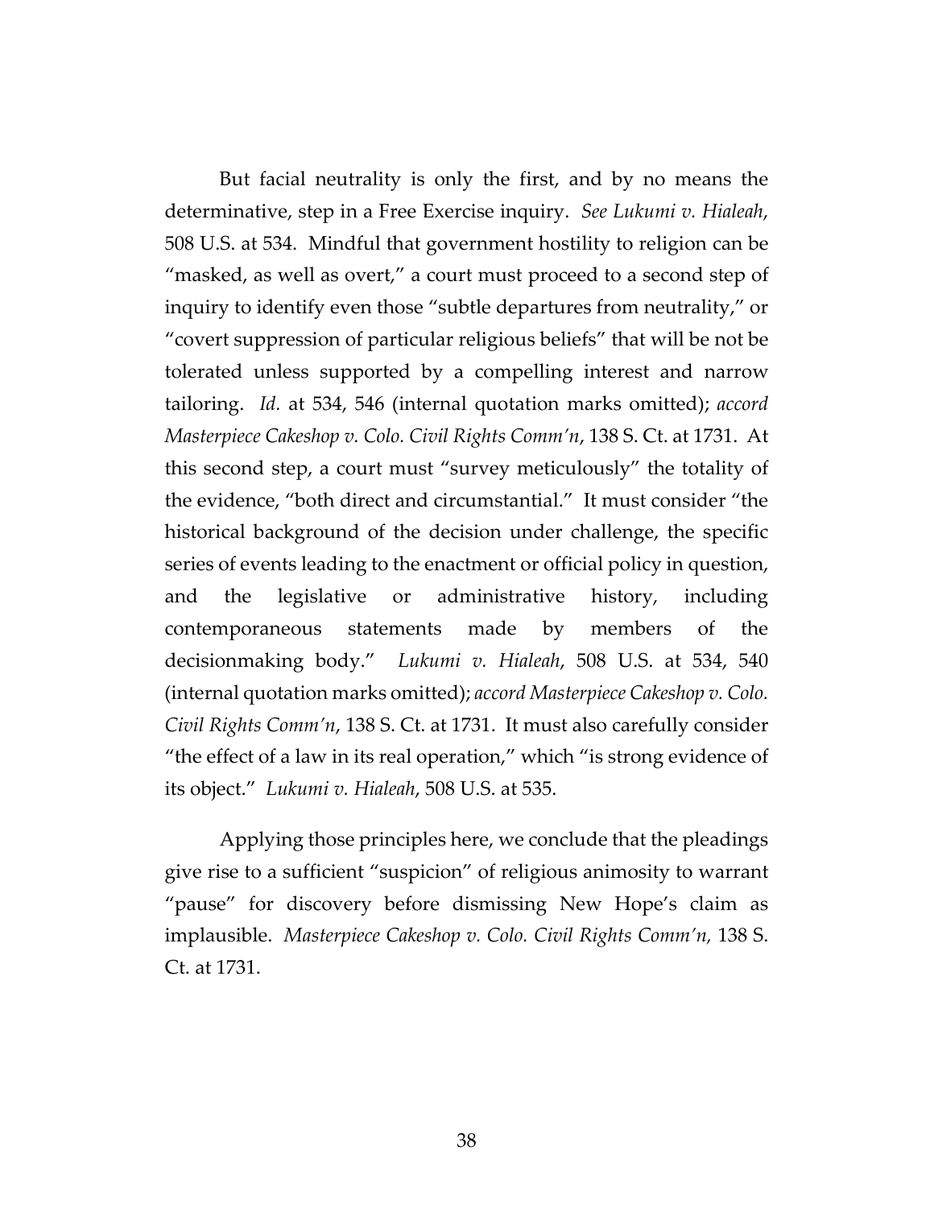But facial neutrality is only the first, and by no means the determinative, step in a Free Exercise inquiry. *See Lukumi v. Hialeah*, 508 U.S. at 534. Mindful that government hostility to religion can be "masked, as well as overt," a court must proceed to a second step of inquiry to identify even those "subtle departures from neutrality," or "covert suppression of particular religious beliefs" that will be not be tolerated unless supported by a compelling interest and narrow tailoring. *Id.* at 534, 546 (internal quotation marks omitted); *accord Masterpiece Cakeshop v. Colo. Civil Rights Comm'n*, 138 S. Ct. at 1731. At this second step, a court must "survey meticulously" the totality of the evidence, "both direct and circumstantial." It must consider "the historical background of the decision under challenge, the specific series of events leading to the enactment or official policy in question, and the legislative or administrative history, including contemporaneous statements made by members of the decisionmaking body." *Lukumi v. Hialeah*, 508 U.S. at 534, 540 (internal quotation marks omitted); *accord Masterpiece Cakeshop v. Colo. Civil Rights Comm'n*, 138 S. Ct. at 1731. It must also carefully consider "the effect of a law in its real operation," which "is strong evidence of its object." *Lukumi v. Hialeah*, 508 U.S. at 535.

Applying those principles here, we conclude that the pleadings give rise to a sufficient "suspicion" of religious animosity to warrant "pause" for discovery before dismissing New Hope's claim as implausible. *Masterpiece Cakeshop v. Colo. Civil Rights Comm'n*, 138 S. Ct. at 1731.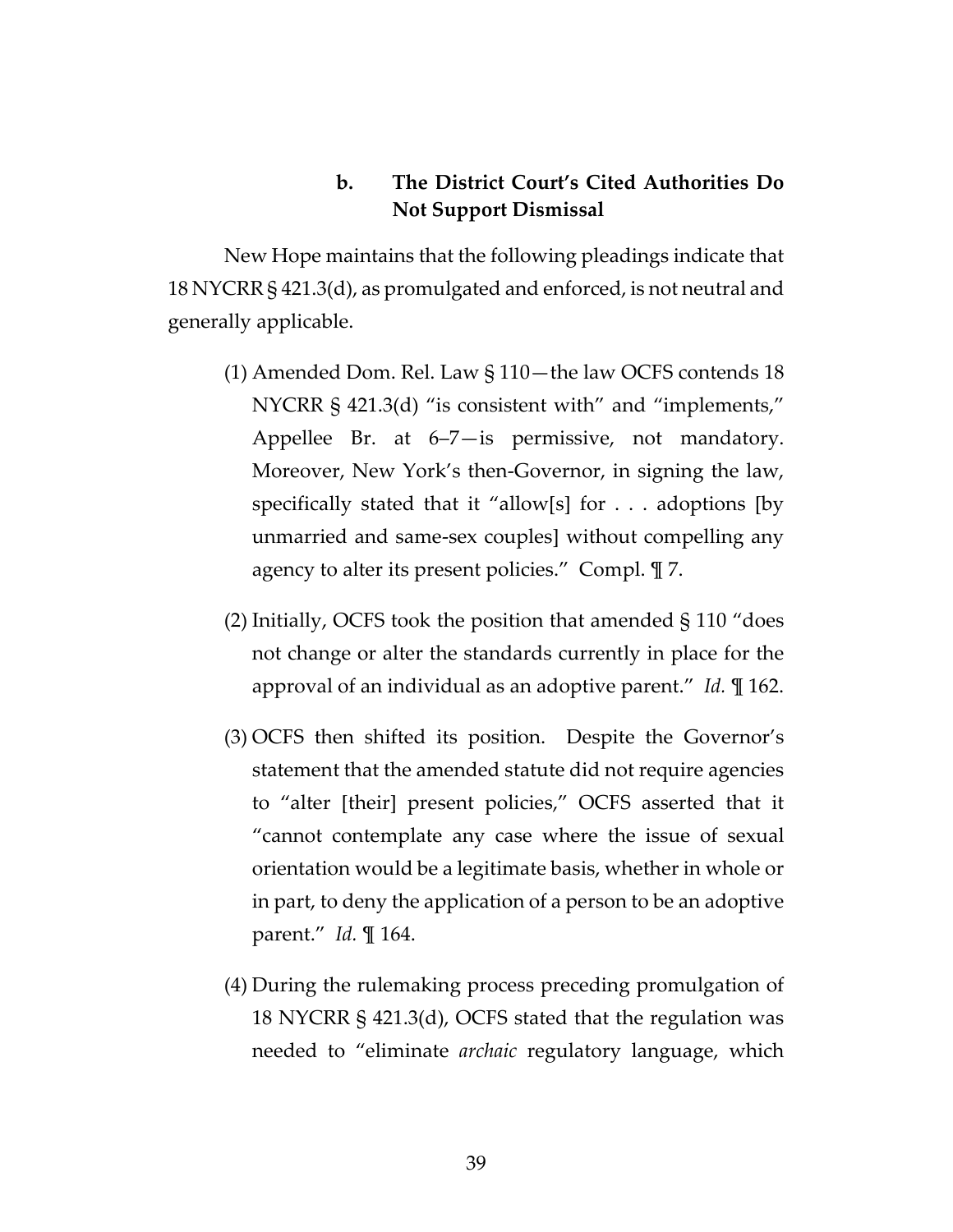#### b. The District Court's Cited Authorities Do Not Support Dismissal

New Hope maintains that the following pleadings indicate that 18 NYCRR § 421.3(d), as promulgated and enforced, is not neutral and generally applicable.

(1) Amended Dom. Rel. Law § 110—the law OCFS contends 18 NYCRR § 421.3(d) "is consistent with" and "implements," Appellee Br. at 6–7—is permissive, not mandatory. Moreover, New York's then-Governor, in signing the law, specifically stated that it "allow[s] for . . . adoptions [by unmarried and same-sex couples] without compelling any agency to alter its present policies." Compl. ¶ 7.

(2) Initially, OCFS took the position that amended § 110 "does not change or alter the standards currently in place for the approval of an individual as an adoptive parent." *Id.* ¶ 162.

(3) OCFS then shifted its position. Despite the Governor's statement that the amended statute did not require agencies to "alter [their] present policies," OCFS asserted that it "cannot contemplate any case where the issue of sexual orientation would be a legitimate basis, whether in whole or in part, to deny the application of a person to be an adoptive parent." *Id.* ¶ 164.

(4) During the rulemaking process preceding promulgation of 18 NYCRR § 421.3(d), OCFS stated that the regulation was needed to "eliminate *archaic* regulatory language, which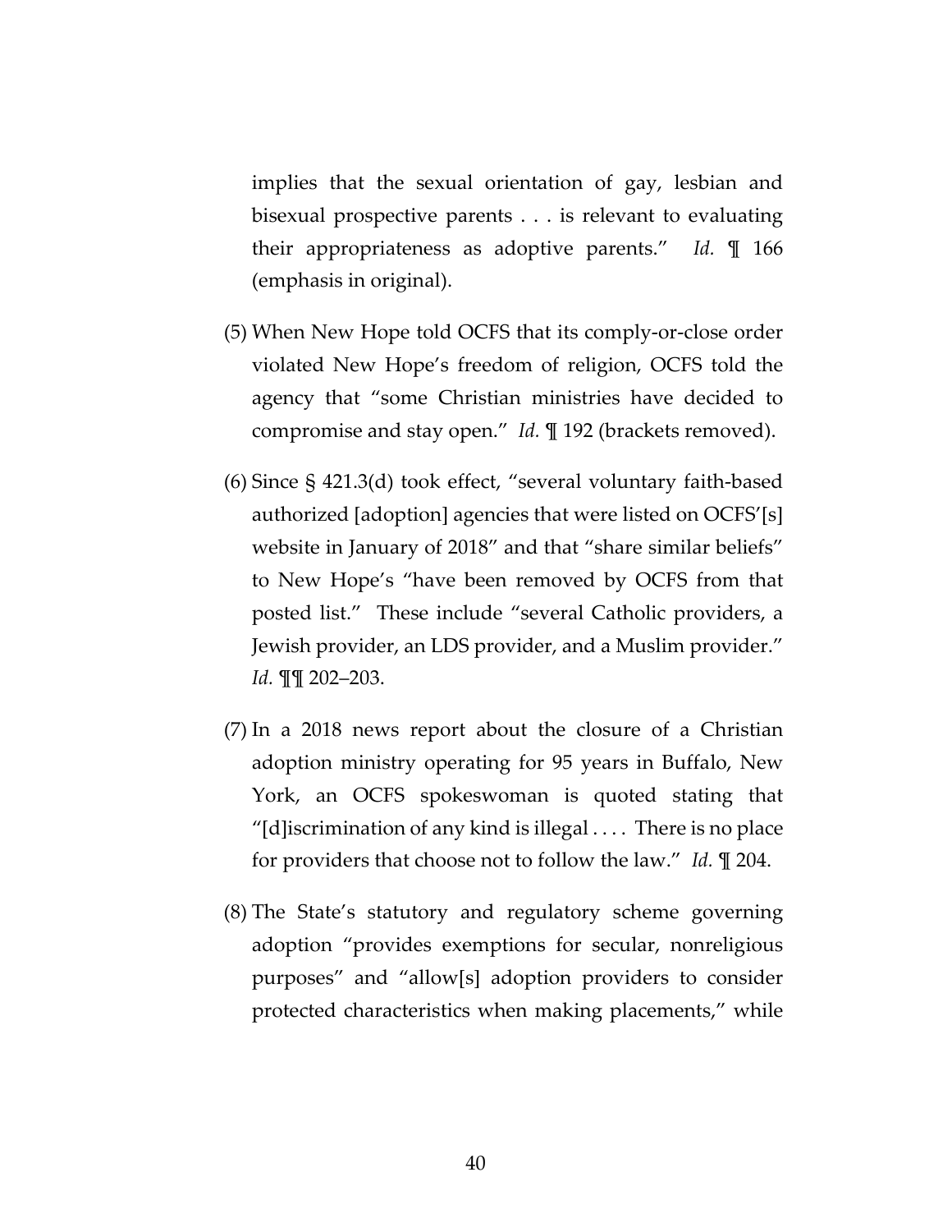implies that the sexual orientation of gay, lesbian and bisexual prospective parents . . . is relevant to evaluating their appropriateness as adoptive parents." *Id.* ¶ 166 (emphasis in original).

(5) When New Hope told OCFS that its comply-or-close order violated New Hope's freedom of religion, OCFS told the agency that "some Christian ministries have decided to compromise and stay open." *Id.* ¶ 192 (brackets removed).

(6) Since § 421.3(d) took effect, "several voluntary faith-based authorized [adoption] agencies that were listed on OCFS'[s] website in January of 2018" and that "share similar beliefs" to New Hope's "have been removed by OCFS from that posted list." These include "several Catholic providers, a Jewish provider, an LDS provider, and a Muslim provider." *Id.* ¶¶ 202–203.

(7) In a 2018 news report about the closure of a Christian adoption ministry operating for 95 years in Buffalo, New York, an OCFS spokeswoman is quoted stating that "[d]iscrimination of any kind is illegal . . . . There is no place for providers that choose not to follow the law." *Id.* ¶ 204.

(8) The State's statutory and regulatory scheme governing adoption "provides exemptions for secular, nonreligious purposes" and "allow[s] adoption providers to consider protected characteristics when making placements," while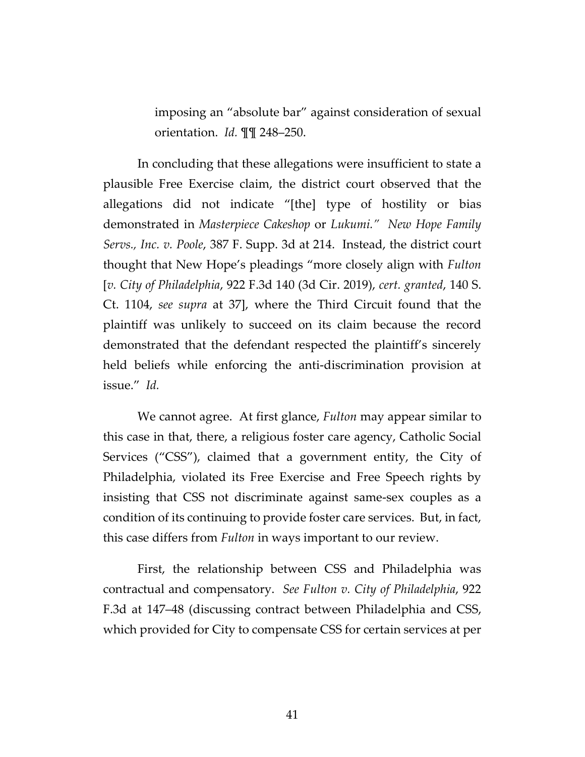imposing an "absolute bar" against consideration of sexual orientation. *Id.* ¶¶ 248–250.

In concluding that these allegations were insufficient to state a plausible Free Exercise claim, the district court observed that the allegations did not indicate "[the] type of hostility or bias demonstrated in *Masterpiece Cakeshop* or *Lukumi*." *New Hope Family Servs., Inc. v. Poole*, 387 F. Supp. 3d at 214. Instead, the district court thought that New Hope's pleadings "more closely align with *Fulton* [*v. City of Philadelphia*, 922 F.3d 140 (3d Cir. 2019), *cert. granted*, 140 S. Ct. 1104, *see supra* at 37], where the Third Circuit found that the plaintiff was unlikely to succeed on its claim because the record demonstrated that the defendant respected the plaintiff's sincerely held beliefs while enforcing the anti-discrimination provision at issue." *Id.*

We cannot agree. At first glance, *Fulton* may appear similar to this case in that, there, a religious foster care agency, Catholic Social Services ("CSS"), claimed that a government entity, the City of Philadelphia, violated its Free Exercise and Free Speech rights by insisting that CSS not discriminate against same-sex couples as a condition of its continuing to provide foster care services. But, in fact, this case differs from *Fulton* in ways important to our review.

First, the relationship between CSS and Philadelphia was contractual and compensatory. *See Fulton v. City of Philadelphia*, 922 F.3d at 147–48 (discussing contract between Philadelphia and CSS, which provided for City to compensate CSS for certain services at per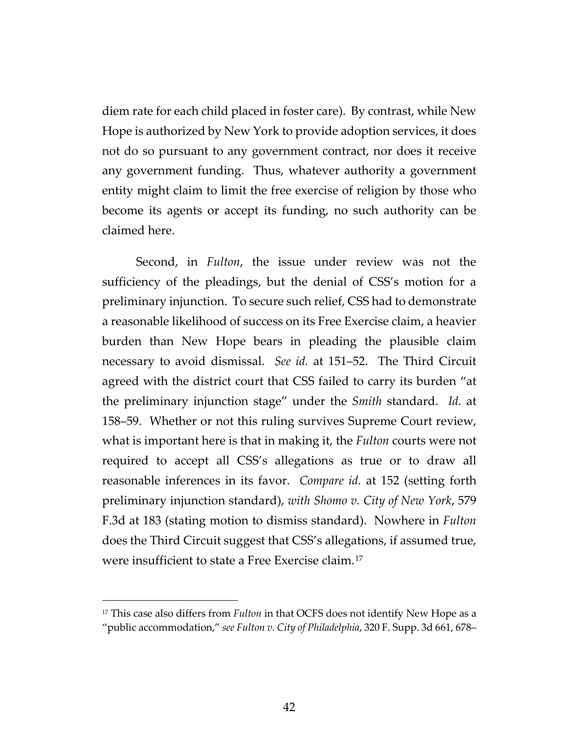diem rate for each child placed in foster care). By contrast, while New Hope is authorized by New York to provide adoption services, it does not do so pursuant to any government contract, nor does it receive any government funding. Thus, whatever authority a government entity might claim to limit the free exercise of religion by those who become its agents or accept its funding, no such authority can be claimed here.

Second, in *Fulton*, the issue under review was not the sufficiency of the pleadings, but the denial of CSS's motion for a preliminary injunction. To secure such relief, CSS had to demonstrate a reasonable likelihood of success on its Free Exercise claim, a heavier burden than New Hope bears in pleading the plausible claim necessary to avoid dismissal. *See id.* at 151–52. The Third Circuit agreed with the district court that CSS failed to carry its burden "at the preliminary injunction stage" under the *Smith* standard. *Id.* at 158–59. Whether or not this ruling survives Supreme Court review, what is important here is that in making it, the *Fulton* courts were not required to accept all CSS's allegations as true or to draw all reasonable inferences in its favor. *Compare id.* at 152 (setting forth preliminary injunction standard), *with Shomo v. City of New York*, 579 F.3d at 183 (stating motion to dismiss standard). Nowhere in *Fulton* does the Third Circuit suggest that CSS's allegations, if assumed true, were insufficient to state a Free Exercise claim.[17]

[17] This case also differs from *Fulton* in that OCFS does not identify New Hope as a "public accommodation," *see Fulton v. City of Philadelphia*, 320 F. Supp. 3d 661, 678–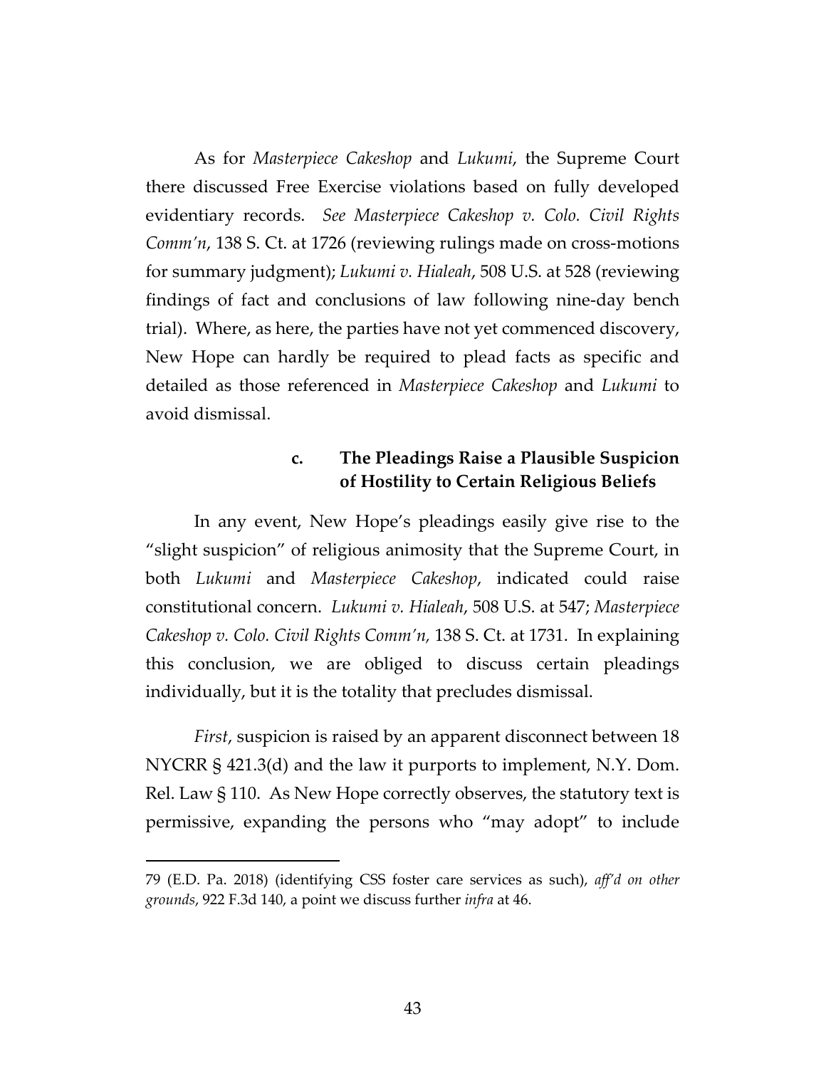As for *Masterpiece Cakeshop* and *Lukumi*, the Supreme Court there discussed Free Exercise violations based on fully developed evidentiary records. *See Masterpiece Cakeshop v. Colo. Civil Rights Comm'n*, 138 S. Ct. at 1726 (reviewing rulings made on cross-motions for summary judgment); *Lukumi v. Hialeah*, 508 U.S. at 528 (reviewing findings of fact and conclusions of law following nine-day bench trial). Where, as here, the parties have not yet commenced discovery, New Hope can hardly be required to plead facts as specific and detailed as those referenced in *Masterpiece Cakeshop* and *Lukumi* to avoid dismissal.

**c. The Pleadings Raise a Plausible Suspicion of Hostility to Certain Religious Beliefs**

In any event, New Hope's pleadings easily give rise to the "slight suspicion" of religious animosity that the Supreme Court, in both *Lukumi* and *Masterpiece Cakeshop*, indicated could raise constitutional concern. *Lukumi v. Hialeah*, 508 U.S. at 547; *Masterpiece Cakeshop v. Colo. Civil Rights Comm'n,* 138 S. Ct. at 1731. In explaining this conclusion, we are obliged to discuss certain pleadings individually, but it is the totality that precludes dismissal.

*First*, suspicion is raised by an apparent disconnect between 18 NYCRR § 421.3(d) and the law it purports to implement, N.Y. Dom. Rel. Law § 110. As New Hope correctly observes, the statutory text is permissive, expanding the persons who "may adopt" to include

---

79 (E.D. Pa. 2018) (identifying CSS foster care services as such), *aff'd on other grounds*, 922 F.3d 140, a point we discuss further *infra* at 46.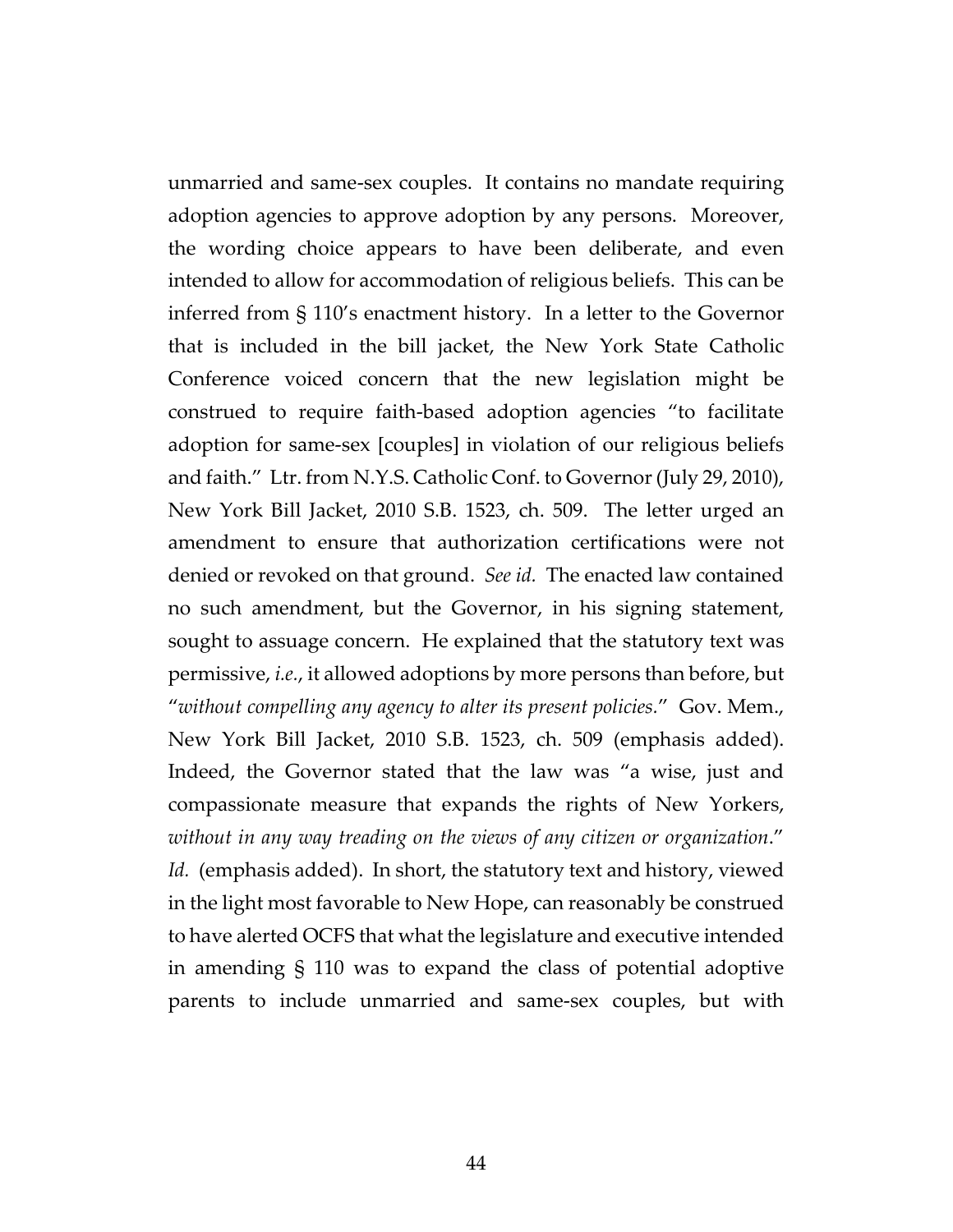unmarried and same-sex couples. It contains no mandate requiring adoption agencies to approve adoption by any persons. Moreover, the wording choice appears to have been deliberate, and even intended to allow for accommodation of religious beliefs. This can be inferred from § 110's enactment history. In a letter to the Governor that is included in the bill jacket, the New York State Catholic Conference voiced concern that the new legislation might be construed to require faith-based adoption agencies "to facilitate adoption for same-sex [couples] in violation of our religious beliefs and faith." Ltr. from N.Y.S. Catholic Conf. to Governor (July 29, 2010), New York Bill Jacket, 2010 S.B. 1523, ch. 509. The letter urged an amendment to ensure that authorization certifications were not denied or revoked on that ground. *See id.* The enacted law contained no such amendment, but the Governor, in his signing statement, sought to assuage concern. He explained that the statutory text was permissive, *i.e.*, it allowed adoptions by more persons than before, but "*without compelling any agency to alter its present policies.*" Gov. Mem., New York Bill Jacket, 2010 S.B. 1523, ch. 509 (emphasis added). Indeed, the Governor stated that the law was "a wise, just and compassionate measure that expands the rights of New Yorkers, *without in any way treading on the views of any citizen or organization*." *Id.* (emphasis added). In short, the statutory text and history, viewed in the light most favorable to New Hope, can reasonably be construed to have alerted OCFS that what the legislature and executive intended in amending § 110 was to expand the class of potential adoptive parents to include unmarried and same-sex couples, but with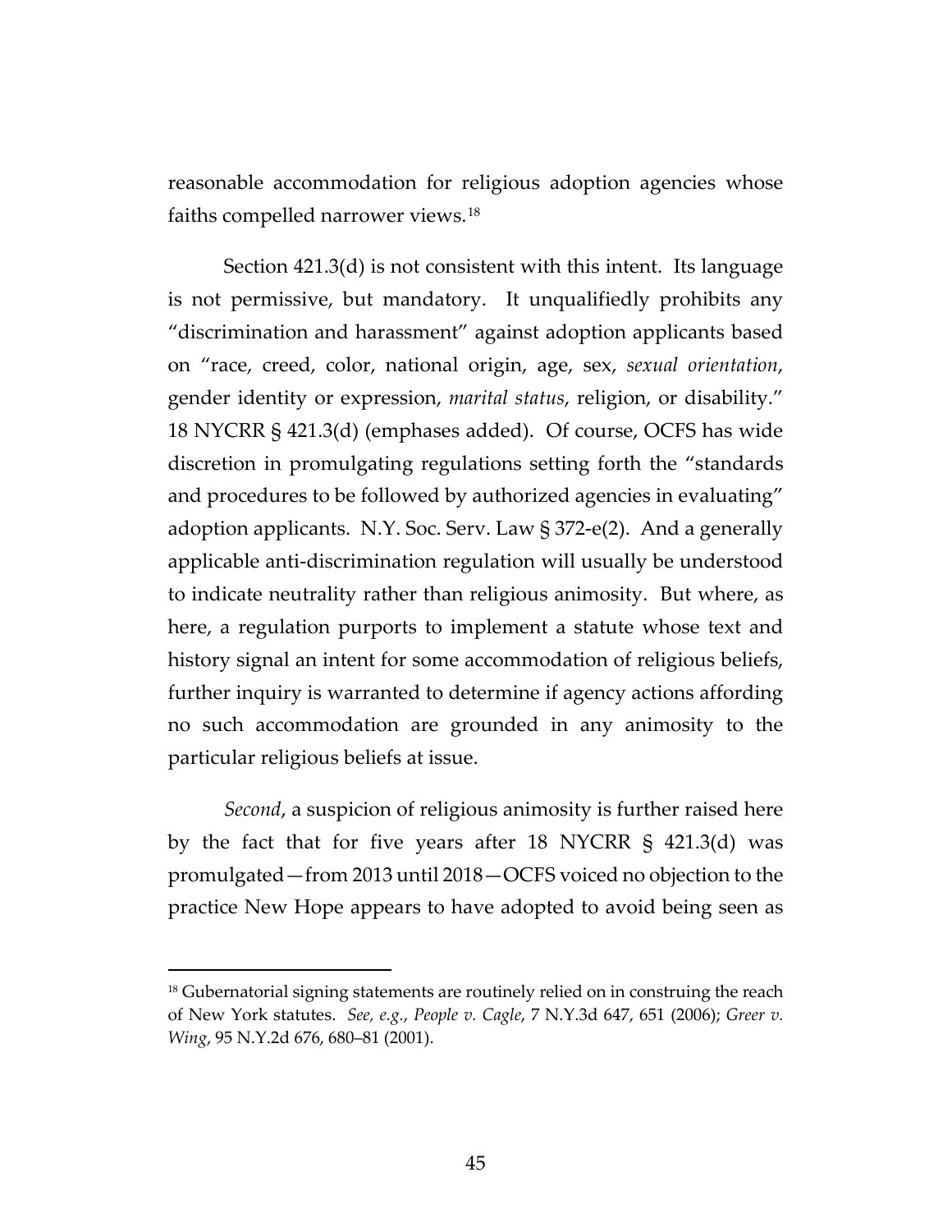reasonable accommodation for religious adoption agencies whose faiths compelled narrower views.[18]

Section 421.3(d) is not consistent with this intent. Its language is not permissive, but mandatory. It unqualifiedly prohibits any "discrimination and harassment" against adoption applicants based on "race, creed, color, national origin, age, sex, *sexual orientation*, gender identity or expression, *marital status*, religion, or disability." 18 NYCRR § 421.3(d) (emphases added). Of course, OCFS has wide discretion in promulgating regulations setting forth the "standards and procedures to be followed by authorized agencies in evaluating" adoption applicants. N.Y. Soc. Serv. Law § 372-e(2). And a generally applicable anti-discrimination regulation will usually be understood to indicate neutrality rather than religious animosity. But where, as here, a regulation purports to implement a statute whose text and history signal an intent for some accommodation of religious beliefs, further inquiry is warranted to determine if agency actions affording no such accommodation are grounded in any animosity to the particular religious beliefs at issue.

*Second*, a suspicion of religious animosity is further raised here by the fact that for five years after 18 NYCRR § 421.3(d) was promulgated—from 2013 until 2018—OCFS voiced no objection to the practice New Hope appears to have adopted to avoid being seen as

[18] Gubernatorial signing statements are routinely relied on in construing the reach of New York statutes. *See, e.g.*, *People v. Cagle*, 7 N.Y.3d 647, 651 (2006); *Greer v. Wing*, 95 N.Y.2d 676, 680–81 (2001).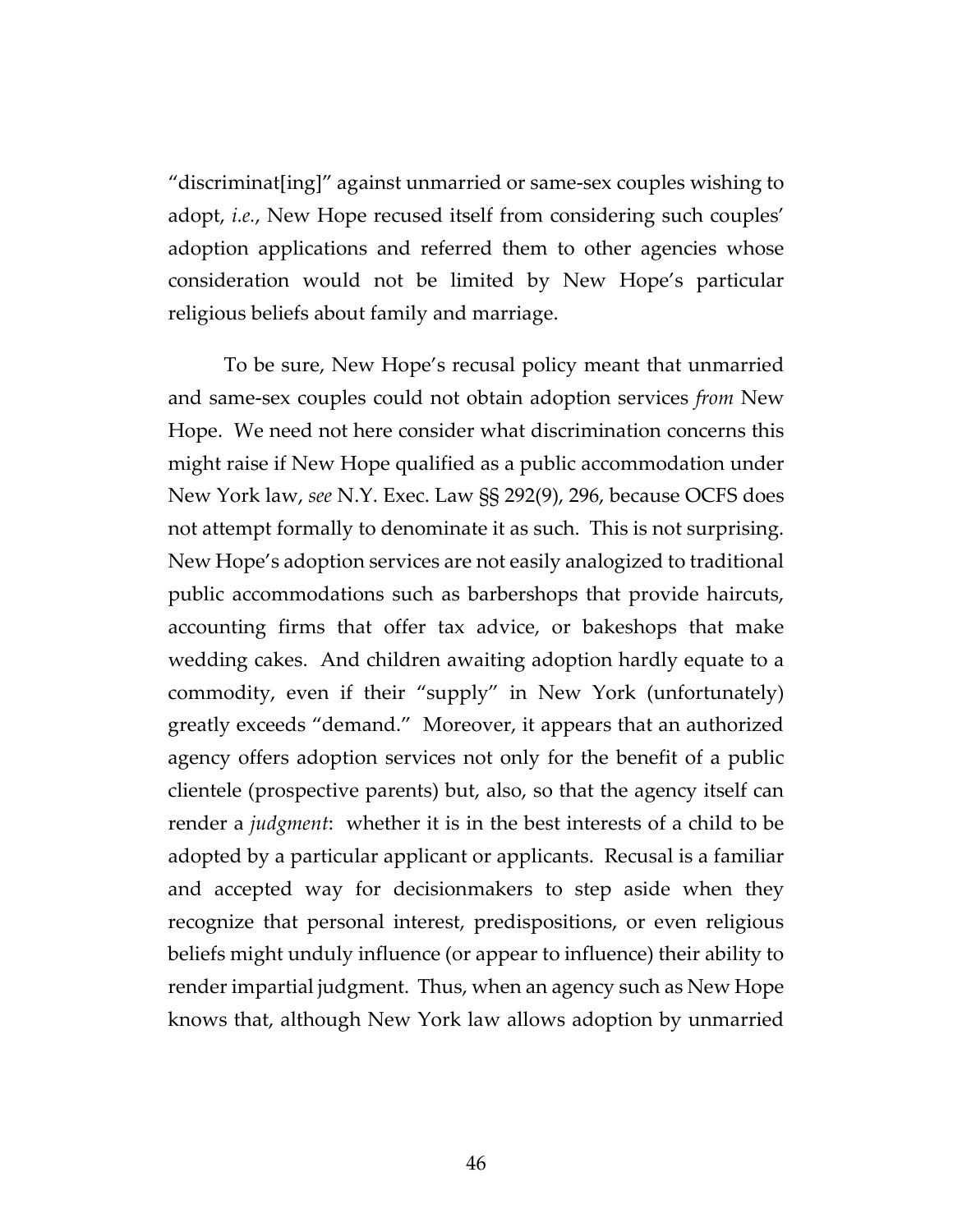"discriminat[ing]" against unmarried or same-sex couples wishing to adopt, *i.e.*, New Hope recused itself from considering such couples' adoption applications and referred them to other agencies whose consideration would not be limited by New Hope's particular religious beliefs about family and marriage.

To be sure, New Hope's recusal policy meant that unmarried and same-sex couples could not obtain adoption services *from* New Hope. We need not here consider what discrimination concerns this might raise if New Hope qualified as a public accommodation under New York law, *see* N.Y. Exec. Law §§ 292(9), 296, because OCFS does not attempt formally to denominate it as such. This is not surprising. New Hope's adoption services are not easily analogized to traditional public accommodations such as barbershops that provide haircuts, accounting firms that offer tax advice, or bakeshops that make wedding cakes. And children awaiting adoption hardly equate to a commodity, even if their "supply" in New York (unfortunately) greatly exceeds "demand." Moreover, it appears that an authorized agency offers adoption services not only for the benefit of a public clientele (prospective parents) but, also, so that the agency itself can render a *judgment*: whether it is in the best interests of a child to be adopted by a particular applicant or applicants. Recusal is a familiar and accepted way for decisionmakers to step aside when they recognize that personal interest, predispositions, or even religious beliefs might unduly influence (or appear to influence) their ability to render impartial judgment. Thus, when an agency such as New Hope knows that, although New York law allows adoption by unmarried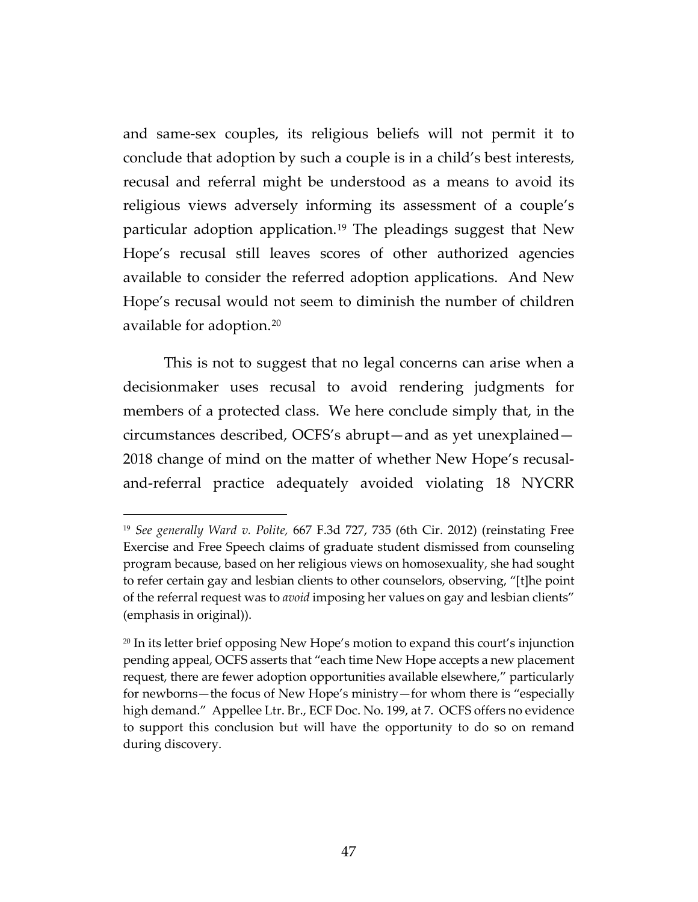and same-sex couples, its religious beliefs will not permit it to conclude that adoption by such a couple is in a child's best interests, recusal and referral might be understood as a means to avoid its religious views adversely informing its assessment of a couple's particular adoption application.[19] The pleadings suggest that New Hope's recusal still leaves scores of other authorized agencies available to consider the referred adoption applications. And New Hope's recusal would not seem to diminish the number of children available for adoption.[20]

This is not to suggest that no legal concerns can arise when a decisionmaker uses recusal to avoid rendering judgments for members of a protected class. We here conclude simply that, in the circumstances described, OCFS's abrupt—and as yet unexplained—2018 change of mind on the matter of whether New Hope's recusal-and-referral practice adequately avoided violating 18 NYCRR

---

[19] *See generally Ward v. Polite,* 667 F.3d 727, 735 (6th Cir. 2012) (reinstating Free Exercise and Free Speech claims of graduate student dismissed from counseling program because, based on her religious views on homosexuality, she had sought to refer certain gay and lesbian clients to other counselors, observing, "[t]he point of the referral request was to *avoid* imposing her values on gay and lesbian clients" (emphasis in original)).

[20] In its letter brief opposing New Hope's motion to expand this court's injunction pending appeal, OCFS asserts that "each time New Hope accepts a new placement request, there are fewer adoption opportunities available elsewhere," particularly for newborns—the focus of New Hope's ministry—for whom there is "especially high demand." Appellee Ltr. Br., ECF Doc. No. 199, at 7. OCFS offers no evidence to support this conclusion but will have the opportunity to do so on remand during discovery.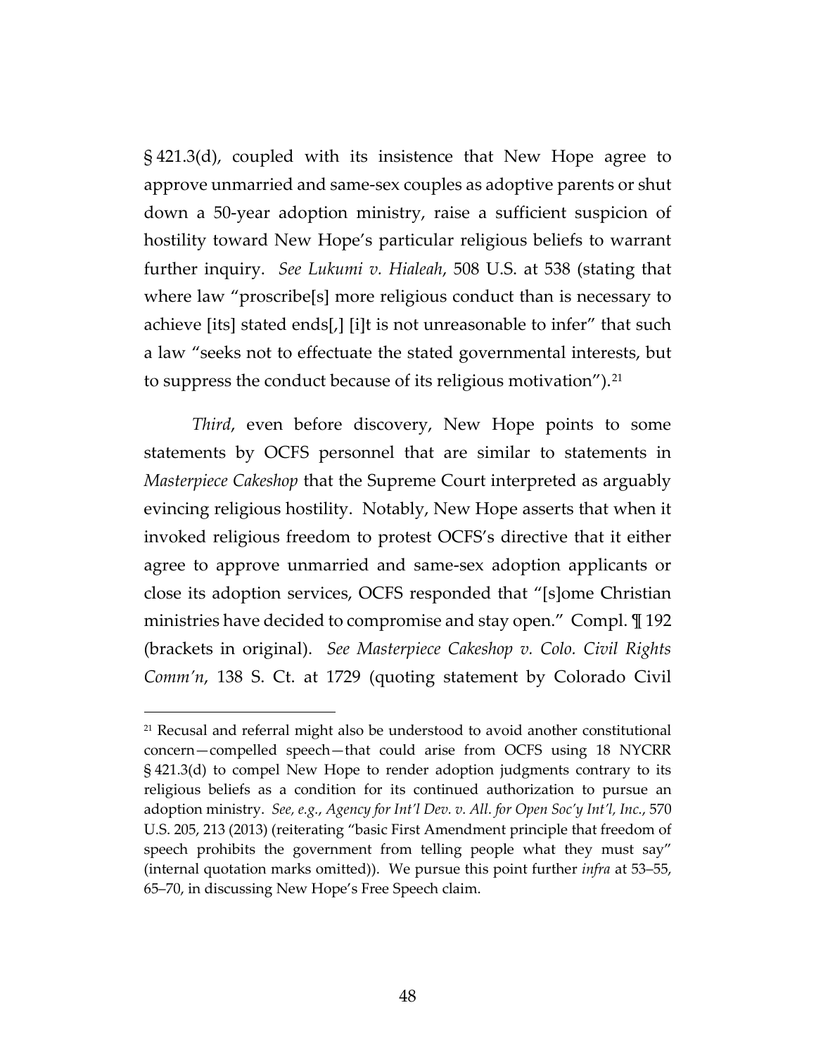§ 421.3(d), coupled with its insistence that New Hope agree to approve unmarried and same-sex couples as adoptive parents or shut down a 50-year adoption ministry, raise a sufficient suspicion of hostility toward New Hope's particular religious beliefs to warrant further inquiry. *See Lukumi v. Hialeah*, 508 U.S. at 538 (stating that where law "proscribe[s] more religious conduct than is necessary to achieve [its] stated ends[,] [i]t is not unreasonable to infer" that such a law "seeks not to effectuate the stated governmental interests, but to suppress the conduct because of its religious motivation").[21]

*Third*, even before discovery, New Hope points to some statements by OCFS personnel that are similar to statements in *Masterpiece Cakeshop* that the Supreme Court interpreted as arguably evincing religious hostility. Notably, New Hope asserts that when it invoked religious freedom to protest OCFS's directive that it either agree to approve unmarried and same-sex adoption applicants or close its adoption services, OCFS responded that "[s]ome Christian ministries have decided to compromise and stay open." Compl. ¶ 192 (brackets in original). *See Masterpiece Cakeshop v. Colo. Civil Rights Comm'n*, 138 S. Ct. at 1729 (quoting statement by Colorado Civil

---

[21] Recusal and referral might also be understood to avoid another constitutional concern—compelled speech—that could arise from OCFS using 18 NYCRR § 421.3(d) to compel New Hope to render adoption judgments contrary to its religious beliefs as a condition for its continued authorization to pursue an adoption ministry. *See, e.g.*, *Agency for Int'l Dev. v. All. for Open Soc'y Int'l, Inc.*, 570 U.S. 205, 213 (2013) (reiterating "basic First Amendment principle that freedom of speech prohibits the government from telling people what they must say" (internal quotation marks omitted)). We pursue this point further *infra* at 53–55, 65–70, in discussing New Hope's Free Speech claim.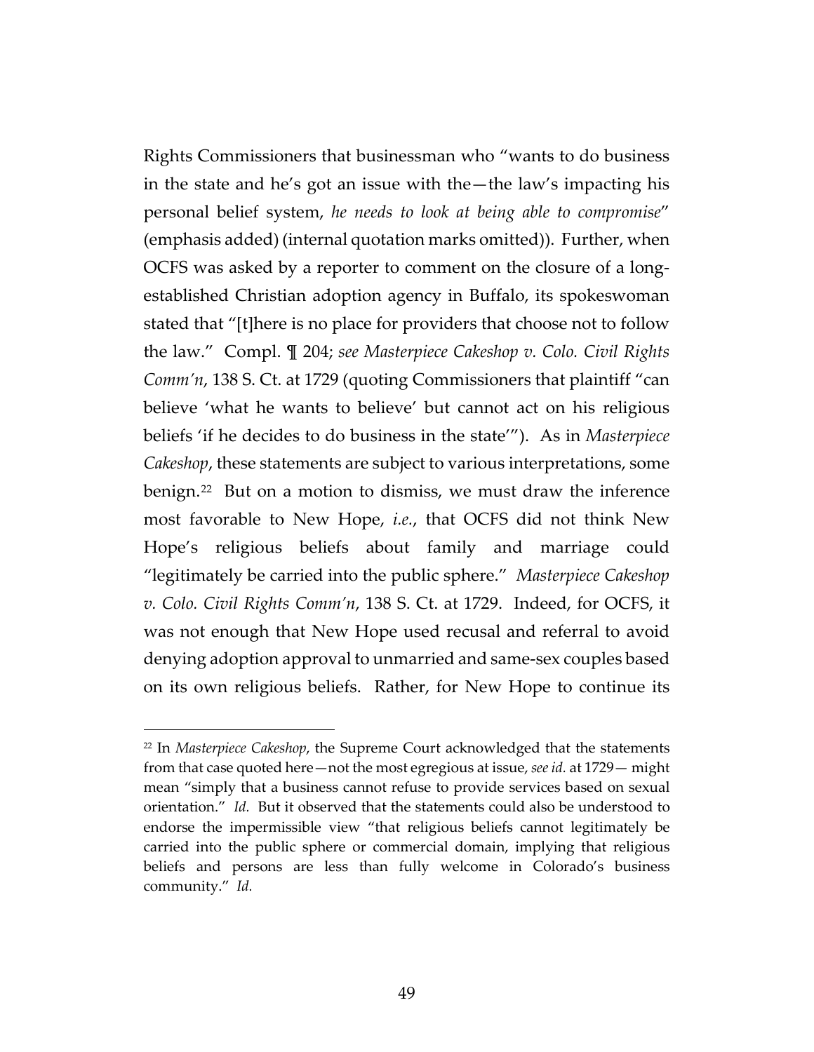Rights Commissioners that businessman who "wants to do business in the state and he's got an issue with the—the law's impacting his personal belief system, *he needs to look at being able to compromise*" (emphasis added) (internal quotation marks omitted)). Further, when OCFS was asked by a reporter to comment on the closure of a long-established Christian adoption agency in Buffalo, its spokeswoman stated that "[t]here is no place for providers that choose not to follow the law." Compl. ¶ 204; *see Masterpiece Cakeshop v. Colo. Civil Rights Comm'n*, 138 S. Ct. at 1729 (quoting Commissioners that plaintiff "can believe 'what he wants to believe' but cannot act on his religious beliefs 'if he decides to do business in the state'"). As in *Masterpiece Cakeshop*, these statements are subject to various interpretations, some benign.[22] But on a motion to dismiss, we must draw the inference most favorable to New Hope, *i.e.*, that OCFS did not think New Hope's religious beliefs about family and marriage could "legitimately be carried into the public sphere." *Masterpiece Cakeshop v. Colo. Civil Rights Comm'n*, 138 S. Ct. at 1729. Indeed, for OCFS, it was not enough that New Hope used recusal and referral to avoid denying adoption approval to unmarried and same-sex couples based on its own religious beliefs. Rather, for New Hope to continue its

[22] In *Masterpiece Cakeshop*, the Supreme Court acknowledged that the statements from that case quoted here—not the most egregious at issue, *see id.* at 1729— might mean "simply that a business cannot refuse to provide services based on sexual orientation." *Id.* But it observed that the statements could also be understood to endorse the impermissible view "that religious beliefs cannot legitimately be carried into the public sphere or commercial domain, implying that religious beliefs and persons are less than fully welcome in Colorado's business community." *Id.*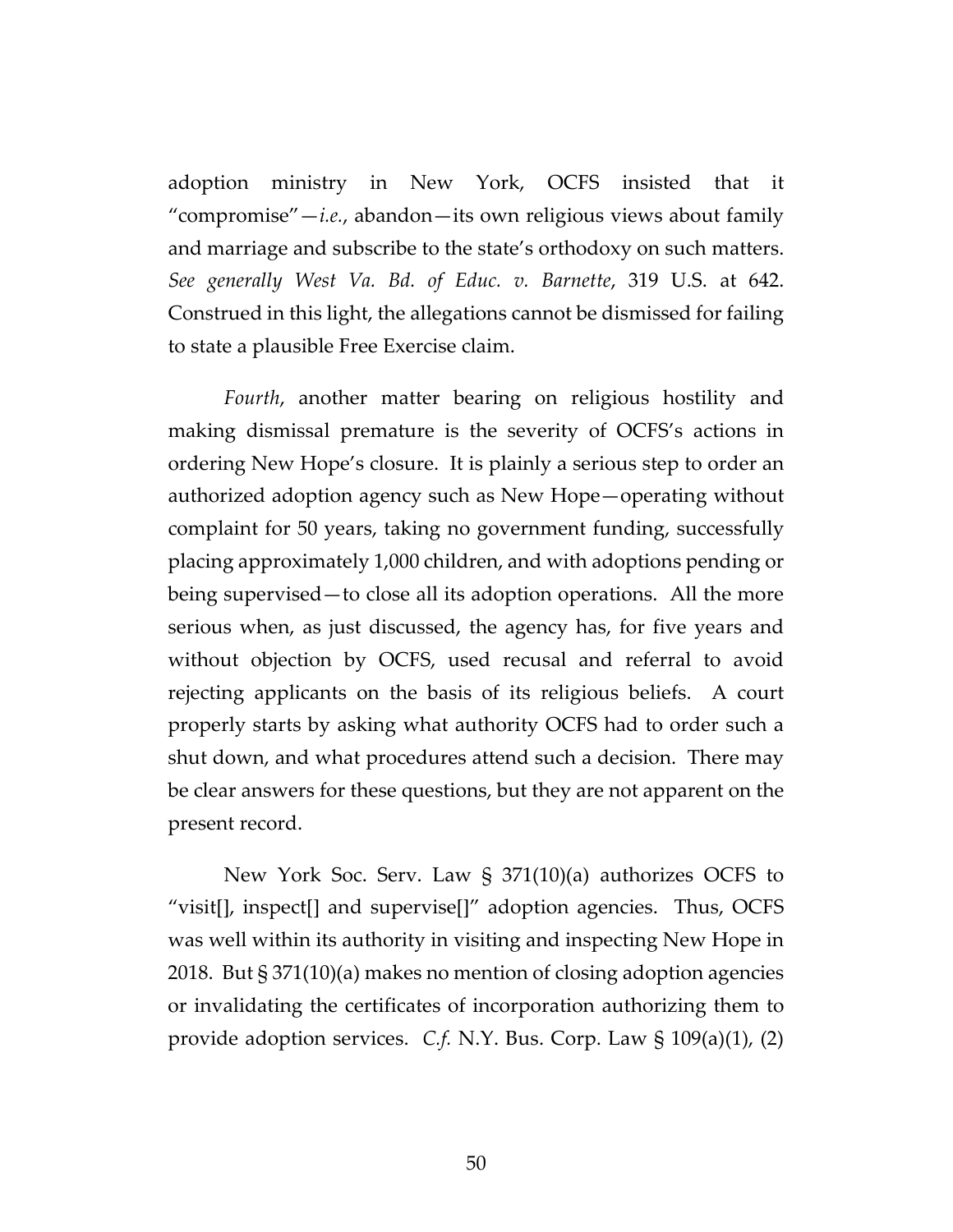adoption ministry in New York, OCFS insisted that it "compromise"—*i.e.*, abandon—its own religious views about family and marriage and subscribe to the state's orthodoxy on such matters. *See generally West Va. Bd. of Educ. v. Barnette*, 319 U.S. at 642. Construed in this light, the allegations cannot be dismissed for failing to state a plausible Free Exercise claim.

*Fourth*, another matter bearing on religious hostility and making dismissal premature is the severity of OCFS's actions in ordering New Hope's closure. It is plainly a serious step to order an authorized adoption agency such as New Hope—operating without complaint for 50 years, taking no government funding, successfully placing approximately 1,000 children, and with adoptions pending or being supervised—to close all its adoption operations. All the more serious when, as just discussed, the agency has, for five years and without objection by OCFS, used recusal and referral to avoid rejecting applicants on the basis of its religious beliefs. A court properly starts by asking what authority OCFS had to order such a shut down, and what procedures attend such a decision. There may be clear answers for these questions, but they are not apparent on the present record.

New York Soc. Serv. Law § 371(10)(a) authorizes OCFS to "visit[], inspect[] and supervise[]" adoption agencies. Thus, OCFS was well within its authority in visiting and inspecting New Hope in 2018. But § 371(10)(a) makes no mention of closing adoption agencies or invalidating the certificates of incorporation authorizing them to provide adoption services. *C.f.* N.Y. Bus. Corp. Law § 109(a)(1), (2)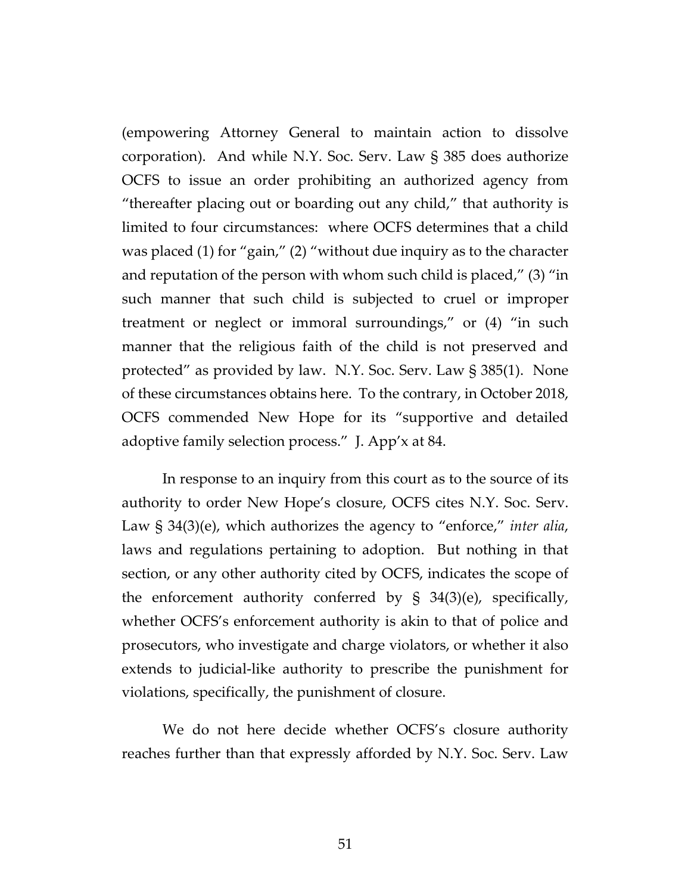(empowering Attorney General to maintain action to dissolve corporation). And while N.Y. Soc. Serv. Law § 385 does authorize OCFS to issue an order prohibiting an authorized agency from "thereafter placing out or boarding out any child," that authority is limited to four circumstances: where OCFS determines that a child was placed (1) for "gain," (2) "without due inquiry as to the character and reputation of the person with whom such child is placed," (3) "in such manner that such child is subjected to cruel or improper treatment or neglect or immoral surroundings," or (4) "in such manner that the religious faith of the child is not preserved and protected" as provided by law. N.Y. Soc. Serv. Law § 385(1). None of these circumstances obtains here. To the contrary, in October 2018, OCFS commended New Hope for its "supportive and detailed adoptive family selection process." J. App'x at 84.

In response to an inquiry from this court as to the source of its authority to order New Hope's closure, OCFS cites N.Y. Soc. Serv. Law § 34(3)(e), which authorizes the agency to "enforce," *inter alia*, laws and regulations pertaining to adoption. But nothing in that section, or any other authority cited by OCFS, indicates the scope of the enforcement authority conferred by § 34(3)(e), specifically, whether OCFS's enforcement authority is akin to that of police and prosecutors, who investigate and charge violators, or whether it also extends to judicial-like authority to prescribe the punishment for violations, specifically, the punishment of closure.

We do not here decide whether OCFS's closure authority reaches further than that expressly afforded by N.Y. Soc. Serv. Law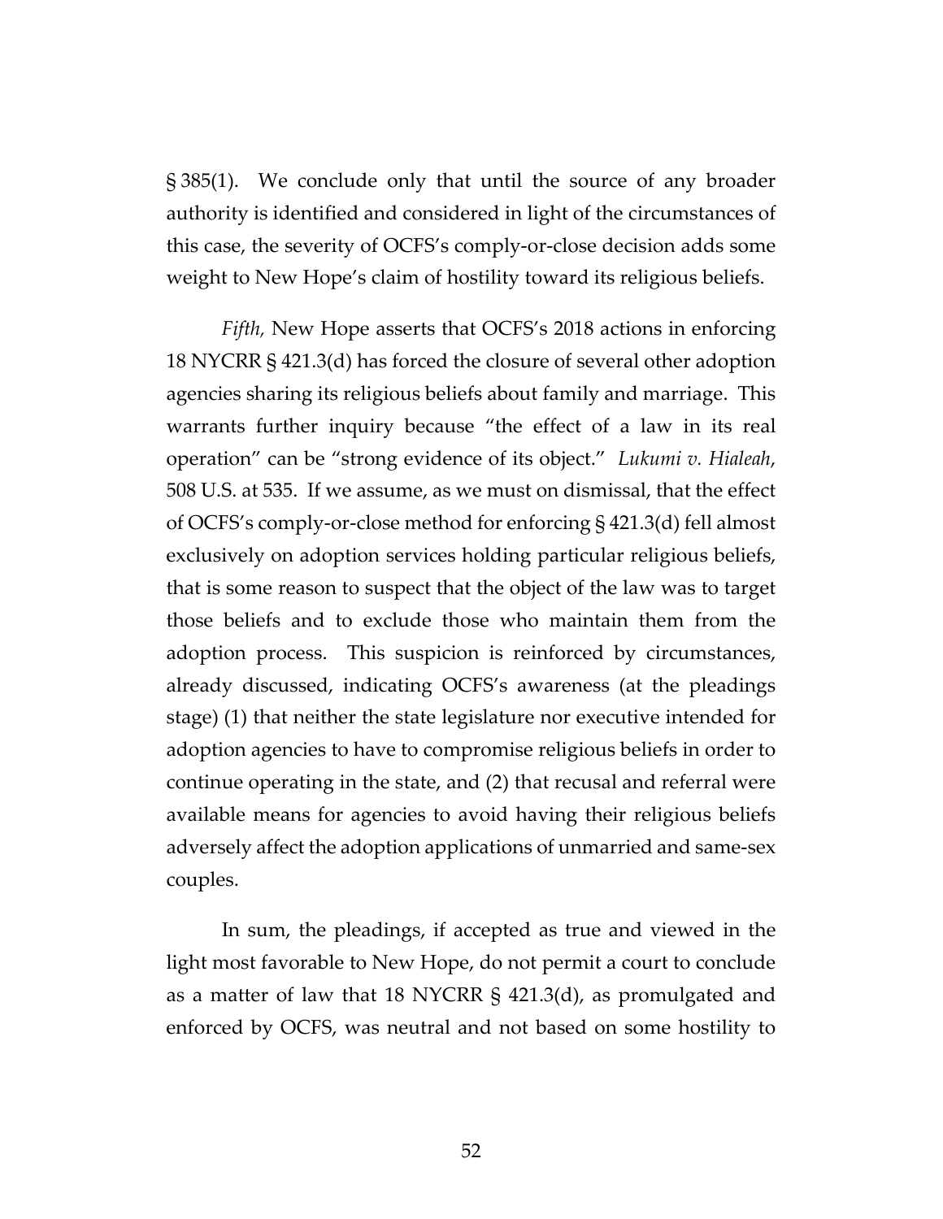§ 385(1). We conclude only that until the source of any broader authority is identified and considered in light of the circumstances of this case, the severity of OCFS's comply-or-close decision adds some weight to New Hope's claim of hostility toward its religious beliefs.

*Fifth,* New Hope asserts that OCFS's 2018 actions in enforcing 18 NYCRR § 421.3(d) has forced the closure of several other adoption agencies sharing its religious beliefs about family and marriage. This warrants further inquiry because "the effect of a law in its real operation" can be "strong evidence of its object." *Lukumi v. Hialeah*, 508 U.S. at 535. If we assume, as we must on dismissal, that the effect of OCFS's comply-or-close method for enforcing § 421.3(d) fell almost exclusively on adoption services holding particular religious beliefs, that is some reason to suspect that the object of the law was to target those beliefs and to exclude those who maintain them from the adoption process. This suspicion is reinforced by circumstances, already discussed, indicating OCFS's awareness (at the pleadings stage) (1) that neither the state legislature nor executive intended for adoption agencies to have to compromise religious beliefs in order to continue operating in the state, and (2) that recusal and referral were available means for agencies to avoid having their religious beliefs adversely affect the adoption applications of unmarried and same-sex couples.

In sum, the pleadings, if accepted as true and viewed in the light most favorable to New Hope, do not permit a court to conclude as a matter of law that 18 NYCRR § 421.3(d), as promulgated and enforced by OCFS, was neutral and not based on some hostility to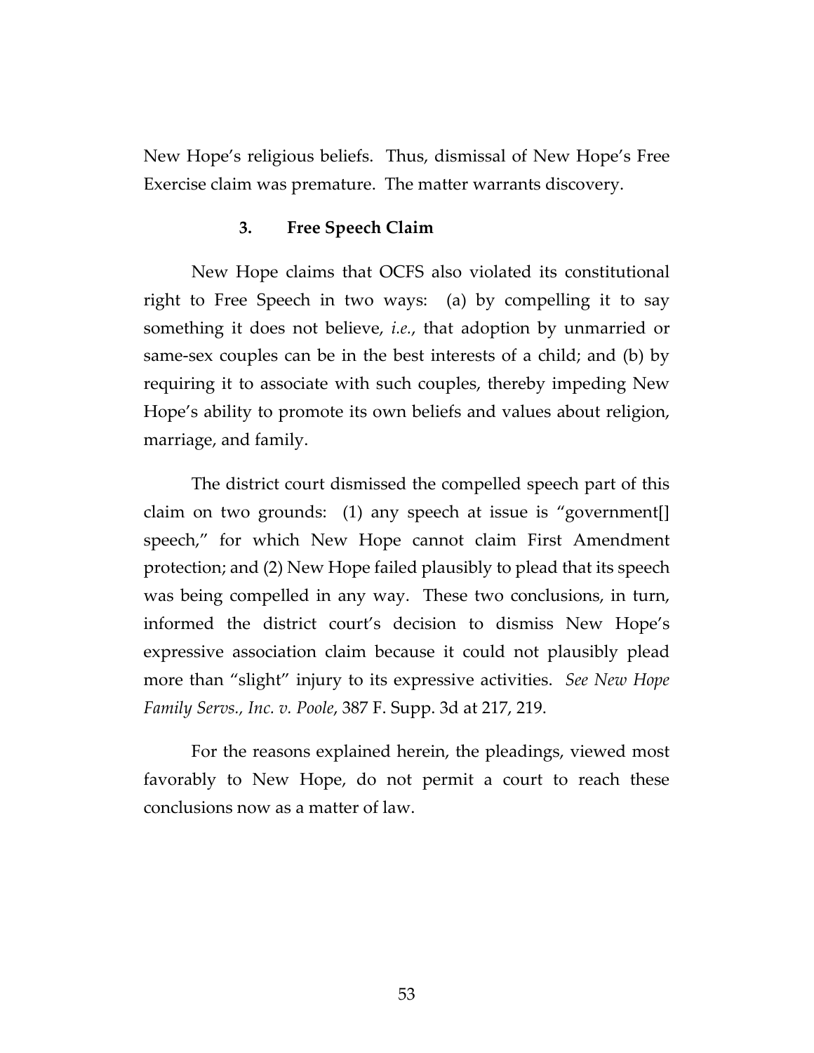New Hope's religious beliefs. Thus, dismissal of New Hope's Free Exercise claim was premature. The matter warrants discovery.

### 3. Free Speech Claim

New Hope claims that OCFS also violated its constitutional right to Free Speech in two ways: (a) by compelling it to say something it does not believe, *i.e.*, that adoption by unmarried or same-sex couples can be in the best interests of a child; and (b) by requiring it to associate with such couples, thereby impeding New Hope's ability to promote its own beliefs and values about religion, marriage, and family.

The district court dismissed the compelled speech part of this claim on two grounds: (1) any speech at issue is "government[] speech," for which New Hope cannot claim First Amendment protection; and (2) New Hope failed plausibly to plead that its speech was being compelled in any way. These two conclusions, in turn, informed the district court's decision to dismiss New Hope's expressive association claim because it could not plausibly plead more than "slight" injury to its expressive activities. *See New Hope Family Servs., Inc. v. Poole*, 387 F. Supp. 3d at 217, 219.

For the reasons explained herein, the pleadings, viewed most favorably to New Hope, do not permit a court to reach these conclusions now as a matter of law.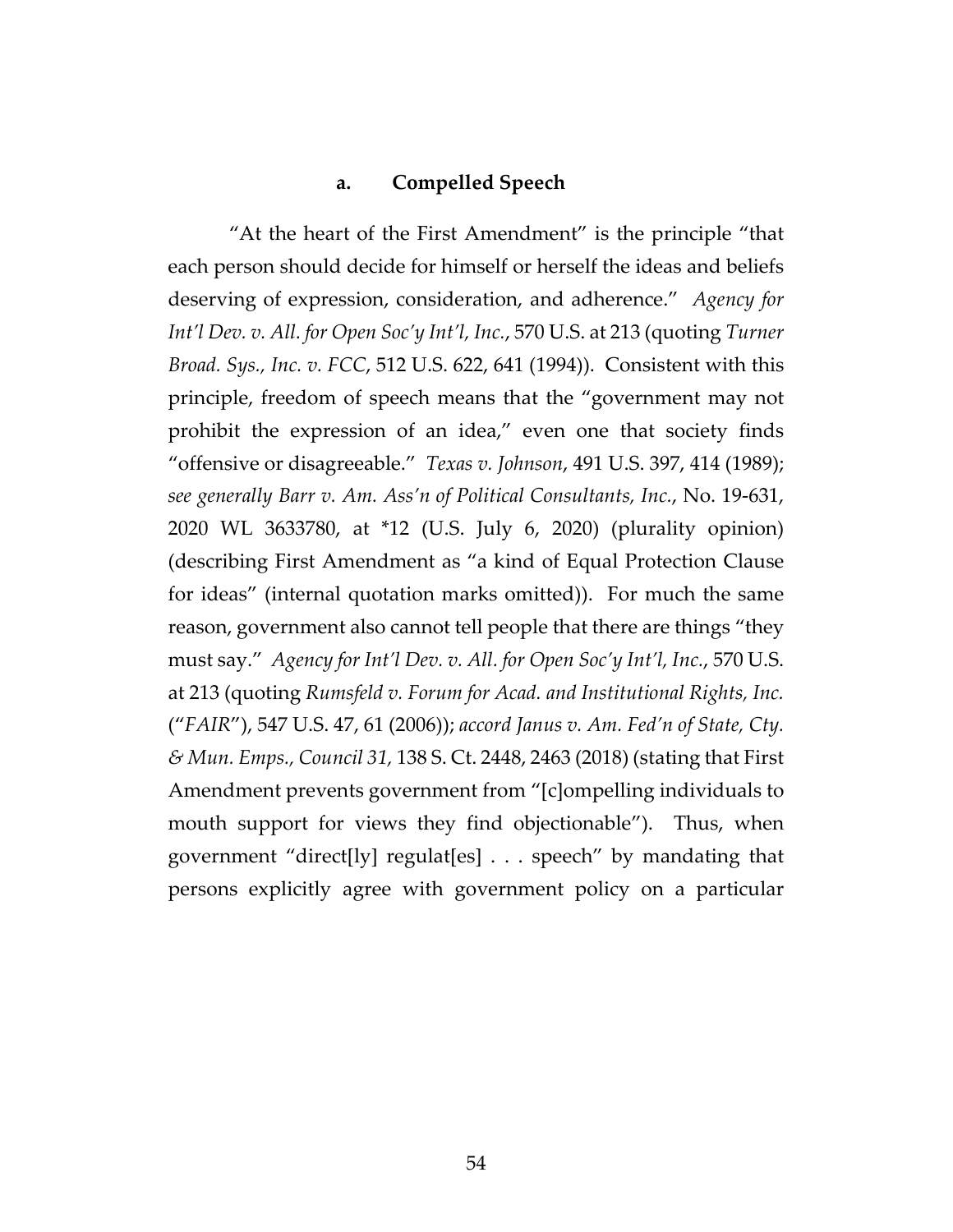#### a. Compelled Speech

"At the heart of the First Amendment" is the principle "that each person should decide for himself or herself the ideas and beliefs deserving of expression, consideration, and adherence." *Agency for Int'l Dev. v. All. for Open Soc'y Int'l, Inc.*, 570 U.S. at 213 (quoting *Turner Broad. Sys., Inc. v. FCC*, 512 U.S. 622, 641 (1994)). Consistent with this principle, freedom of speech means that the "government may not prohibit the expression of an idea," even one that society finds "offensive or disagreeable." *Texas v. Johnson*, 491 U.S. 397, 414 (1989); *see generally Barr v. Am. Ass'n of Political Consultants, Inc.*, No. 19-631, 2020 WL 3633780, at *12 (U.S. July 6, 2020) (plurality opinion) (describing First Amendment as "a kind of Equal Protection Clause for ideas" (internal quotation marks omitted)). For much the same reason, government also cannot tell people that there are things "they must say." *Agency for Int'l Dev. v. All. for Open Soc'y Int'l, Inc.*, 570 U.S. at 213 (quoting *Rumsfeld v. Forum for Acad. and Institutional Rights, Inc.* ("*FAIR*"), 547 U.S. 47, 61 (2006)); *accord Janus v. Am. Fed'n of State, Cty. & Mun. Emps., Council 31*, 138 S. Ct. 2448, 2463 (2018) (stating that First Amendment prevents government from "[c]ompelling individuals to mouth support for views they find objectionable"). Thus, when government "direct[ly] regulat[es] . . . speech" by mandating that persons explicitly agree with government policy on a particular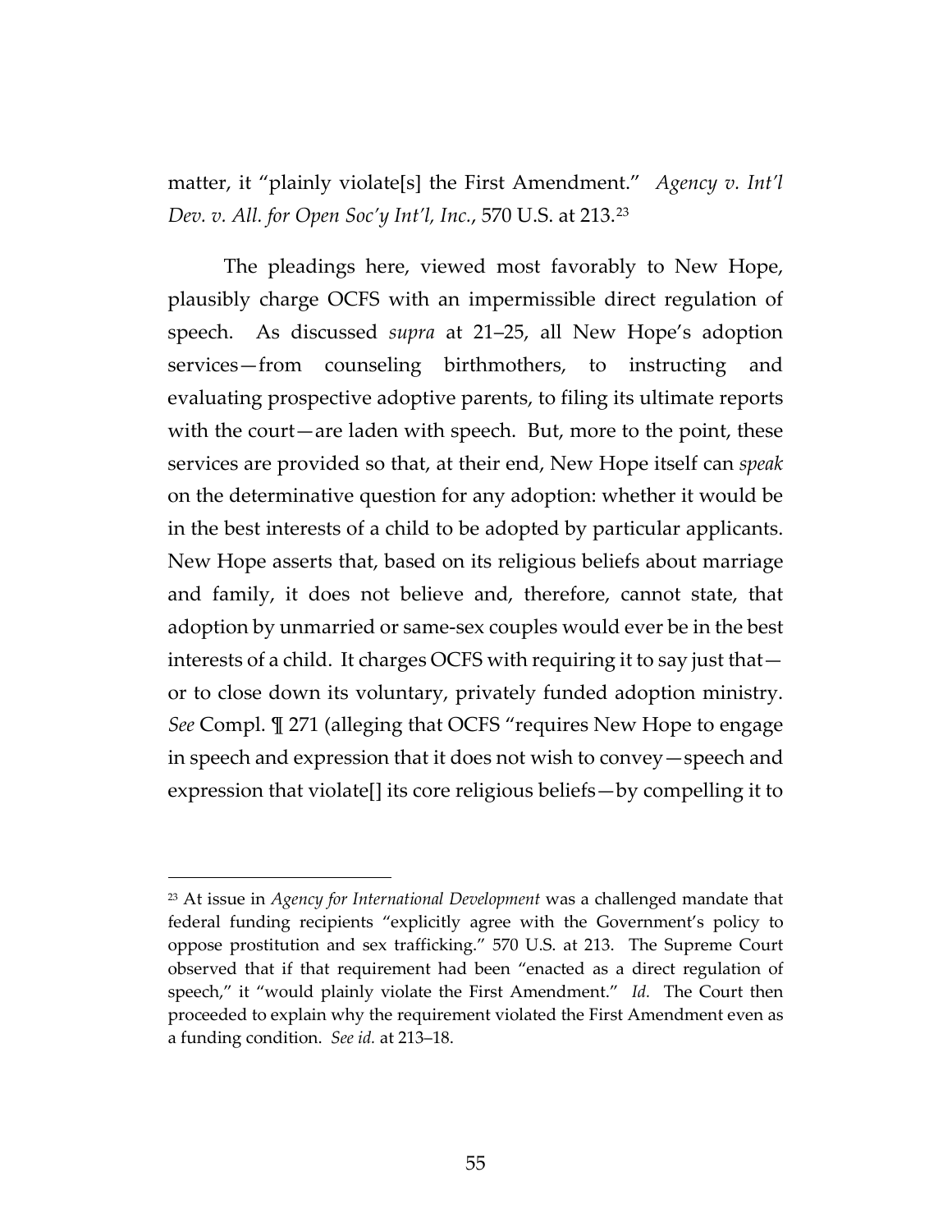matter, it "plainly violate[s] the First Amendment." *Agency v. Int'l Dev. v. All. for Open Soc'y Int'l, Inc.*, 570 U.S. at 213.[23]

The pleadings here, viewed most favorably to New Hope, plausibly charge OCFS with an impermissible direct regulation of speech. As discussed *supra* at 21–25, all New Hope's adoption services—from counseling birthmothers, to instructing and evaluating prospective adoptive parents, to filing its ultimate reports with the court—are laden with speech. But, more to the point, these services are provided so that, at their end, New Hope itself can *speak* on the determinative question for any adoption: whether it would be in the best interests of a child to be adopted by particular applicants. New Hope asserts that, based on its religious beliefs about marriage and family, it does not believe and, therefore, cannot state, that adoption by unmarried or same-sex couples would ever be in the best interests of a child. It charges OCFS with requiring it to say just that—or to close down its voluntary, privately funded adoption ministry. *See* Compl. ¶ 271 (alleging that OCFS "requires New Hope to engage in speech and expression that it does not wish to convey—speech and expression that violate[] its core religious beliefs—by compelling it to

---

[23] At issue in *Agency for International Development* was a challenged mandate that federal funding recipients "explicitly agree with the Government's policy to oppose prostitution and sex trafficking." 570 U.S. at 213. The Supreme Court observed that if that requirement had been "enacted as a direct regulation of speech," it "would plainly violate the First Amendment." *Id.* The Court then proceeded to explain why the requirement violated the First Amendment even as a funding condition. *See id.* at 213–18.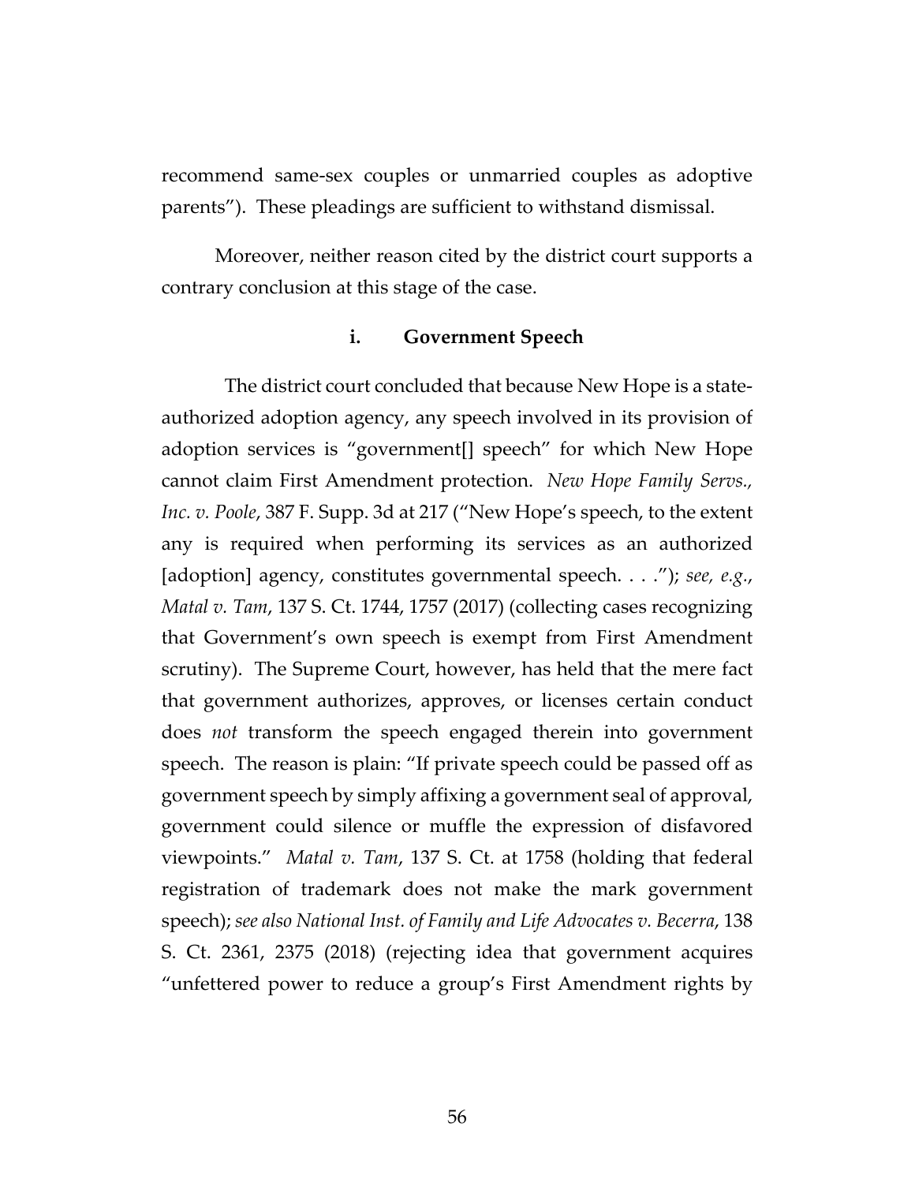recommend same-sex couples or unmarried couples as adoptive parents"). These pleadings are sufficient to withstand dismissal.

Moreover, neither reason cited by the district court supports a contrary conclusion at this stage of the case.

### i. Government Speech

The district court concluded that because New Hope is a state-authorized adoption agency, any speech involved in its provision of adoption services is "government[] speech" for which New Hope cannot claim First Amendment protection. *New Hope Family Servs., Inc. v. Poole*, 387 F. Supp. 3d at 217 ("New Hope's speech, to the extent any is required when performing its services as an authorized [adoption] agency, constitutes governmental speech. . . ."); *see, e.g.*, *Matal v. Tam*, 137 S. Ct. 1744, 1757 (2017) (collecting cases recognizing that Government's own speech is exempt from First Amendment scrutiny). The Supreme Court, however, has held that the mere fact that government authorizes, approves, or licenses certain conduct does *not* transform the speech engaged therein into government speech. The reason is plain: "If private speech could be passed off as government speech by simply affixing a government seal of approval, government could silence or muffle the expression of disfavored viewpoints." *Matal v. Tam*, 137 S. Ct. at 1758 (holding that federal registration of trademark does not make the mark government speech); *see also National Inst. of Family and Life Advocates v. Becerra*, 138 S. Ct. 2361, 2375 (2018) (rejecting idea that government acquires "unfettered power to reduce a group's First Amendment rights by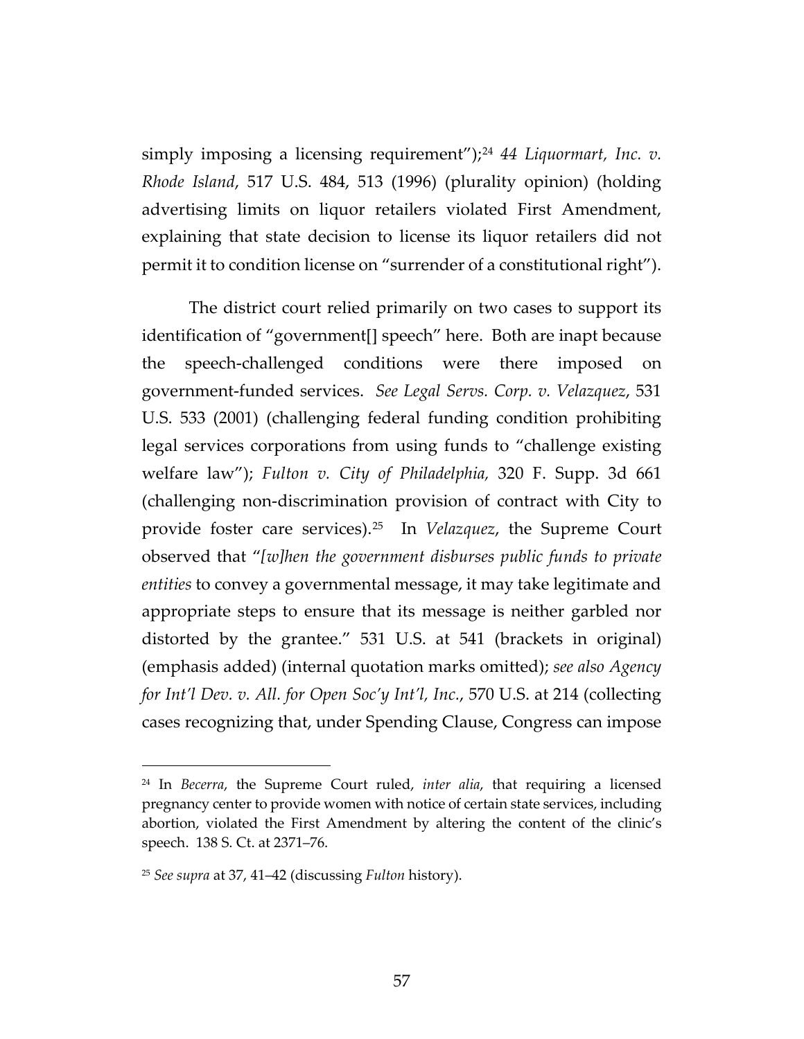simply imposing a licensing requirement");[24] *44 Liquormart, Inc. v. Rhode Island*, 517 U.S. 484, 513 (1996) (plurality opinion) (holding advertising limits on liquor retailers violated First Amendment, explaining that state decision to license its liquor retailers did not permit it to condition license on "surrender of a constitutional right").

The district court relied primarily on two cases to support its identification of "government[] speech" here. Both are inapt because the speech-challenged conditions were there imposed on government-funded services. *See Legal Servs. Corp. v. Velazquez*, 531 U.S. 533 (2001) (challenging federal funding condition prohibiting legal services corporations from using funds to "challenge existing welfare law"); *Fulton v. City of Philadelphia,* 320 F. Supp. 3d 661 (challenging non-discrimination provision of contract with City to provide foster care services).[25] In *Velazquez*, the Supreme Court observed that "*[w]hen the government disburses public funds to private entities* to convey a governmental message, it may take legitimate and appropriate steps to ensure that its message is neither garbled nor distorted by the grantee." 531 U.S. at 541 (brackets in original) (emphasis added) (internal quotation marks omitted); *see also Agency for Int'l Dev. v. All. for Open Soc'y Int'l, Inc.*, 570 U.S. at 214 (collecting cases recognizing that, under Spending Clause, Congress can impose

---

[24] In *Becerra*, the Supreme Court ruled, *inter alia*, that requiring a licensed pregnancy center to provide women with notice of certain state services, including abortion, violated the First Amendment by altering the content of the clinic's speech. 138 S. Ct. at 2371–76.

[25] *See supra* at 37, 41–42 (discussing *Fulton* history).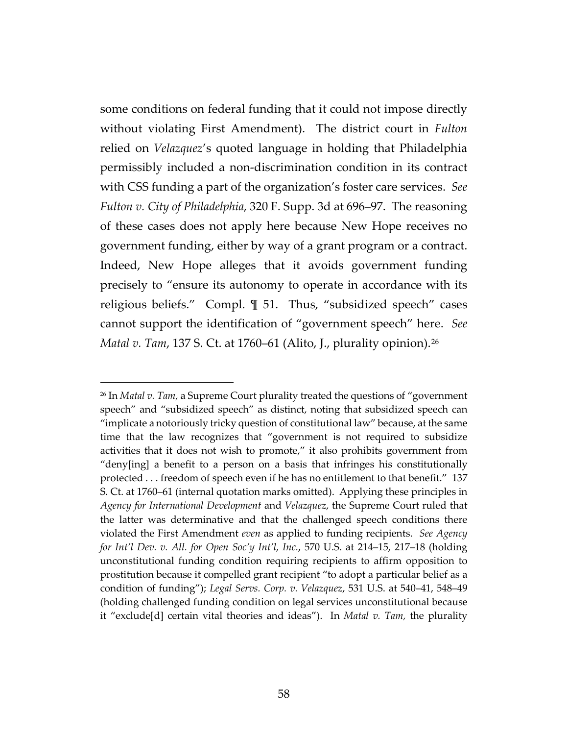some conditions on federal funding that it could not impose directly without violating First Amendment). The district court in *Fulton* relied on *Velazquez*'s quoted language in holding that Philadelphia permissibly included a non-discrimination condition in its contract with CSS funding a part of the organization's foster care services. *See Fulton v. City of Philadelphia*, 320 F. Supp. 3d at 696–97. The reasoning of these cases does not apply here because New Hope receives no government funding, either by way of a grant program or a contract. Indeed, New Hope alleges that it avoids government funding precisely to "ensure its autonomy to operate in accordance with its religious beliefs." Compl. ¶ 51. Thus, "subsidized speech" cases cannot support the identification of "government speech" here. *See Matal v. Tam*, 137 S. Ct. at 1760–61 (Alito, J., plurality opinion).[26]

---

[26] In *Matal v. Tam,* a Supreme Court plurality treated the questions of "government speech" and "subsidized speech" as distinct, noting that subsidized speech can "implicate a notoriously tricky question of constitutional law" because, at the same time that the law recognizes that "government is not required to subsidize activities that it does not wish to promote," it also prohibits government from "deny[ing] a benefit to a person on a basis that infringes his constitutionally protected . . . freedom of speech even if he has no entitlement to that benefit." 137 S. Ct. at 1760–61 (internal quotation marks omitted). Applying these principles in *Agency for International Development* and *Velazquez*, the Supreme Court ruled that the latter was determinative and that the challenged speech conditions there violated the First Amendment *even* as applied to funding recipients. *See Agency for Int'l Dev. v. All. for Open Soc'y Int'l, Inc.*, 570 U.S. at 214–15, 217–18 (holding unconstitutional funding condition requiring recipients to affirm opposition to prostitution because it compelled grant recipient "to adopt a particular belief as a condition of funding"); *Legal Servs. Corp. v. Velazquez*, 531 U.S. at 540–41, 548–49 (holding challenged funding condition on legal services unconstitutional because it "exclude[d] certain vital theories and ideas"). In *Matal v. Tam,* the plurality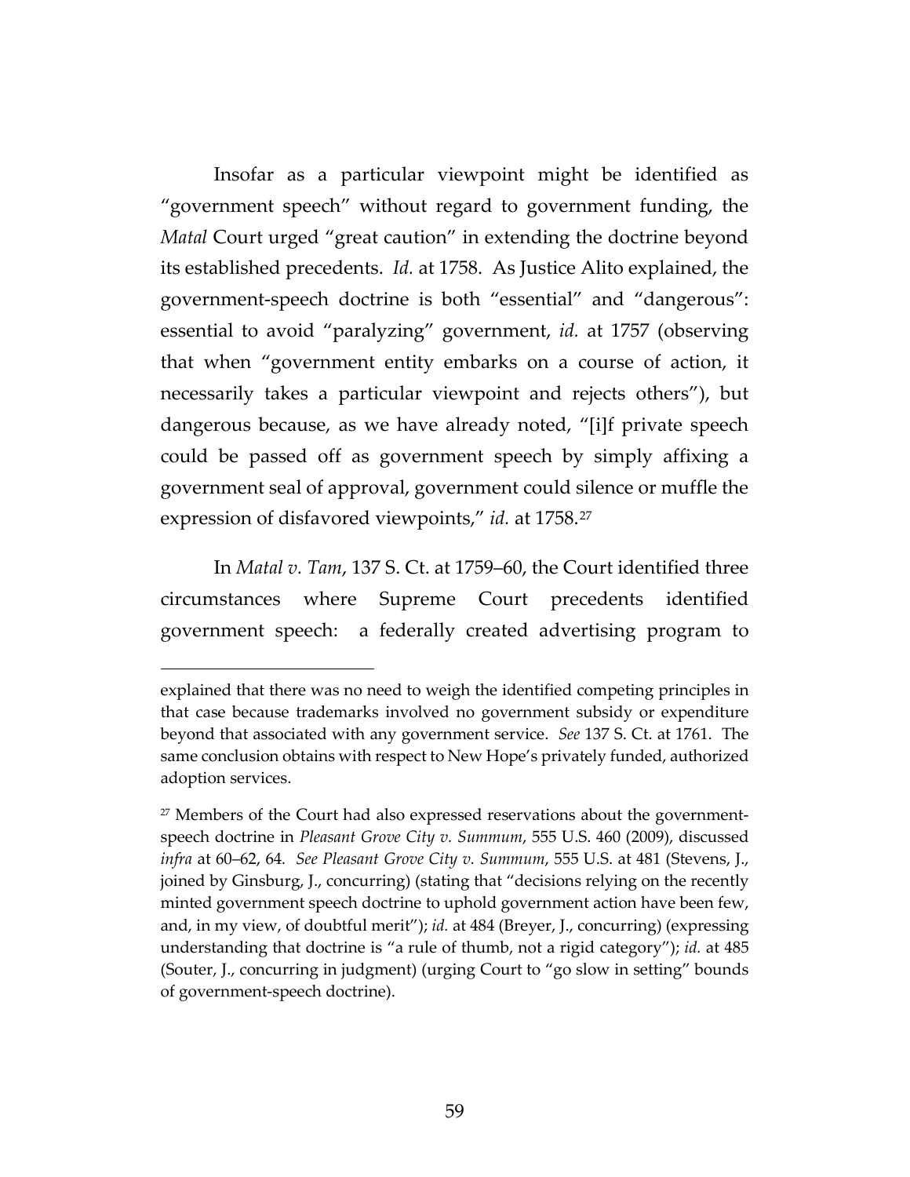Insofar as a particular viewpoint might be identified as "government speech" without regard to government funding, the *Matal* Court urged "great caution" in extending the doctrine beyond its established precedents. *Id.* at 1758. As Justice Alito explained, the government-speech doctrine is both "essential" and "dangerous": essential to avoid "paralyzing" government, *id.* at 1757 (observing that when "government entity embarks on a course of action, it necessarily takes a particular viewpoint and rejects others"), but dangerous because, as we have already noted, "[i]f private speech could be passed off as government speech by simply affixing a government seal of approval, government could silence or muffle the expression of disfavored viewpoints," *id.* at 1758.[27]

In *Matal v. Tam*, 137 S. Ct. at 1759–60, the Court identified three circumstances where Supreme Court precedents identified government speech: a federally created advertising program to

---

explained that there was no need to weigh the identified competing principles in that case because trademarks involved no government subsidy or expenditure beyond that associated with any government service. *See* 137 S. Ct. at 1761. The same conclusion obtains with respect to New Hope's privately funded, authorized adoption services.

[27] Members of the Court had also expressed reservations about the government-speech doctrine in *Pleasant Grove City v. Summum*, 555 U.S. 460 (2009), discussed *infra* at 60–62, 64. *See Pleasant Grove City v. Summum*, 555 U.S. at 481 (Stevens, J., joined by Ginsburg, J., concurring) (stating that "decisions relying on the recently minted government speech doctrine to uphold government action have been few, and, in my view, of doubtful merit"); *id.* at 484 (Breyer, J., concurring) (expressing understanding that doctrine is "a rule of thumb, not a rigid category"); *id.* at 485 (Souter, J., concurring in judgment) (urging Court to "go slow in setting" bounds of government-speech doctrine).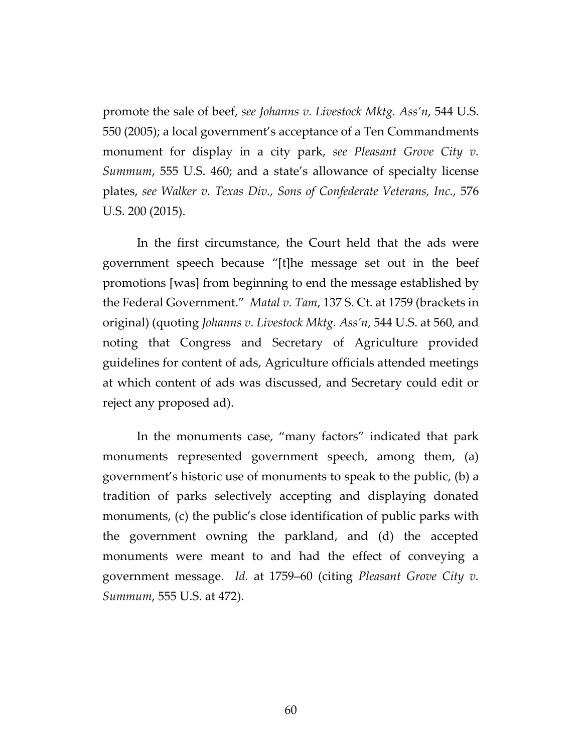promote the sale of beef, *see Johanns v. Livestock Mktg. Ass'n*, 544 U.S. 550 (2005); a local government's acceptance of a Ten Commandments monument for display in a city park, *see Pleasant Grove City v. Summum*, 555 U.S. 460; and a state's allowance of specialty license plates, *see Walker v. Texas Div., Sons of Confederate Veterans, Inc.*, 576 U.S. 200 (2015).

In the first circumstance, the Court held that the ads were government speech because "[t]he message set out in the beef promotions [was] from beginning to end the message established by the Federal Government." *Matal v. Tam*, 137 S. Ct. at 1759 (brackets in original) (quoting *Johanns v. Livestock Mktg. Ass'n*, 544 U.S. at 560, and noting that Congress and Secretary of Agriculture provided guidelines for content of ads, Agriculture officials attended meetings at which content of ads was discussed, and Secretary could edit or reject any proposed ad).

In the monuments case, "many factors" indicated that park monuments represented government speech, among them, (a) government's historic use of monuments to speak to the public, (b) a tradition of parks selectively accepting and displaying donated monuments, (c) the public's close identification of public parks with the government owning the parkland, and (d) the accepted monuments were meant to and had the effect of conveying a government message. *Id.* at 1759–60 (citing *Pleasant Grove City v. Summum*, 555 U.S. at 472).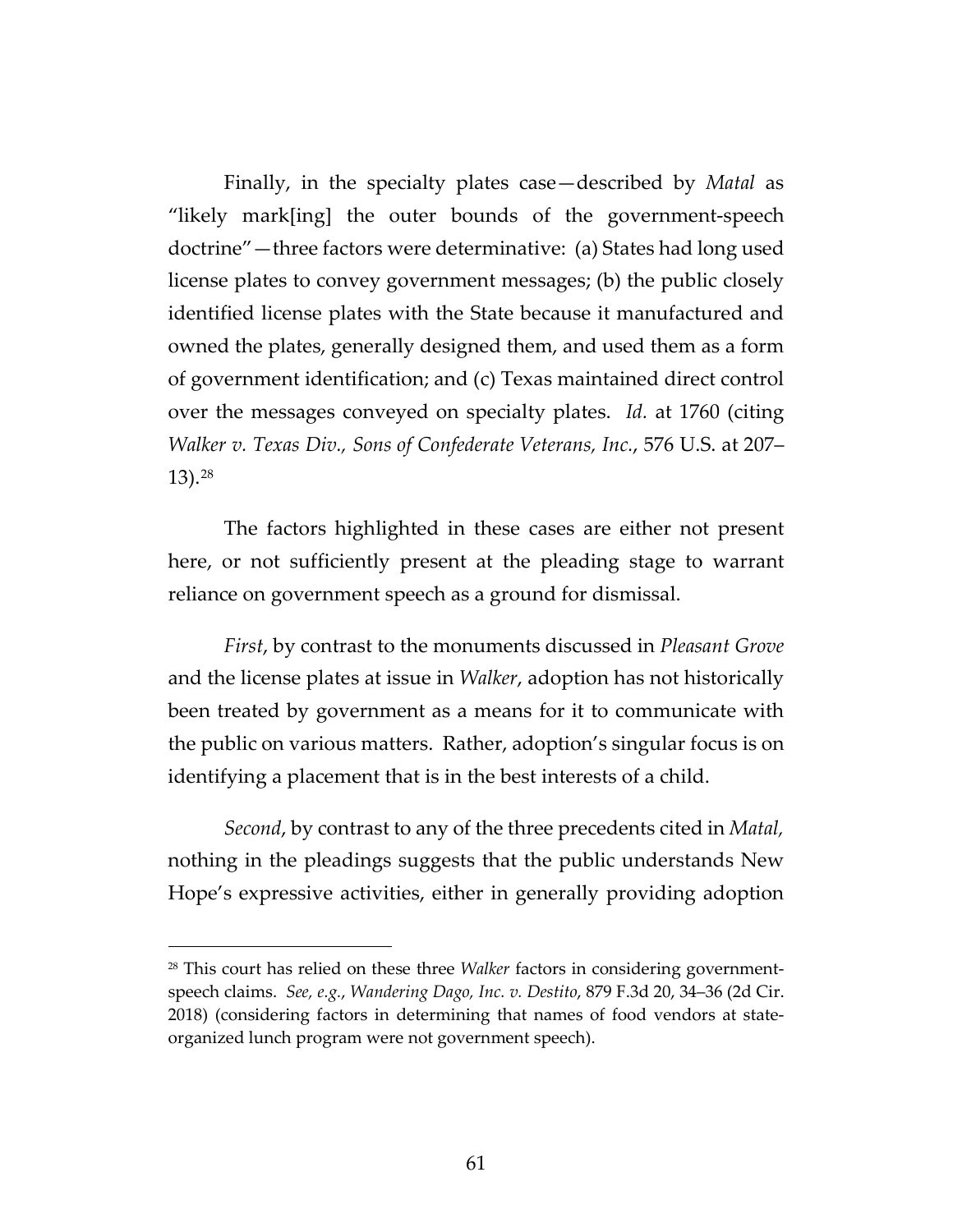Finally, in the specialty plates case—described by *Matal* as "likely mark[ing] the outer bounds of the government-speech doctrine"—three factors were determinative: (a) States had long used license plates to convey government messages; (b) the public closely identified license plates with the State because it manufactured and owned the plates, generally designed them, and used them as a form of government identification; and (c) Texas maintained direct control over the messages conveyed on specialty plates. *Id.* at 1760 (citing *Walker v. Texas Div., Sons of Confederate Veterans, Inc.*, 576 U.S. at 207–13).[28]

The factors highlighted in these cases are either not present here, or not sufficiently present at the pleading stage to warrant reliance on government speech as a ground for dismissal.

*First*, by contrast to the monuments discussed in *Pleasant Grove* and the license plates at issue in *Walker*, adoption has not historically been treated by government as a means for it to communicate with the public on various matters. Rather, adoption's singular focus is on identifying a placement that is in the best interests of a child.

*Second*, by contrast to any of the three precedents cited in *Matal,* nothing in the pleadings suggests that the public understands New Hope's expressive activities, either in generally providing adoption

[28] This court has relied on these three *Walker* factors in considering government-speech claims. *See, e.g., Wandering Dago, Inc. v. Destito*, 879 F.3d 20, 34–36 (2d Cir. 2018) (considering factors in determining that names of food vendors at state-organized lunch program were not government speech).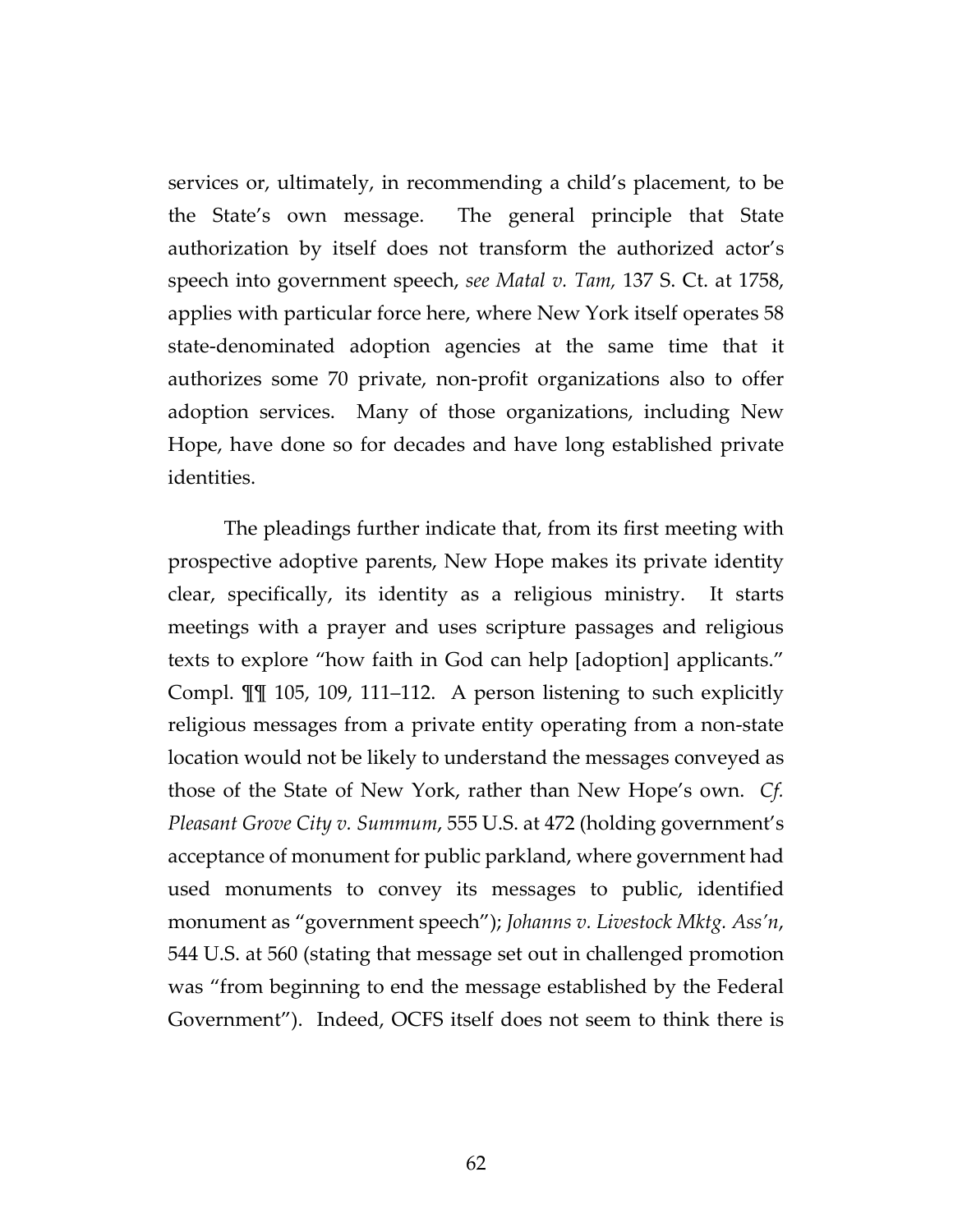services or, ultimately, in recommending a child's placement, to be the State's own message. The general principle that State authorization by itself does not transform the authorized actor's speech into government speech, *see Matal v. Tam,* 137 S. Ct. at 1758, applies with particular force here, where New York itself operates 58 state-denominated adoption agencies at the same time that it authorizes some 70 private, non-profit organizations also to offer adoption services. Many of those organizations, including New Hope, have done so for decades and have long established private identities.

The pleadings further indicate that, from its first meeting with prospective adoptive parents, New Hope makes its private identity clear, specifically, its identity as a religious ministry. It starts meetings with a prayer and uses scripture passages and religious texts to explore "how faith in God can help [adoption] applicants." Compl. ¶¶ 105, 109, 111–112. A person listening to such explicitly religious messages from a private entity operating from a non-state location would not be likely to understand the messages conveyed as those of the State of New York, rather than New Hope's own. *Cf. Pleasant Grove City v. Summum*, 555 U.S. at 472 (holding government's acceptance of monument for public parkland, where government had used monuments to convey its messages to public, identified monument as "government speech"); *Johanns v. Livestock Mktg. Ass'n*, 544 U.S. at 560 (stating that message set out in challenged promotion was "from beginning to end the message established by the Federal Government"). Indeed, OCFS itself does not seem to think there is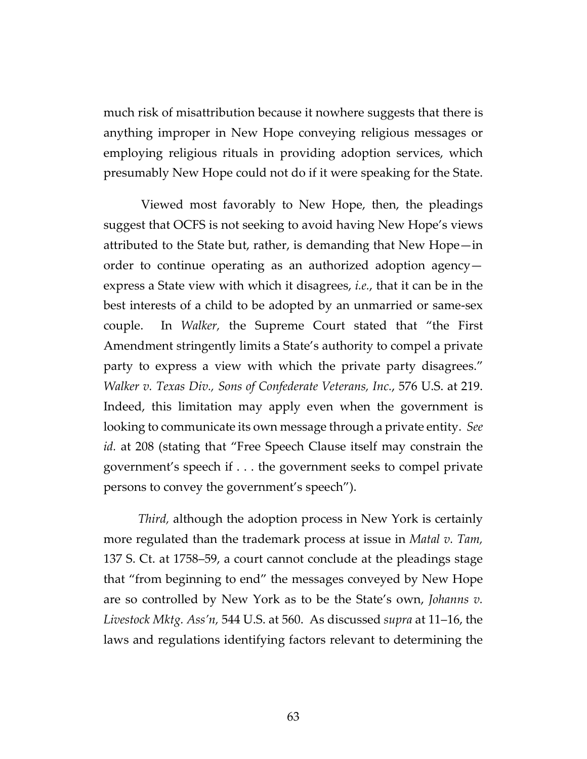much risk of misattribution because it nowhere suggests that there is anything improper in New Hope conveying religious messages or employing religious rituals in providing adoption services, which presumably New Hope could not do if it were speaking for the State.

Viewed most favorably to New Hope, then, the pleadings suggest that OCFS is not seeking to avoid having New Hope's views attributed to the State but, rather, is demanding that New Hope—in order to continue operating as an authorized adoption agency—express a State view with which it disagrees, *i.e.*, that it can be in the best interests of a child to be adopted by an unmarried or same-sex couple. In *Walker,* the Supreme Court stated that "the First Amendment stringently limits a State's authority to compel a private party to express a view with which the private party disagrees." *Walker v. Texas Div., Sons of Confederate Veterans, Inc.*, 576 U.S. at 219. Indeed, this limitation may apply even when the government is looking to communicate its own message through a private entity. *See id.* at 208 (stating that "Free Speech Clause itself may constrain the government's speech if . . . the government seeks to compel private persons to convey the government's speech").

*Third,* although the adoption process in New York is certainly more regulated than the trademark process at issue in *Matal v. Tam,* 137 S. Ct. at 1758–59, a court cannot conclude at the pleadings stage that "from beginning to end" the messages conveyed by New Hope are so controlled by New York as to be the State's own, *Johanns v. Livestock Mktg. Ass'n,* 544 U.S. at 560. As discussed *supra* at 11–16, the laws and regulations identifying factors relevant to determining the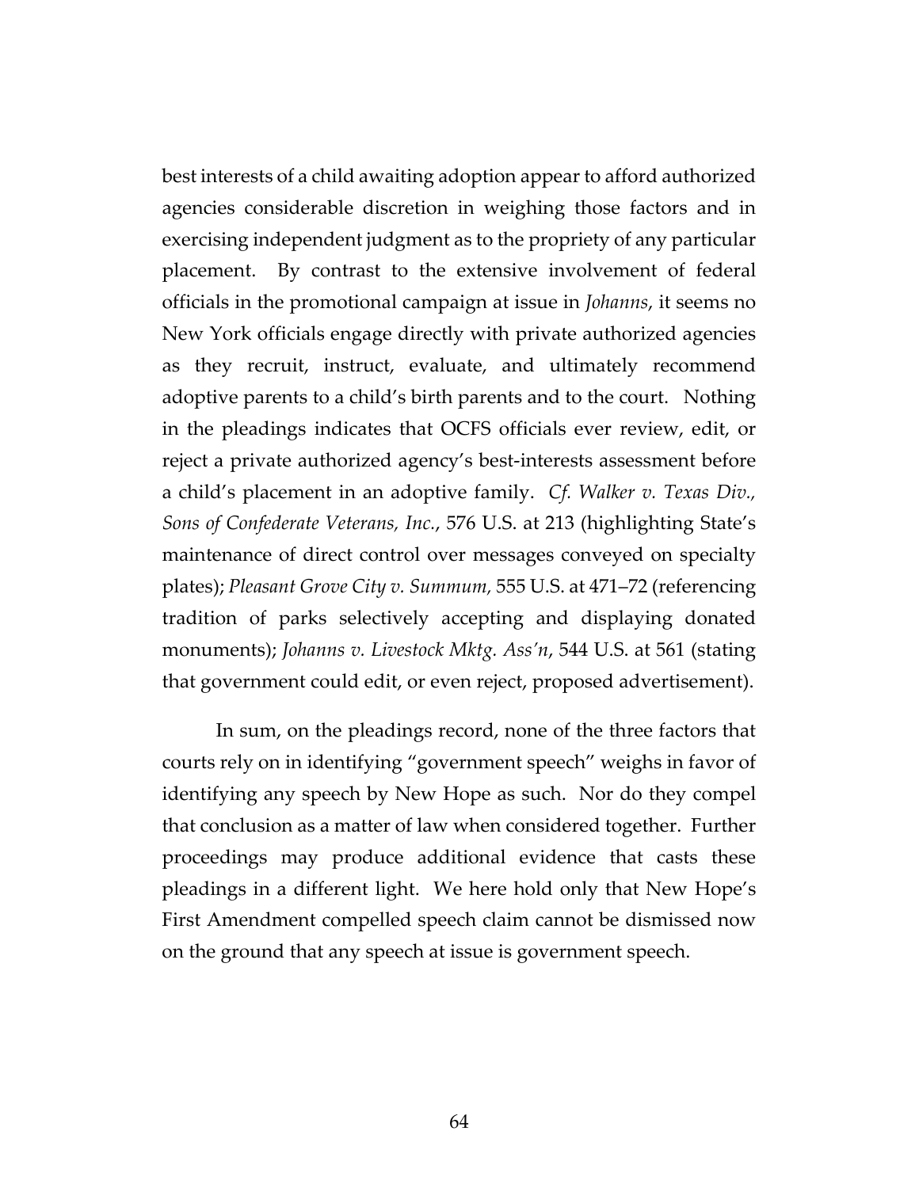best interests of a child awaiting adoption appear to afford authorized agencies considerable discretion in weighing those factors and in exercising independent judgment as to the propriety of any particular placement. By contrast to the extensive involvement of federal officials in the promotional campaign at issue in *Johanns*, it seems no New York officials engage directly with private authorized agencies as they recruit, instruct, evaluate, and ultimately recommend adoptive parents to a child's birth parents and to the court. Nothing in the pleadings indicates that OCFS officials ever review, edit, or reject a private authorized agency's best-interests assessment before a child's placement in an adoptive family. *Cf. Walker v. Texas Div., Sons of Confederate Veterans, Inc.*, 576 U.S. at 213 (highlighting State's maintenance of direct control over messages conveyed on specialty plates); *Pleasant Grove City v. Summum,* 555 U.S. at 471–72 (referencing tradition of parks selectively accepting and displaying donated monuments); *Johanns v. Livestock Mktg. Ass'n*, 544 U.S. at 561 (stating that government could edit, or even reject, proposed advertisement).

In sum, on the pleadings record, none of the three factors that courts rely on in identifying "government speech" weighs in favor of identifying any speech by New Hope as such. Nor do they compel that conclusion as a matter of law when considered together. Further proceedings may produce additional evidence that casts these pleadings in a different light. We here hold only that New Hope's First Amendment compelled speech claim cannot be dismissed now on the ground that any speech at issue is government speech.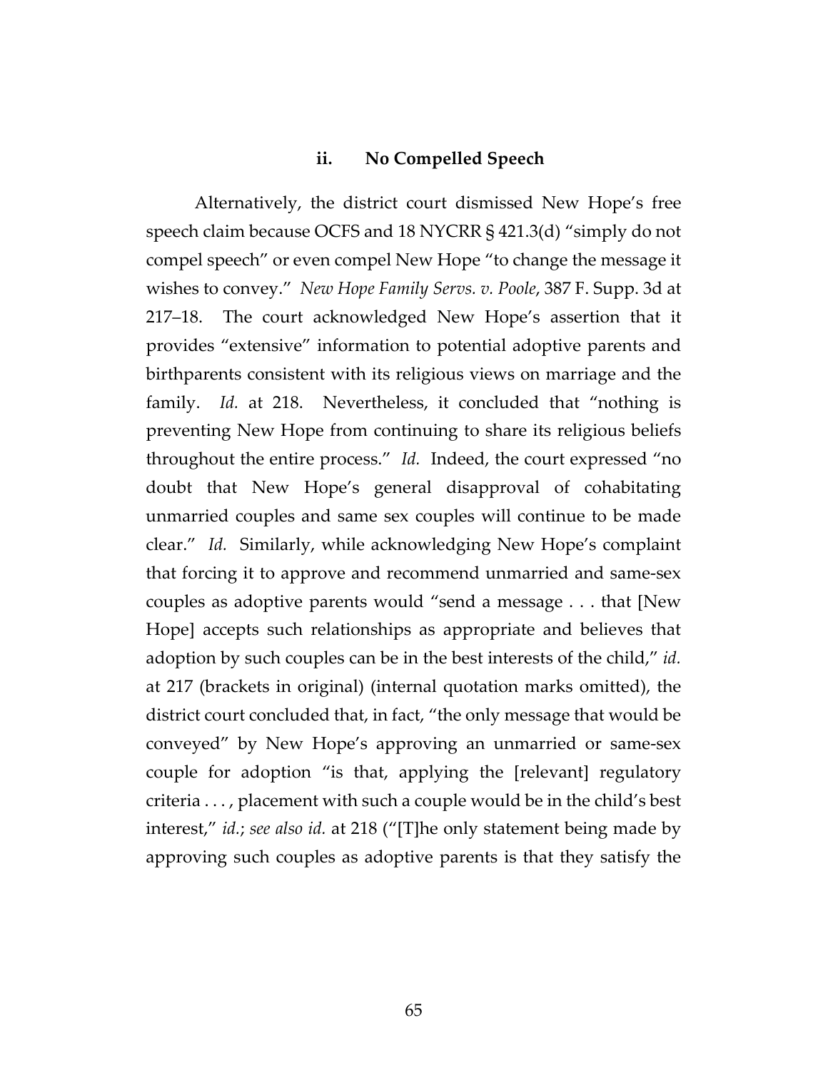### ii. No Compelled Speech

Alternatively, the district court dismissed New Hope's free speech claim because OCFS and 18 NYCRR § 421.3(d) "simply do not compel speech" or even compel New Hope "to change the message it wishes to convey." *New Hope Family Servs. v. Poole*, 387 F. Supp. 3d at 217–18. The court acknowledged New Hope's assertion that it provides "extensive" information to potential adoptive parents and birthparents consistent with its religious views on marriage and the family. *Id.* at 218. Nevertheless, it concluded that "nothing is preventing New Hope from continuing to share its religious beliefs throughout the entire process." *Id.* Indeed, the court expressed "no doubt that New Hope's general disapproval of cohabitating unmarried couples and same sex couples will continue to be made clear." *Id.* Similarly, while acknowledging New Hope's complaint that forcing it to approve and recommend unmarried and same-sex couples as adoptive parents would "send a message . . . that [New Hope] accepts such relationships as appropriate and believes that adoption by such couples can be in the best interests of the child," *id.* at 217 (brackets in original) (internal quotation marks omitted), the district court concluded that, in fact, "the only message that would be conveyed" by New Hope's approving an unmarried or same-sex couple for adoption "is that, applying the [relevant] regulatory criteria . . . , placement with such a couple would be in the child's best interest," *id.*; *see also id.* at 218 ("[T]he only statement being made by approving such couples as adoptive parents is that they satisfy the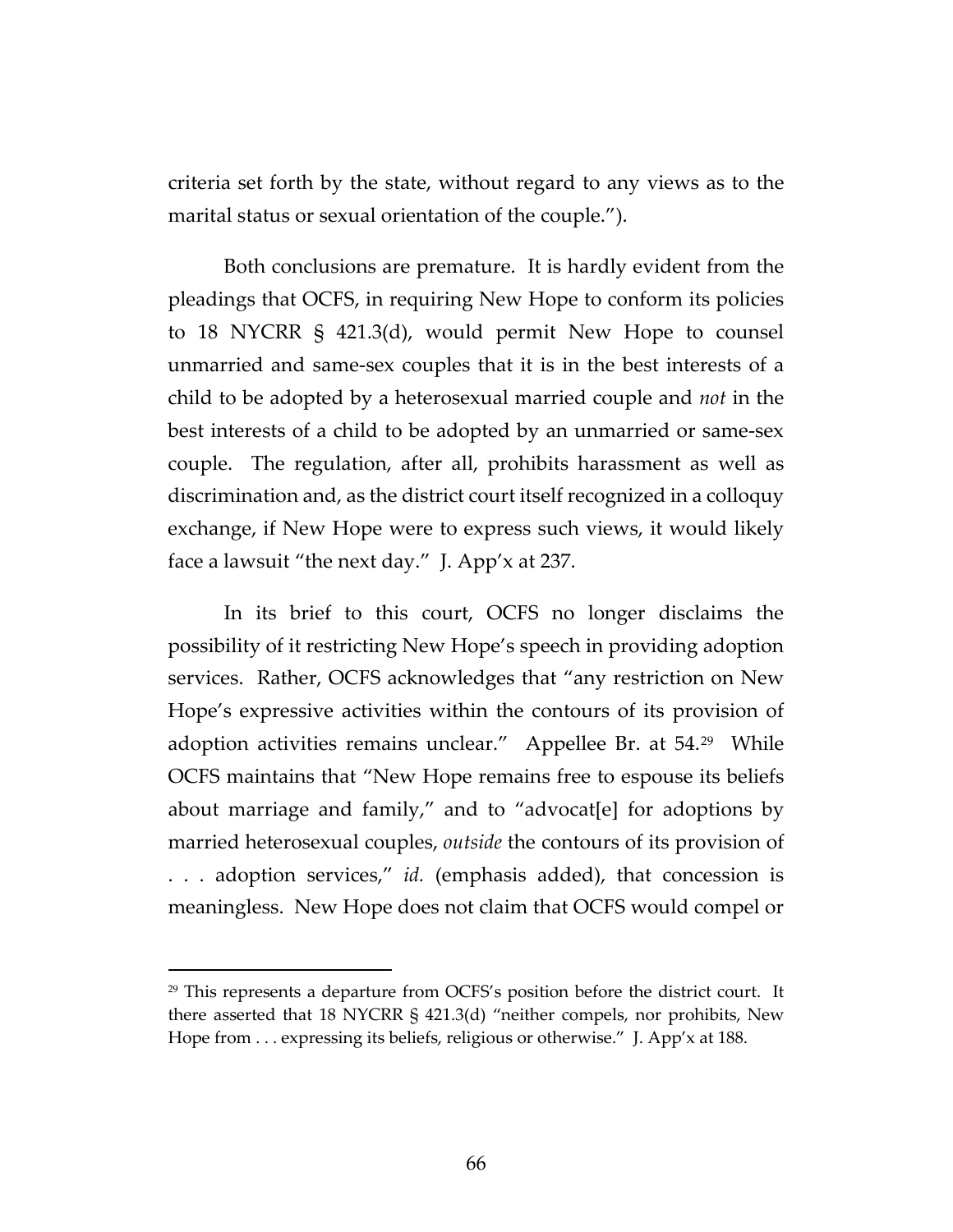criteria set forth by the state, without regard to any views as to the marital status or sexual orientation of the couple.").

Both conclusions are premature. It is hardly evident from the pleadings that OCFS, in requiring New Hope to conform its policies to 18 NYCRR § 421.3(d), would permit New Hope to counsel unmarried and same-sex couples that it is in the best interests of a child to be adopted by a heterosexual married couple and *not* in the best interests of a child to be adopted by an unmarried or same-sex couple. The regulation, after all, prohibits harassment as well as discrimination and, as the district court itself recognized in a colloquy exchange, if New Hope were to express such views, it would likely face a lawsuit "the next day." J. App'x at 237.

In its brief to this court, OCFS no longer disclaims the possibility of it restricting New Hope's speech in providing adoption services. Rather, OCFS acknowledges that "any restriction on New Hope's expressive activities within the contours of its provision of adoption activities remains unclear." Appellee Br. at 54.[29] While OCFS maintains that "New Hope remains free to espouse its beliefs about marriage and family," and to "advocat[e] for adoptions by married heterosexual couples, *outside* the contours of its provision of . . . adoption services," *id.* (emphasis added), that concession is meaningless. New Hope does not claim that OCFS would compel or

[29] This represents a departure from OCFS's position before the district court. It there asserted that 18 NYCRR § 421.3(d) "neither compels, nor prohibits, New Hope from . . . expressing its beliefs, religious or otherwise." J. App'x at 188.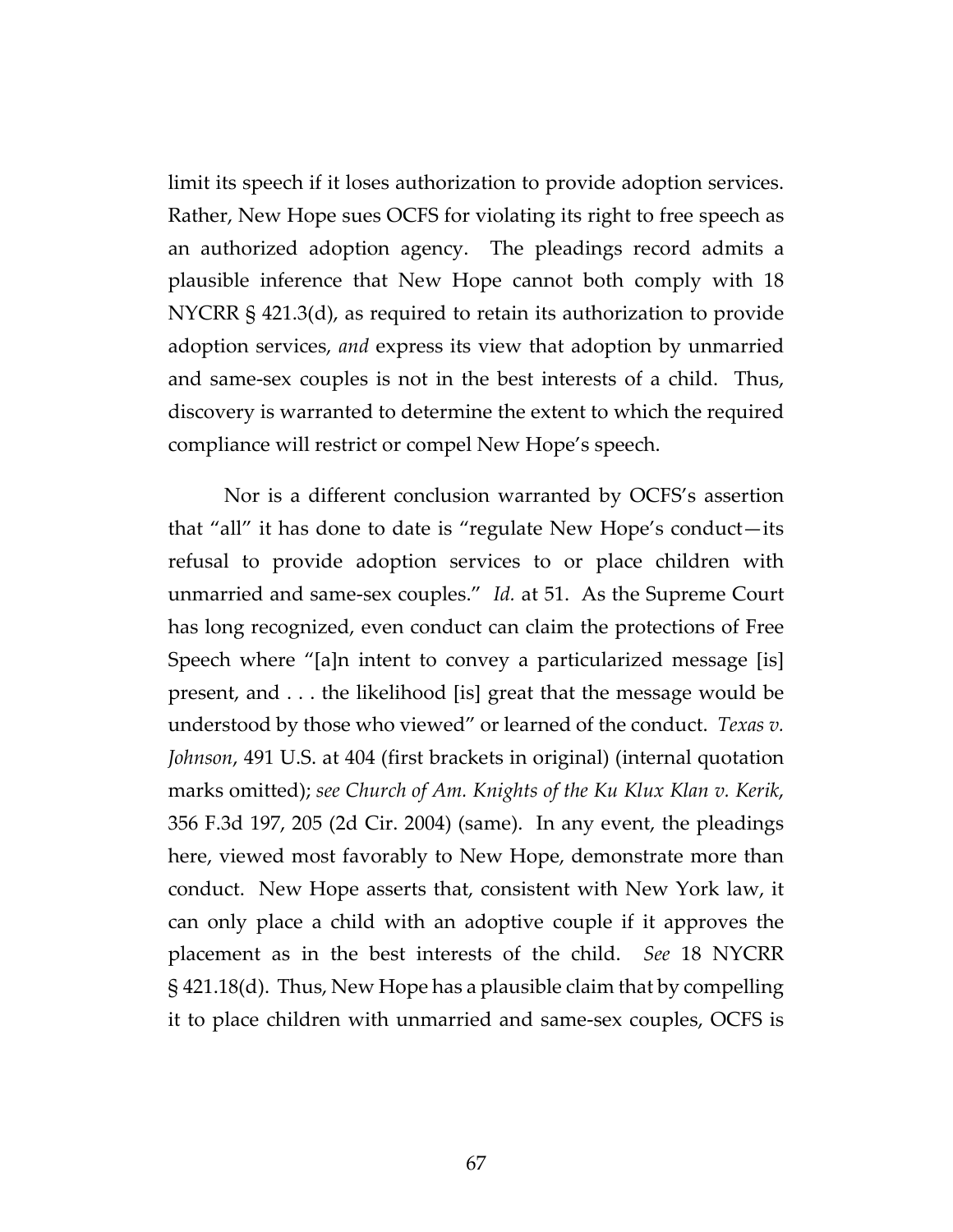limit its speech if it loses authorization to provide adoption services. Rather, New Hope sues OCFS for violating its right to free speech as an authorized adoption agency. The pleadings record admits a plausible inference that New Hope cannot both comply with 18 NYCRR § 421.3(d), as required to retain its authorization to provide adoption services, *and* express its view that adoption by unmarried and same-sex couples is not in the best interests of a child. Thus, discovery is warranted to determine the extent to which the required compliance will restrict or compel New Hope's speech.

Nor is a different conclusion warranted by OCFS's assertion that "all" it has done to date is "regulate New Hope's conduct—its refusal to provide adoption services to or place children with unmarried and same-sex couples." *Id.* at 51. As the Supreme Court has long recognized, even conduct can claim the protections of Free Speech where "[a]n intent to convey a particularized message [is] present, and . . . the likelihood [is] great that the message would be understood by those who viewed" or learned of the conduct. *Texas v. Johnson*, 491 U.S. at 404 (first brackets in original) (internal quotation marks omitted); *see Church of Am. Knights of the Ku Klux Klan v. Kerik*, 356 F.3d 197, 205 (2d Cir. 2004) (same). In any event, the pleadings here, viewed most favorably to New Hope, demonstrate more than conduct. New Hope asserts that, consistent with New York law, it can only place a child with an adoptive couple if it approves the placement as in the best interests of the child. *See* 18 NYCRR § 421.18(d). Thus, New Hope has a plausible claim that by compelling it to place children with unmarried and same-sex couples, OCFS is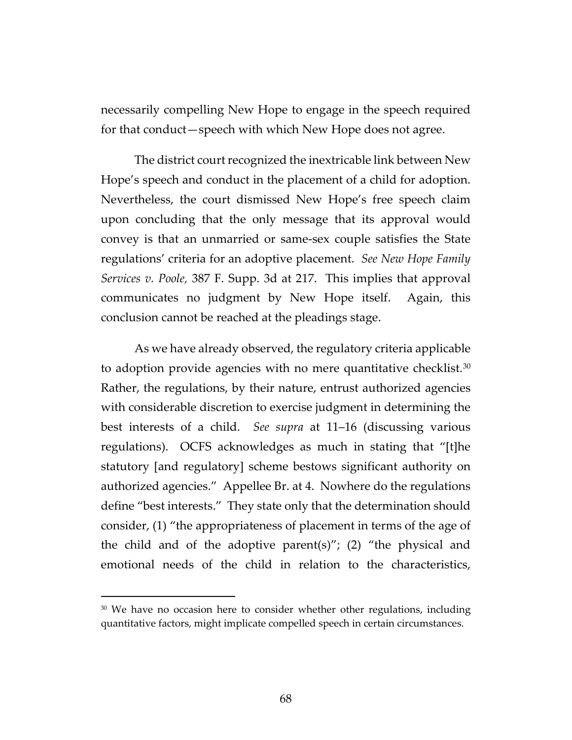necessarily compelling New Hope to engage in the speech required for that conduct—speech with which New Hope does not agree.

The district court recognized the inextricable link between New Hope's speech and conduct in the placement of a child for adoption. Nevertheless, the court dismissed New Hope's free speech claim upon concluding that the only message that its approval would convey is that an unmarried or same-sex couple satisfies the State regulations' criteria for an adoptive placement. *See New Hope Family Services v. Poole,* 387 F. Supp. 3d at 217. This implies that approval communicates no judgment by New Hope itself. Again, this conclusion cannot be reached at the pleadings stage.

As we have already observed, the regulatory criteria applicable to adoption provide agencies with no mere quantitative checklist.[30] Rather, the regulations, by their nature, entrust authorized agencies with considerable discretion to exercise judgment in determining the best interests of a child. *See supra* at 11–16 (discussing various regulations). OCFS acknowledges as much in stating that "[t]he statutory [and regulatory] scheme bestows significant authority on authorized agencies." Appellee Br. at 4. Nowhere do the regulations define "best interests." They state only that the determination should consider, (1) "the appropriateness of placement in terms of the age of the child and of the adoptive parent(s)"; (2) "the physical and emotional needs of the child in relation to the characteristics,

---

[30] We have no occasion here to consider whether other regulations, including quantitative factors, might implicate compelled speech in certain circumstances.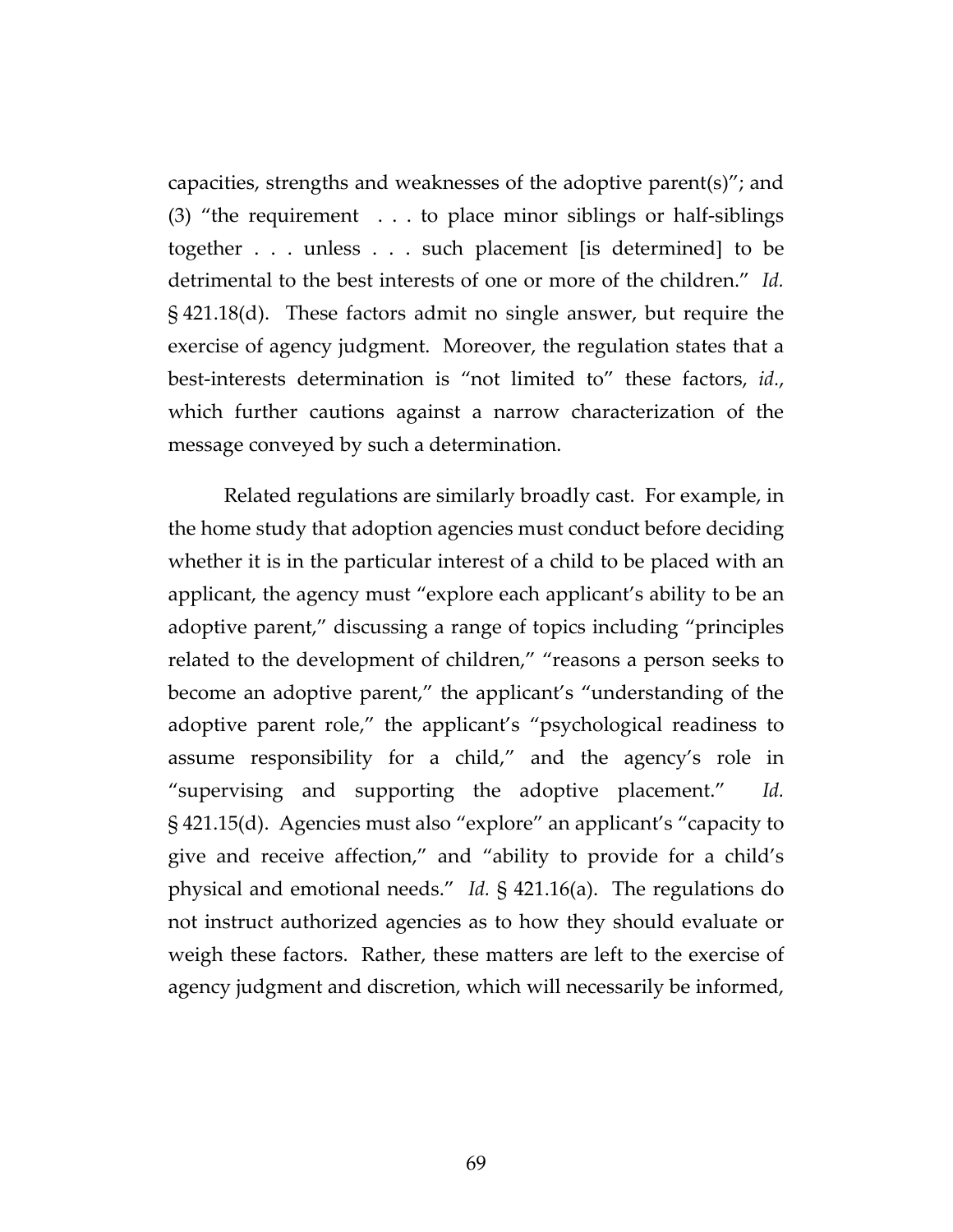capacities, strengths and weaknesses of the adoptive parent(s)"; and (3) "the requirement . . . to place minor siblings or half-siblings together . . . unless . . . such placement [is determined] to be detrimental to the best interests of one or more of the children." *Id.* § 421.18(d). These factors admit no single answer, but require the exercise of agency judgment. Moreover, the regulation states that a best-interests determination is "not limited to" these factors, *id.*, which further cautions against a narrow characterization of the message conveyed by such a determination.

Related regulations are similarly broadly cast. For example, in the home study that adoption agencies must conduct before deciding whether it is in the particular interest of a child to be placed with an applicant, the agency must "explore each applicant's ability to be an adoptive parent," discussing a range of topics including "principles related to the development of children," "reasons a person seeks to become an adoptive parent," the applicant's "understanding of the adoptive parent role," the applicant's "psychological readiness to assume responsibility for a child," and the agency's role in "supervising and supporting the adoptive placement." *Id.* § 421.15(d). Agencies must also "explore" an applicant's "capacity to give and receive affection," and "ability to provide for a child's physical and emotional needs." *Id.* § 421.16(a). The regulations do not instruct authorized agencies as to how they should evaluate or weigh these factors. Rather, these matters are left to the exercise of agency judgment and discretion, which will necessarily be informed,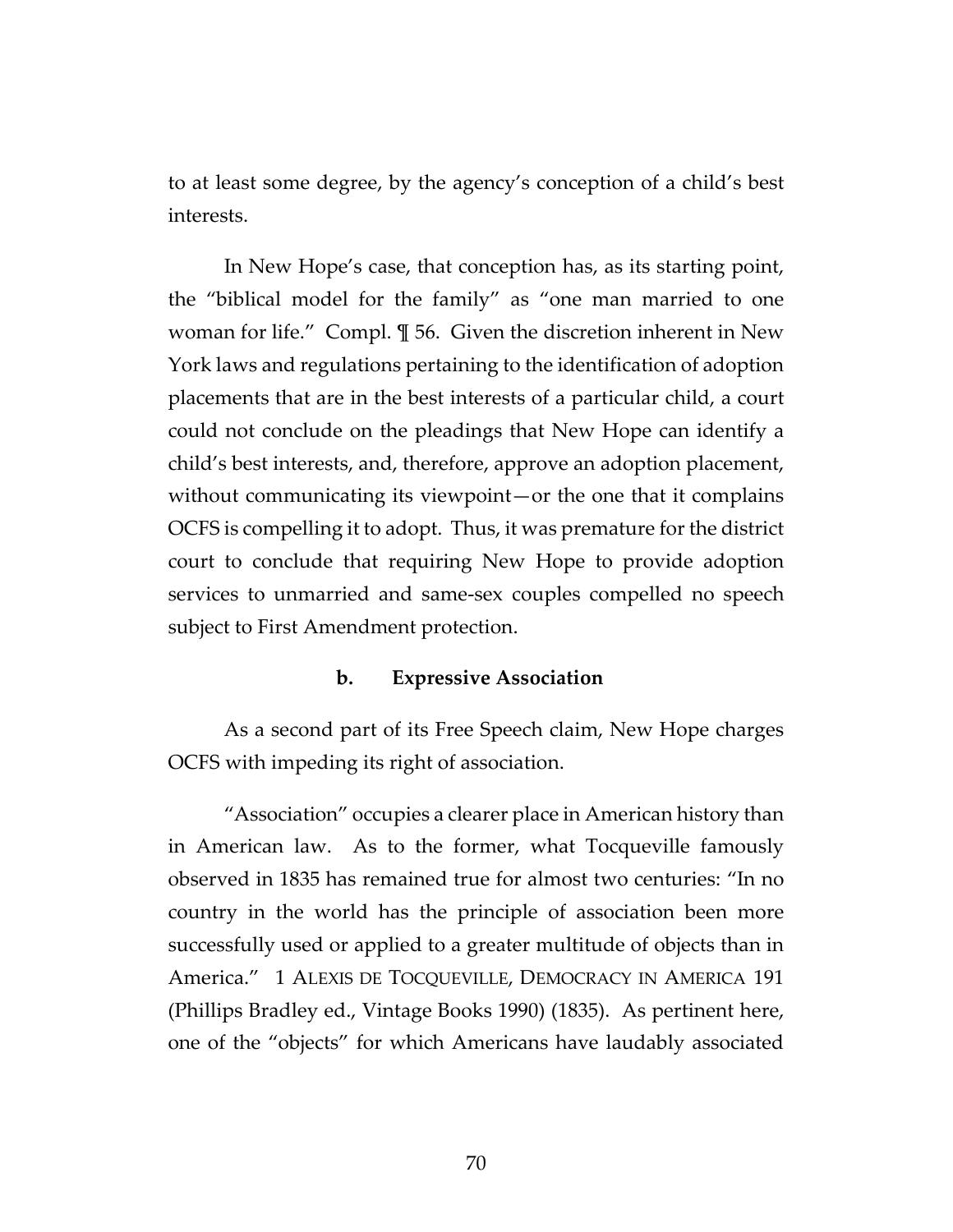to at least some degree, by the agency's conception of a child's best interests.

In New Hope's case, that conception has, as its starting point, the "biblical model for the family" as "one man married to one woman for life." Compl. ¶ 56. Given the discretion inherent in New York laws and regulations pertaining to the identification of adoption placements that are in the best interests of a particular child, a court could not conclude on the pleadings that New Hope can identify a child's best interests, and, therefore, approve an adoption placement, without communicating its viewpoint—or the one that it complains OCFS is compelling it to adopt. Thus, it was premature for the district court to conclude that requiring New Hope to provide adoption services to unmarried and same-sex couples compelled no speech subject to First Amendment protection.

#### b. Expressive Association

As a second part of its Free Speech claim, New Hope charges OCFS with impeding its right of association.

"Association" occupies a clearer place in American history than in American law. As to the former, what Tocqueville famously observed in 1835 has remained true for almost two centuries: "In no country in the world has the principle of association been more successfully used or applied to a greater multitude of objects than in America." 1 ALEXIS DE TOCQUEVILLE, DEMOCRACY IN AMERICA 191 (Phillips Bradley ed., Vintage Books 1990) (1835). As pertinent here, one of the "objects" for which Americans have laudably associated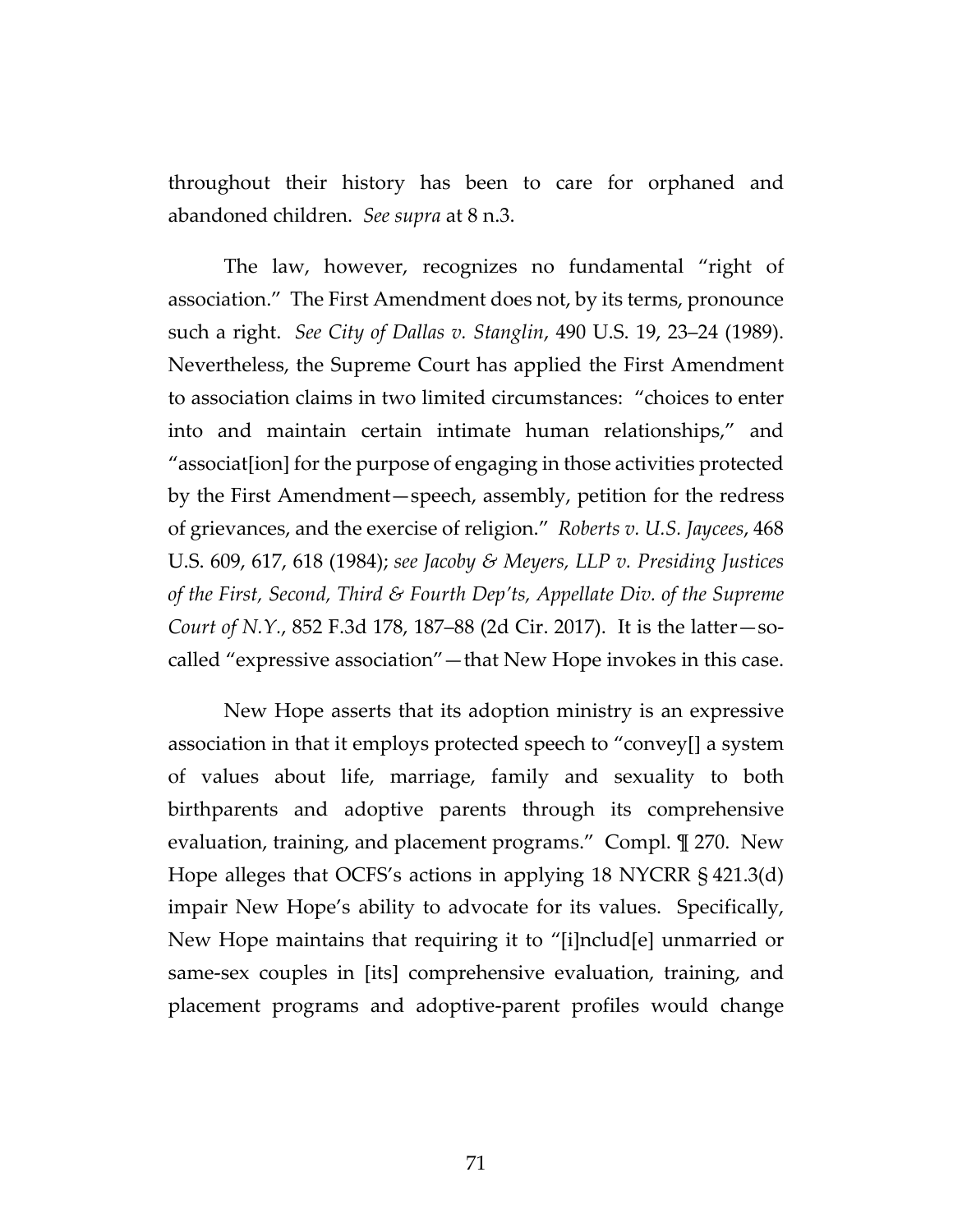throughout their history has been to care for orphaned and abandoned children. *See supra* at 8 n.3.

The law, however, recognizes no fundamental "right of association." The First Amendment does not, by its terms, pronounce such a right. *See City of Dallas v. Stanglin*, 490 U.S. 19, 23–24 (1989). Nevertheless, the Supreme Court has applied the First Amendment to association claims in two limited circumstances: "choices to enter into and maintain certain intimate human relationships," and "associat[ion] for the purpose of engaging in those activities protected by the First Amendment—speech, assembly, petition for the redress of grievances, and the exercise of religion." *Roberts v. U.S. Jaycees*, 468 U.S. 609, 617, 618 (1984); *see Jacoby & Meyers, LLP v. Presiding Justices of the First, Second, Third & Fourth Dep'ts, Appellate Div. of the Supreme Court of N.Y.*, 852 F.3d 178, 187–88 (2d Cir. 2017). It is the latter—so-called "expressive association"—that New Hope invokes in this case.

New Hope asserts that its adoption ministry is an expressive association in that it employs protected speech to "convey[] a system of values about life, marriage, family and sexuality to both birthparents and adoptive parents through its comprehensive evaluation, training, and placement programs." Compl. ¶ 270. New Hope alleges that OCFS's actions in applying 18 NYCRR § 421.3(d) impair New Hope's ability to advocate for its values. Specifically, New Hope maintains that requiring it to "[i]nclud[e] unmarried or same-sex couples in [its] comprehensive evaluation, training, and placement programs and adoptive-parent profiles would change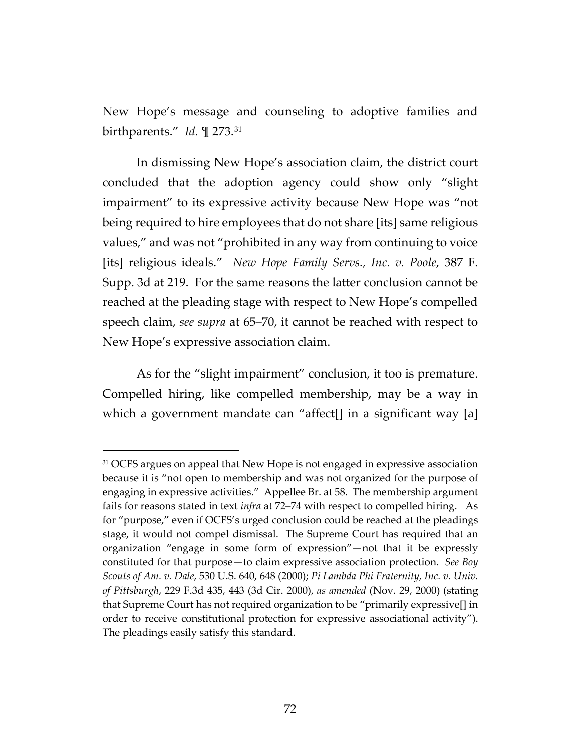New Hope's message and counseling to adoptive families and birthparents." *Id.* ¶ 273.[31]

In dismissing New Hope's association claim, the district court concluded that the adoption agency could show only "slight impairment" to its expressive activity because New Hope was "not being required to hire employees that do not share [its] same religious values," and was not "prohibited in any way from continuing to voice [its] religious ideals." *New Hope Family Servs., Inc. v. Poole*, 387 F. Supp. 3d at 219. For the same reasons the latter conclusion cannot be reached at the pleading stage with respect to New Hope's compelled speech claim, *see supra* at 65–70, it cannot be reached with respect to New Hope's expressive association claim.

As for the "slight impairment" conclusion, it too is premature. Compelled hiring, like compelled membership, may be a way in which a government mandate can "affect[] in a significant way [a]

---

[31] OCFS argues on appeal that New Hope is not engaged in expressive association because it is "not open to membership and was not organized for the purpose of engaging in expressive activities." Appellee Br. at 58. The membership argument fails for reasons stated in text *infra* at 72–74 with respect to compelled hiring. As for "purpose," even if OCFS's urged conclusion could be reached at the pleadings stage, it would not compel dismissal. The Supreme Court has required that an organization "engage in some form of expression"—not that it be expressly constituted for that purpose—to claim expressive association protection. *See Boy Scouts of Am. v. Dale*, 530 U.S. 640, 648 (2000); *Pi Lambda Phi Fraternity, Inc. v. Univ. of Pittsburgh*, 229 F.3d 435, 443 (3d Cir. 2000), *as amended* (Nov. 29, 2000) (stating that Supreme Court has not required organization to be "primarily expressive[] in order to receive constitutional protection for expressive associational activity"). The pleadings easily satisfy this standard.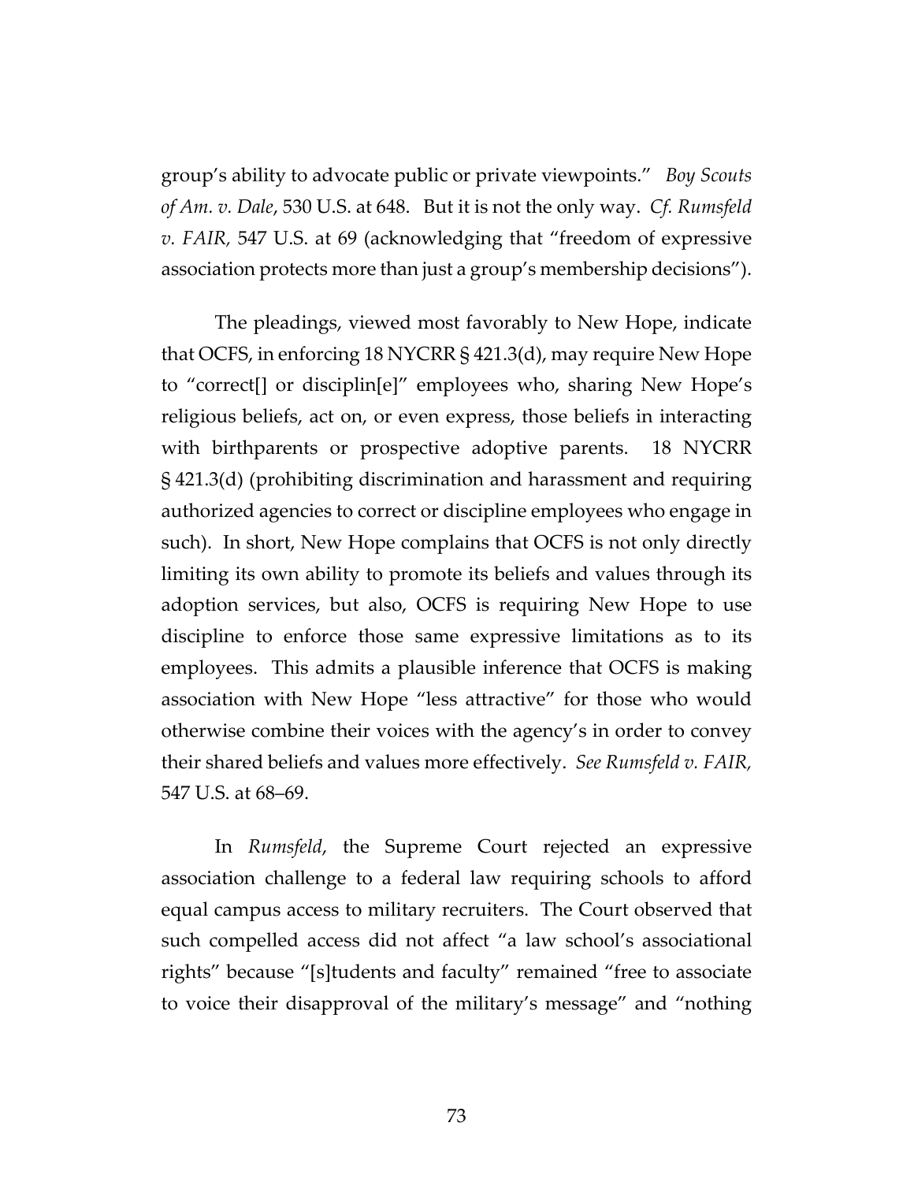group's ability to advocate public or private viewpoints." *Boy Scouts of Am. v. Dale*, 530 U.S. at 648. But it is not the only way. *Cf. Rumsfeld v. FAIR*, 547 U.S. at 69 (acknowledging that "freedom of expressive association protects more than just a group's membership decisions").

The pleadings, viewed most favorably to New Hope, indicate that OCFS, in enforcing 18 NYCRR § 421.3(d), may require New Hope to "correct[] or disciplin[e]" employees who, sharing New Hope's religious beliefs, act on, or even express, those beliefs in interacting with birthparents or prospective adoptive parents. 18 NYCRR § 421.3(d) (prohibiting discrimination and harassment and requiring authorized agencies to correct or discipline employees who engage in such). In short, New Hope complains that OCFS is not only directly limiting its own ability to promote its beliefs and values through its adoption services, but also, OCFS is requiring New Hope to use discipline to enforce those same expressive limitations as to its employees. This admits a plausible inference that OCFS is making association with New Hope "less attractive" for those who would otherwise combine their voices with the agency's in order to convey their shared beliefs and values more effectively. *See Rumsfeld v. FAIR*, 547 U.S. at 68–69.

In *Rumsfeld*, the Supreme Court rejected an expressive association challenge to a federal law requiring schools to afford equal campus access to military recruiters. The Court observed that such compelled access did not affect "a law school's associational rights" because "[s]tudents and faculty" remained "free to associate to voice their disapproval of the military's message" and "nothing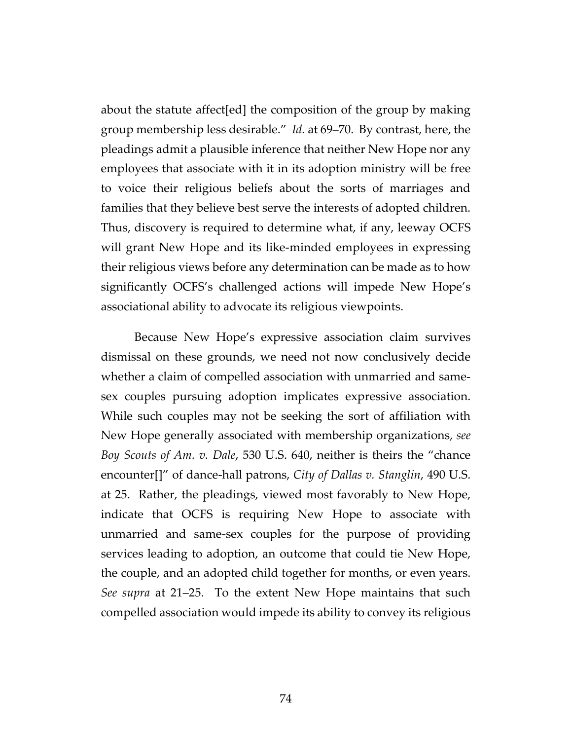about the statute affect[ed] the composition of the group by making group membership less desirable." *Id.* at 69–70. By contrast, here, the pleadings admit a plausible inference that neither New Hope nor any employees that associate with it in its adoption ministry will be free to voice their religious beliefs about the sorts of marriages and families that they believe best serve the interests of adopted children. Thus, discovery is required to determine what, if any, leeway OCFS will grant New Hope and its like-minded employees in expressing their religious views before any determination can be made as to how significantly OCFS's challenged actions will impede New Hope's associational ability to advocate its religious viewpoints.

Because New Hope's expressive association claim survives dismissal on these grounds, we need not now conclusively decide whether a claim of compelled association with unmarried and same-sex couples pursuing adoption implicates expressive association. While such couples may not be seeking the sort of affiliation with New Hope generally associated with membership organizations, *see Boy Scouts of Am. v. Dale*, 530 U.S. 640, neither is theirs the "chance encounter[]" of dance-hall patrons, *City of Dallas v. Stanglin*, 490 U.S. at 25. Rather, the pleadings, viewed most favorably to New Hope, indicate that OCFS is requiring New Hope to associate with unmarried and same-sex couples for the purpose of providing services leading to adoption, an outcome that could tie New Hope, the couple, and an adopted child together for months, or even years. *See supra* at 21–25. To the extent New Hope maintains that such compelled association would impede its ability to convey its religious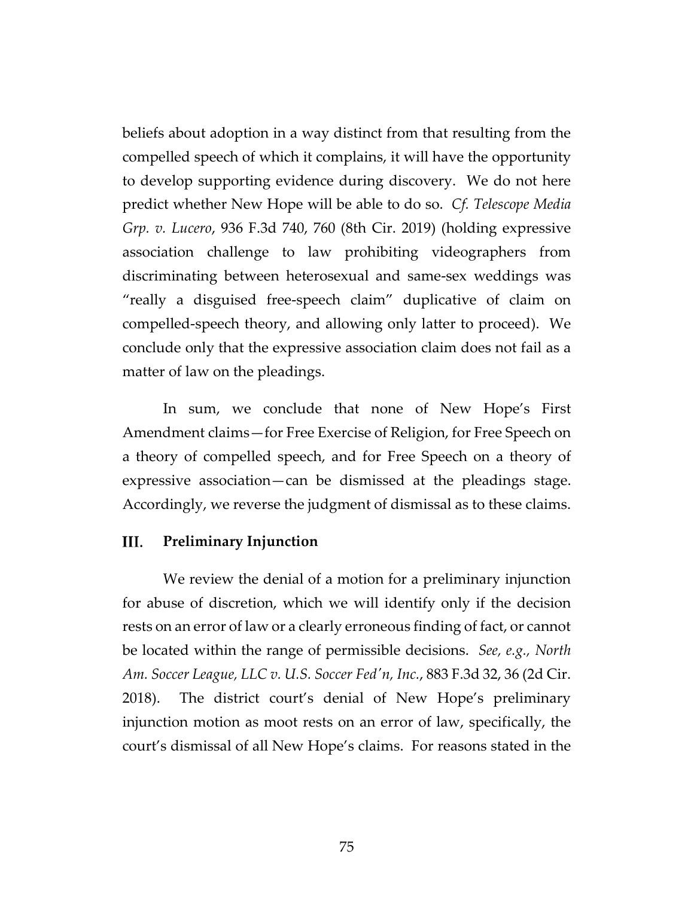beliefs about adoption in a way distinct from that resulting from the compelled speech of which it complains, it will have the opportunity to develop supporting evidence during discovery. We do not here predict whether New Hope will be able to do so. *Cf. Telescope Media Grp. v. Lucero*, 936 F.3d 740, 760 (8th Cir. 2019) (holding expressive association challenge to law prohibiting videographers from discriminating between heterosexual and same-sex weddings was "really a disguised free-speech claim" duplicative of claim on compelled-speech theory, and allowing only latter to proceed). We conclude only that the expressive association claim does not fail as a matter of law on the pleadings.

In sum, we conclude that none of New Hope's First Amendment claims—for Free Exercise of Religion, for Free Speech on a theory of compelled speech, and for Free Speech on a theory of expressive association—can be dismissed at the pleadings stage. Accordingly, we reverse the judgment of dismissal as to these claims.

## III. Preliminary Injunction

We review the denial of a motion for a preliminary injunction for abuse of discretion, which we will identify only if the decision rests on an error of law or a clearly erroneous finding of fact, or cannot be located within the range of permissible decisions. *See, e.g., North Am. Soccer League, LLC v. U.S. Soccer Fed'n, Inc.*, 883 F.3d 32, 36 (2d Cir. 2018). The district court's denial of New Hope's preliminary injunction motion as moot rests on an error of law, specifically, the court's dismissal of all New Hope's claims. For reasons stated in the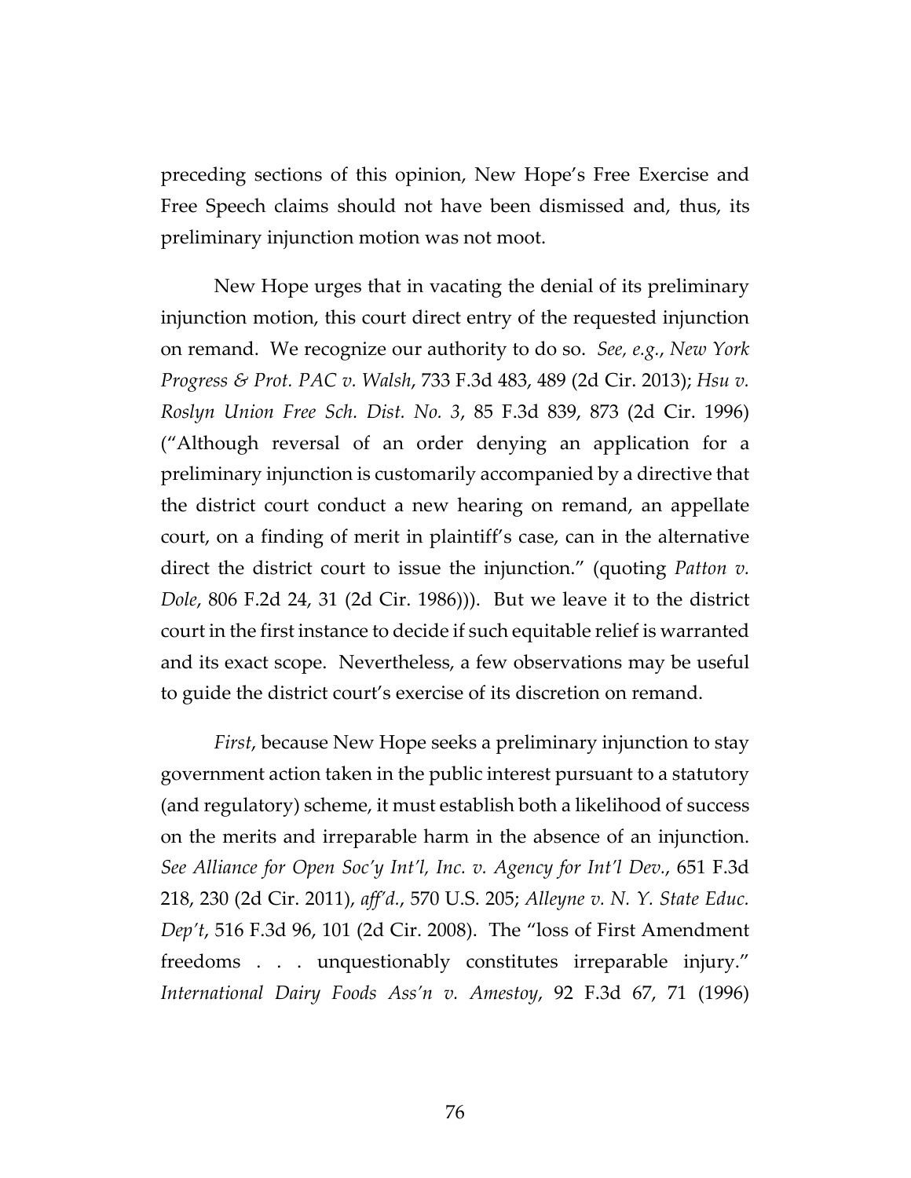preceding sections of this opinion, New Hope's Free Exercise and Free Speech claims should not have been dismissed and, thus, its preliminary injunction motion was not moot.

New Hope urges that in vacating the denial of its preliminary injunction motion, this court direct entry of the requested injunction on remand. We recognize our authority to do so. *See, e.g.*, *New York Progress & Prot. PAC v. Walsh*, 733 F.3d 483, 489 (2d Cir. 2013); *Hsu v. Roslyn Union Free Sch. Dist. No. 3*, 85 F.3d 839, 873 (2d Cir. 1996) ("Although reversal of an order denying an application for a preliminary injunction is customarily accompanied by a directive that the district court conduct a new hearing on remand, an appellate court, on a finding of merit in plaintiff's case, can in the alternative direct the district court to issue the injunction." (quoting *Patton v. Dole*, 806 F.2d 24, 31 (2d Cir. 1986))). But we leave it to the district court in the first instance to decide if such equitable relief is warranted and its exact scope. Nevertheless, a few observations may be useful to guide the district court's exercise of its discretion on remand.

*First*, because New Hope seeks a preliminary injunction to stay government action taken in the public interest pursuant to a statutory (and regulatory) scheme, it must establish both a likelihood of success on the merits and irreparable harm in the absence of an injunction. *See Alliance for Open Soc'y Int'l, Inc. v. Agency for Int'l Dev.*, 651 F.3d 218, 230 (2d Cir. 2011), *aff'd.*, 570 U.S. 205; *Alleyne v. N. Y. State Educ. Dep't*, 516 F.3d 96, 101 (2d Cir. 2008). The "loss of First Amendment freedoms . . . unquestionably constitutes irreparable injury." *International Dairy Foods Ass'n v. Amestoy*, 92 F.3d 67, 71 (1996)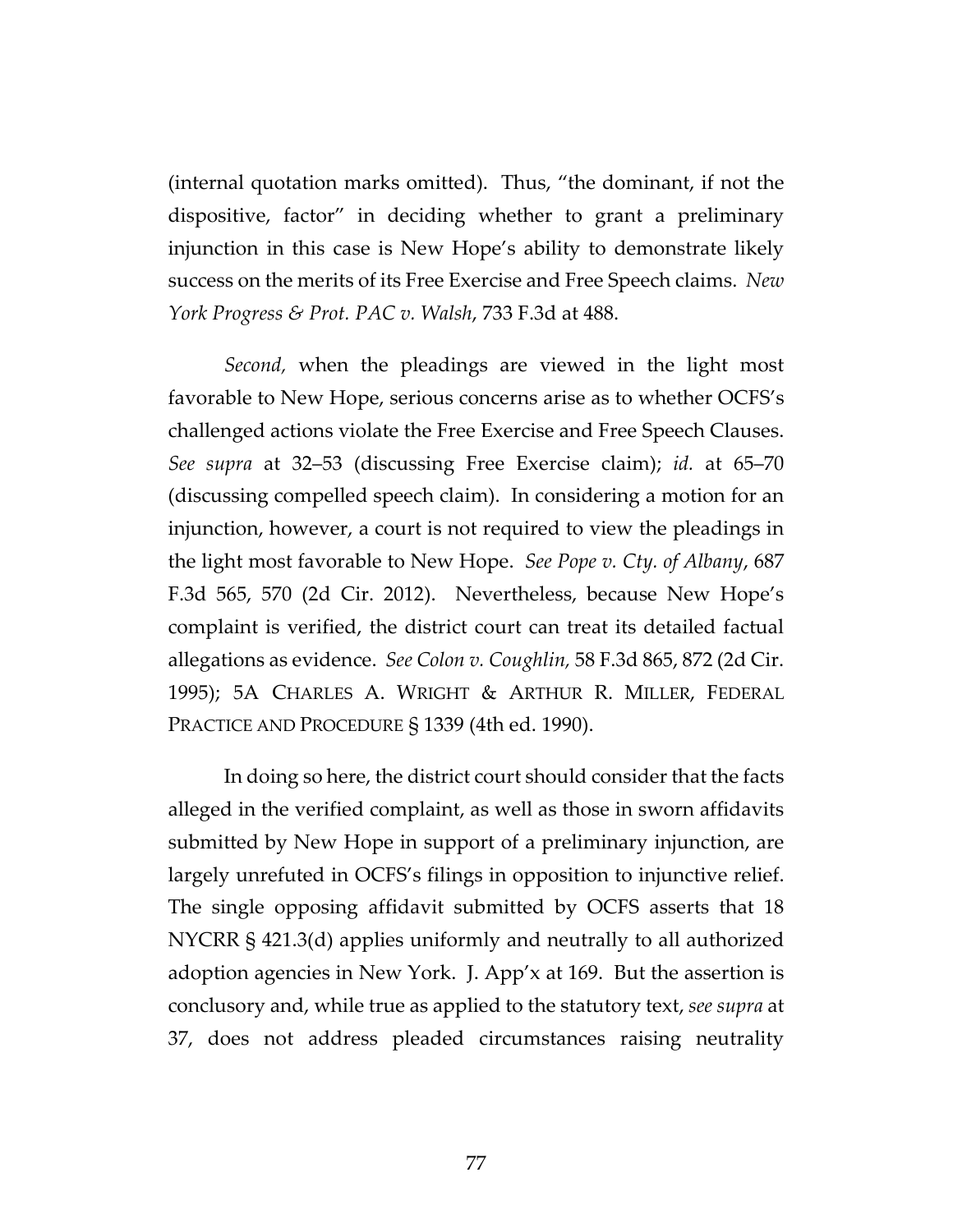(internal quotation marks omitted). Thus, "the dominant, if not the dispositive, factor" in deciding whether to grant a preliminary injunction in this case is New Hope's ability to demonstrate likely success on the merits of its Free Exercise and Free Speech claims. *New York Progress & Prot. PAC v. Walsh*, 733 F.3d at 488.

*Second,* when the pleadings are viewed in the light most favorable to New Hope, serious concerns arise as to whether OCFS's challenged actions violate the Free Exercise and Free Speech Clauses. *See supra* at 32–53 (discussing Free Exercise claim); *id.* at 65–70 (discussing compelled speech claim). In considering a motion for an injunction, however, a court is not required to view the pleadings in the light most favorable to New Hope. *See Pope v. Cty. of Albany*, 687 F.3d 565, 570 (2d Cir. 2012). Nevertheless, because New Hope's complaint is verified, the district court can treat its detailed factual allegations as evidence. *See Colon v. Coughlin,* 58 F.3d 865, 872 (2d Cir. 1995); 5A CHARLES A. WRIGHT & ARTHUR R. MILLER, FEDERAL PRACTICE AND PROCEDURE § 1339 (4th ed. 1990).

In doing so here, the district court should consider that the facts alleged in the verified complaint, as well as those in sworn affidavits submitted by New Hope in support of a preliminary injunction, are largely unrefuted in OCFS's filings in opposition to injunctive relief. The single opposing affidavit submitted by OCFS asserts that 18 NYCRR § 421.3(d) applies uniformly and neutrally to all authorized adoption agencies in New York. J. App'x at 169. But the assertion is conclusory and, while true as applied to the statutory text, *see supra* at 37, does not address pleaded circumstances raising neutrality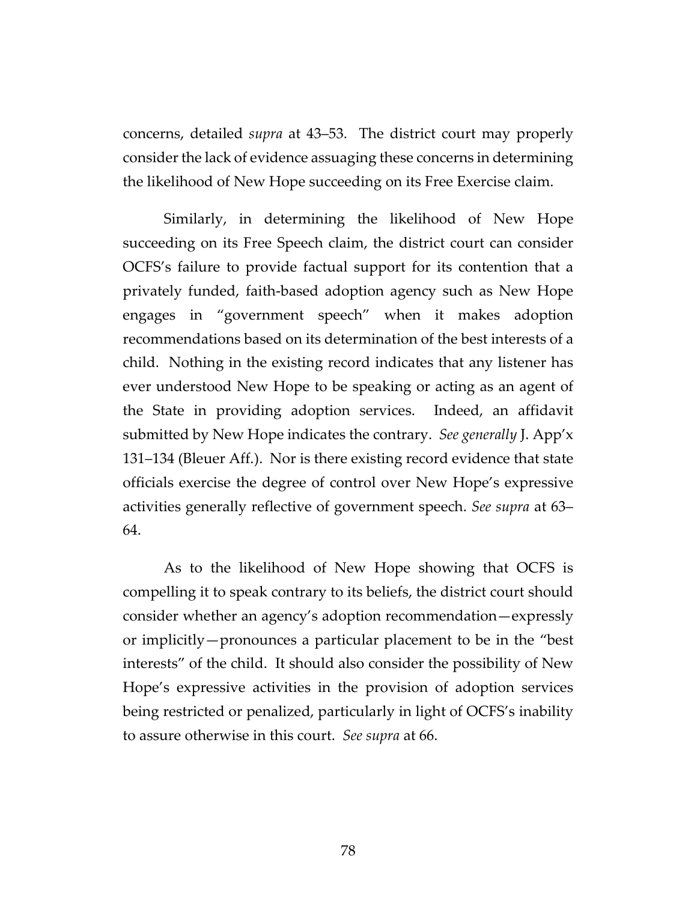concerns, detailed *supra* at 43–53. The district court may properly consider the lack of evidence assuaging these concerns in determining the likelihood of New Hope succeeding on its Free Exercise claim.

Similarly, in determining the likelihood of New Hope succeeding on its Free Speech claim, the district court can consider OCFS's failure to provide factual support for its contention that a privately funded, faith-based adoption agency such as New Hope engages in "government speech" when it makes adoption recommendations based on its determination of the best interests of a child. Nothing in the existing record indicates that any listener has ever understood New Hope to be speaking or acting as an agent of the State in providing adoption services. Indeed, an affidavit submitted by New Hope indicates the contrary. *See generally* J. App'x 131–134 (Bleuer Aff.). Nor is there existing record evidence that state officials exercise the degree of control over New Hope's expressive activities generally reflective of government speech. *See supra* at 63–64.

As to the likelihood of New Hope showing that OCFS is compelling it to speak contrary to its beliefs, the district court should consider whether an agency's adoption recommendation—expressly or implicitly—pronounces a particular placement to be in the "best interests" of the child. It should also consider the possibility of New Hope's expressive activities in the provision of adoption services being restricted or penalized, particularly in light of OCFS's inability to assure otherwise in this court. *See supra* at 66.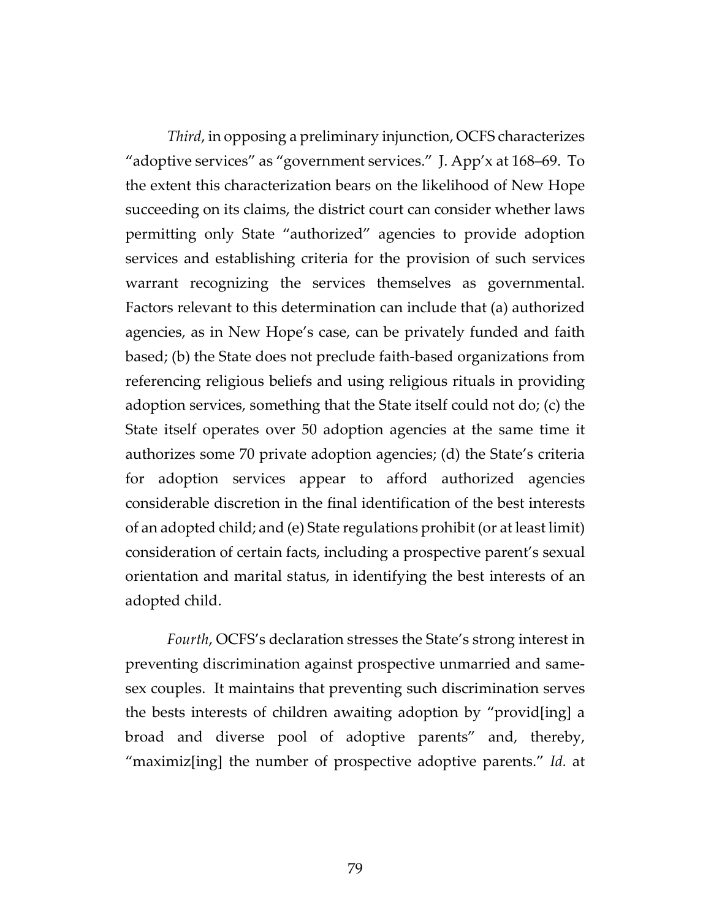*Third*, in opposing a preliminary injunction, OCFS characterizes "adoptive services" as "government services." J. App'x at 168–69. To the extent this characterization bears on the likelihood of New Hope succeeding on its claims, the district court can consider whether laws permitting only State "authorized" agencies to provide adoption services and establishing criteria for the provision of such services warrant recognizing the services themselves as governmental. Factors relevant to this determination can include that (a) authorized agencies, as in New Hope's case, can be privately funded and faith based; (b) the State does not preclude faith-based organizations from referencing religious beliefs and using religious rituals in providing adoption services, something that the State itself could not do; (c) the State itself operates over 50 adoption agencies at the same time it authorizes some 70 private adoption agencies; (d) the State's criteria for adoption services appear to afford authorized agencies considerable discretion in the final identification of the best interests of an adopted child; and (e) State regulations prohibit (or at least limit) consideration of certain facts, including a prospective parent's sexual orientation and marital status, in identifying the best interests of an adopted child.

*Fourth*, OCFS's declaration stresses the State's strong interest in preventing discrimination against prospective unmarried and same-sex couples. It maintains that preventing such discrimination serves the bests interests of children awaiting adoption by "provid[ing] a broad and diverse pool of adoptive parents" and, thereby, "maximiz[ing] the number of prospective adoptive parents." *Id.* at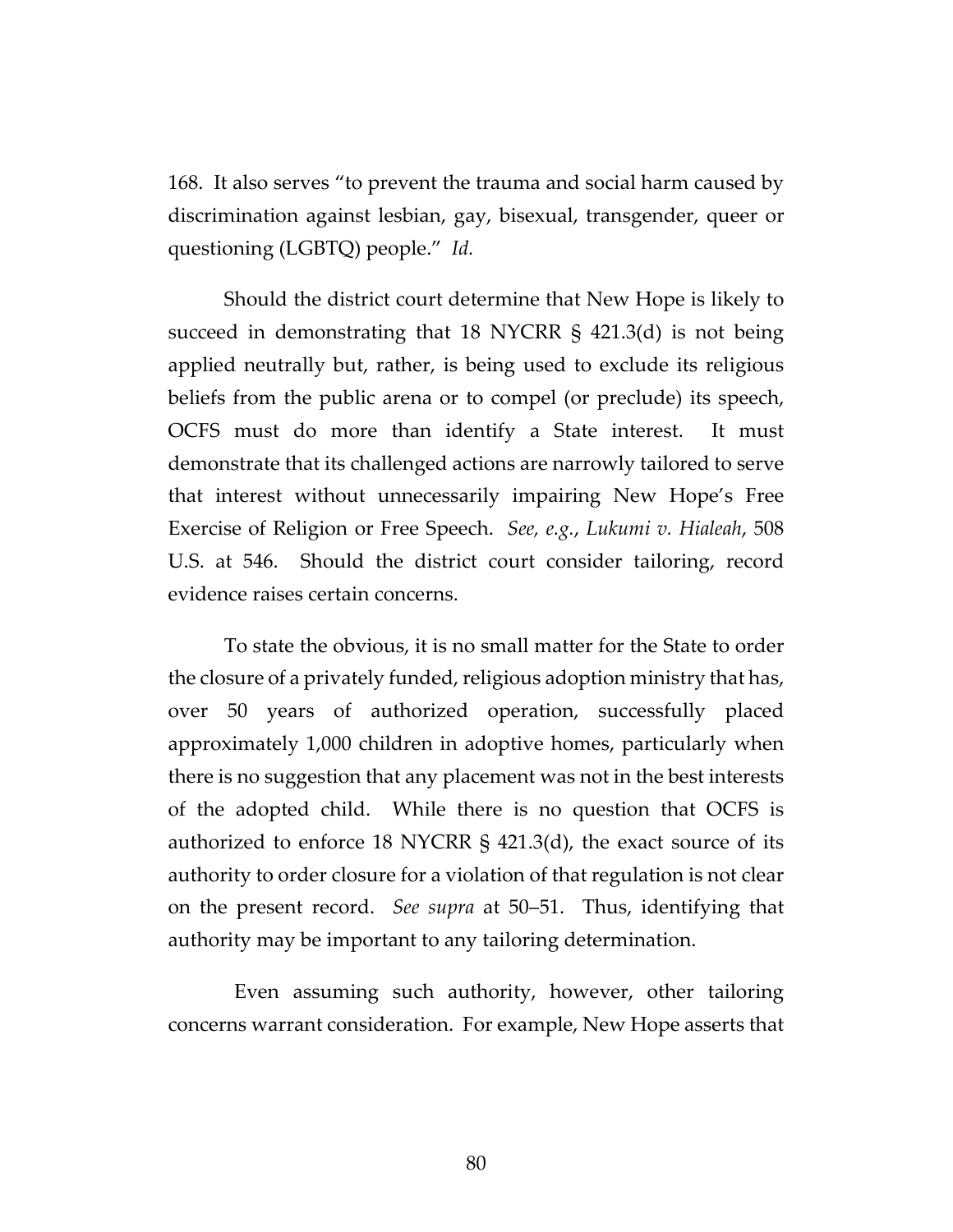168. It also serves "to prevent the trauma and social harm caused by discrimination against lesbian, gay, bisexual, transgender, queer or questioning (LGBTQ) people." *Id.*

Should the district court determine that New Hope is likely to succeed in demonstrating that 18 NYCRR § 421.3(d) is not being applied neutrally but, rather, is being used to exclude its religious beliefs from the public arena or to compel (or preclude) its speech, OCFS must do more than identify a State interest. It must demonstrate that its challenged actions are narrowly tailored to serve that interest without unnecessarily impairing New Hope's Free Exercise of Religion or Free Speech. *See, e.g.*, *Lukumi v. Hialeah*, 508 U.S. at 546. Should the district court consider tailoring, record evidence raises certain concerns.

To state the obvious, it is no small matter for the State to order the closure of a privately funded, religious adoption ministry that has, over 50 years of authorized operation, successfully placed approximately 1,000 children in adoptive homes, particularly when there is no suggestion that any placement was not in the best interests of the adopted child. While there is no question that OCFS is authorized to enforce 18 NYCRR § 421.3(d), the exact source of its authority to order closure for a violation of that regulation is not clear on the present record. *See supra* at 50–51. Thus, identifying that authority may be important to any tailoring determination.

Even assuming such authority, however, other tailoring concerns warrant consideration. For example, New Hope asserts that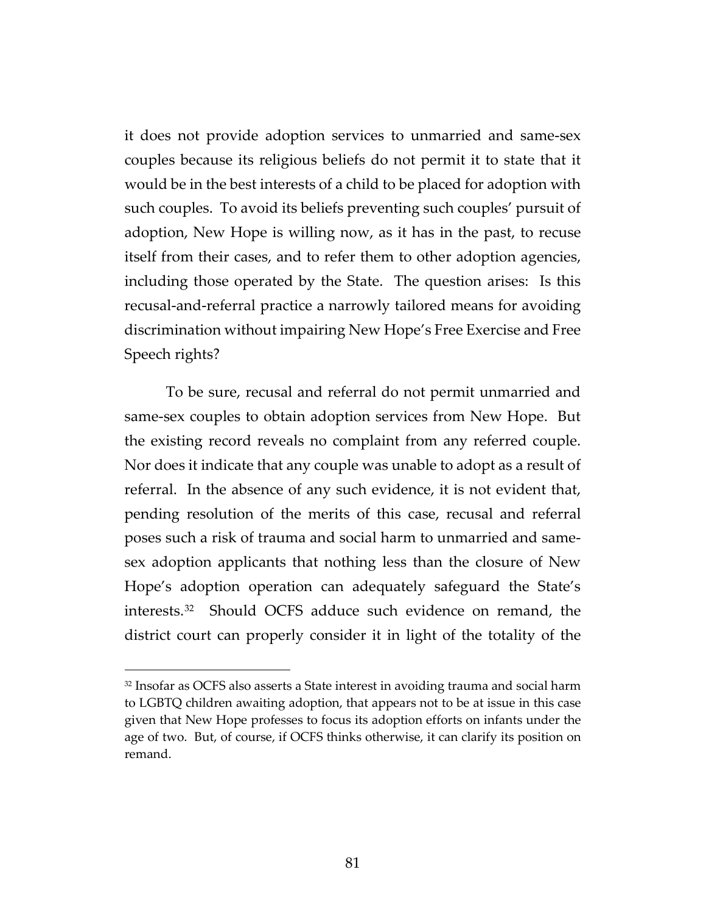it does not provide adoption services to unmarried and same-sex couples because its religious beliefs do not permit it to state that it would be in the best interests of a child to be placed for adoption with such couples. To avoid its beliefs preventing such couples' pursuit of adoption, New Hope is willing now, as it has in the past, to recuse itself from their cases, and to refer them to other adoption agencies, including those operated by the State. The question arises: Is this recusal-and-referral practice a narrowly tailored means for avoiding discrimination without impairing New Hope's Free Exercise and Free Speech rights?

To be sure, recusal and referral do not permit unmarried and same-sex couples to obtain adoption services from New Hope. But the existing record reveals no complaint from any referred couple. Nor does it indicate that any couple was unable to adopt as a result of referral. In the absence of any such evidence, it is not evident that, pending resolution of the merits of this case, recusal and referral poses such a risk of trauma and social harm to unmarried and same-sex adoption applicants that nothing less than the closure of New Hope's adoption operation can adequately safeguard the State's interests.[32] Should OCFS adduce such evidence on remand, the district court can properly consider it in light of the totality of the

[32] Insofar as OCFS also asserts a State interest in avoiding trauma and social harm to LGBTQ children awaiting adoption, that appears not to be at issue in this case given that New Hope professes to focus its adoption efforts on infants under the age of two. But, of course, if OCFS thinks otherwise, it can clarify its position on remand.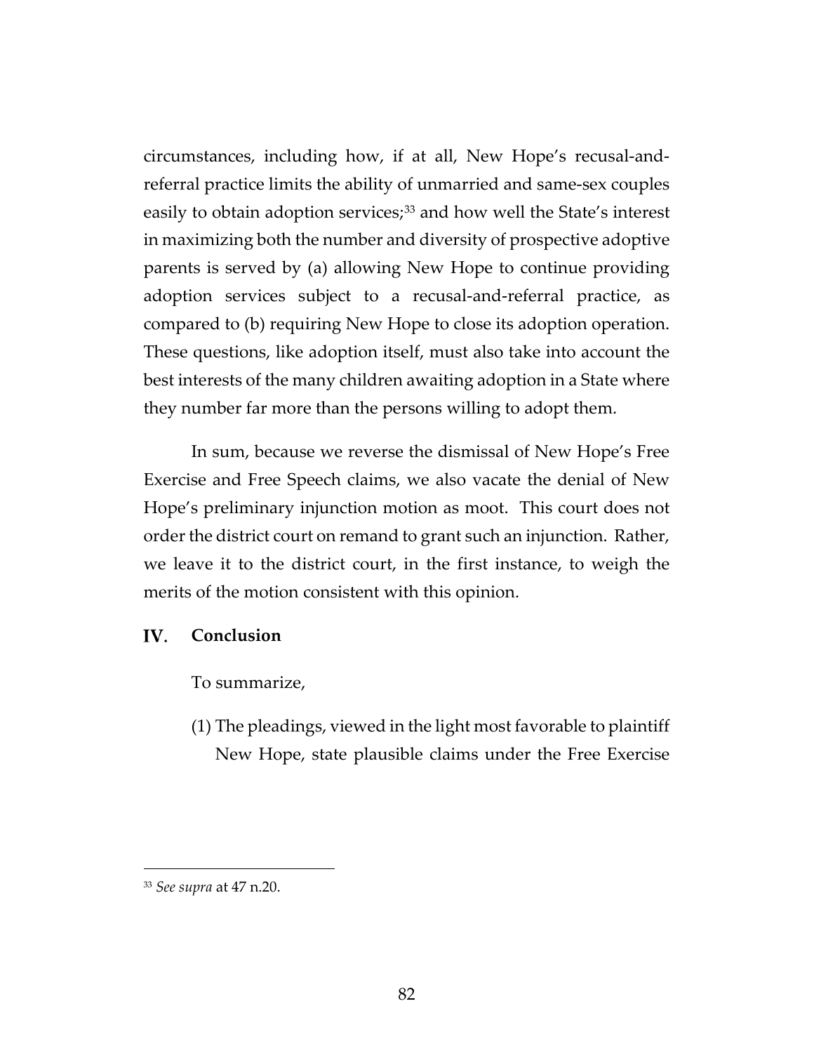circumstances, including how, if at all, New Hope's recusal-and-referral practice limits the ability of unmarried and same-sex couples easily to obtain adoption services;[33] and how well the State's interest in maximizing both the number and diversity of prospective adoptive parents is served by (a) allowing New Hope to continue providing adoption services subject to a recusal-and-referral practice, as compared to (b) requiring New Hope to close its adoption operation. These questions, like adoption itself, must also take into account the best interests of the many children awaiting adoption in a State where they number far more than the persons willing to adopt them.

In sum, because we reverse the dismissal of New Hope's Free Exercise and Free Speech claims, we also vacate the denial of New Hope's preliminary injunction motion as moot. This court does not order the district court on remand to grant such an injunction. Rather, we leave it to the district court, in the first instance, to weigh the merits of the motion consistent with this opinion.

## IV. Conclusion

To summarize,

(1) The pleadings, viewed in the light most favorable to plaintiff New Hope, state plausible claims under the Free Exercise

[33] *See supra* at 47 n.20.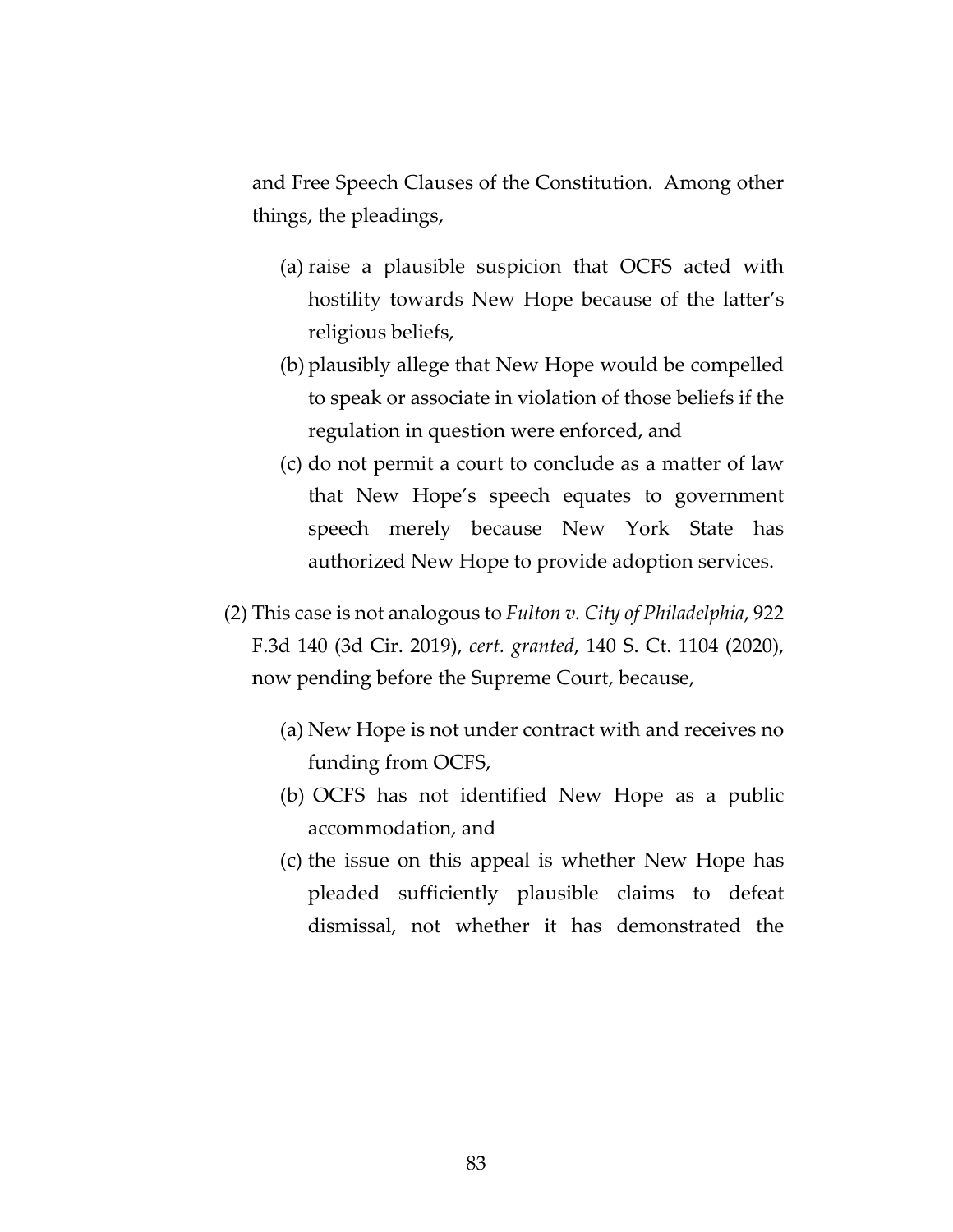and Free Speech Clauses of the Constitution. Among other things, the pleadings,

   (a) raise a plausible suspicion that OCFS acted with hostility towards New Hope because of the latter's religious beliefs,
   (b) plausibly allege that New Hope would be compelled to speak or associate in violation of those beliefs if the regulation in question were enforced, and
   (c) do not permit a court to conclude as a matter of law that New Hope's speech equates to government speech merely because New York State has authorized New Hope to provide adoption services.

(2) This case is not analogous to *Fulton v. City of Philadelphia*, 922 F.3d 140 (3d Cir. 2019), *cert. granted*, 140 S. Ct. 1104 (2020), now pending before the Supreme Court, because,

   (a) New Hope is not under contract with and receives no funding from OCFS,
   (b) OCFS has not identified New Hope as a public accommodation, and
   (c) the issue on this appeal is whether New Hope has pleaded sufficiently plausible claims to defeat dismissal, not whether it has demonstrated the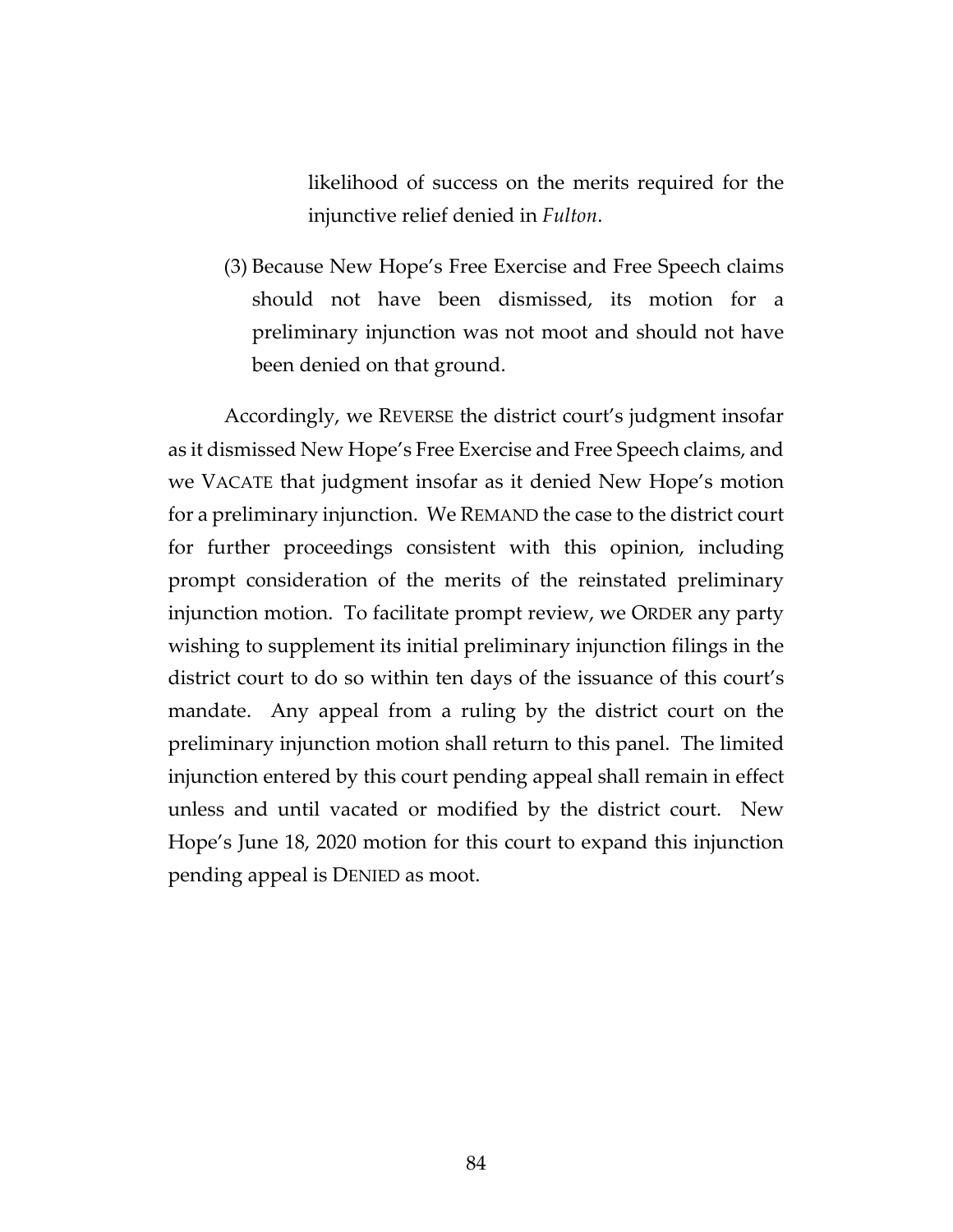likelihood of success on the merits required for the injunctive relief denied in *Fulton*.

(3) Because New Hope's Free Exercise and Free Speech claims should not have been dismissed, its motion for a preliminary injunction was not moot and should not have been denied on that ground.

Accordingly, we REVERSE the district court's judgment insofar as it dismissed New Hope's Free Exercise and Free Speech claims, and we VACATE that judgment insofar as it denied New Hope's motion for a preliminary injunction. We REMAND the case to the district court for further proceedings consistent with this opinion, including prompt consideration of the merits of the reinstated preliminary injunction motion. To facilitate prompt review, we ORDER any party wishing to supplement its initial preliminary injunction filings in the district court to do so within ten days of the issuance of this court's mandate. Any appeal from a ruling by the district court on the preliminary injunction motion shall return to this panel. The limited injunction entered by this court pending appeal shall remain in effect unless and until vacated or modified by the district court. New Hope's June 18, 2020 motion for this court to expand this injunction pending appeal is DENIED as moot.